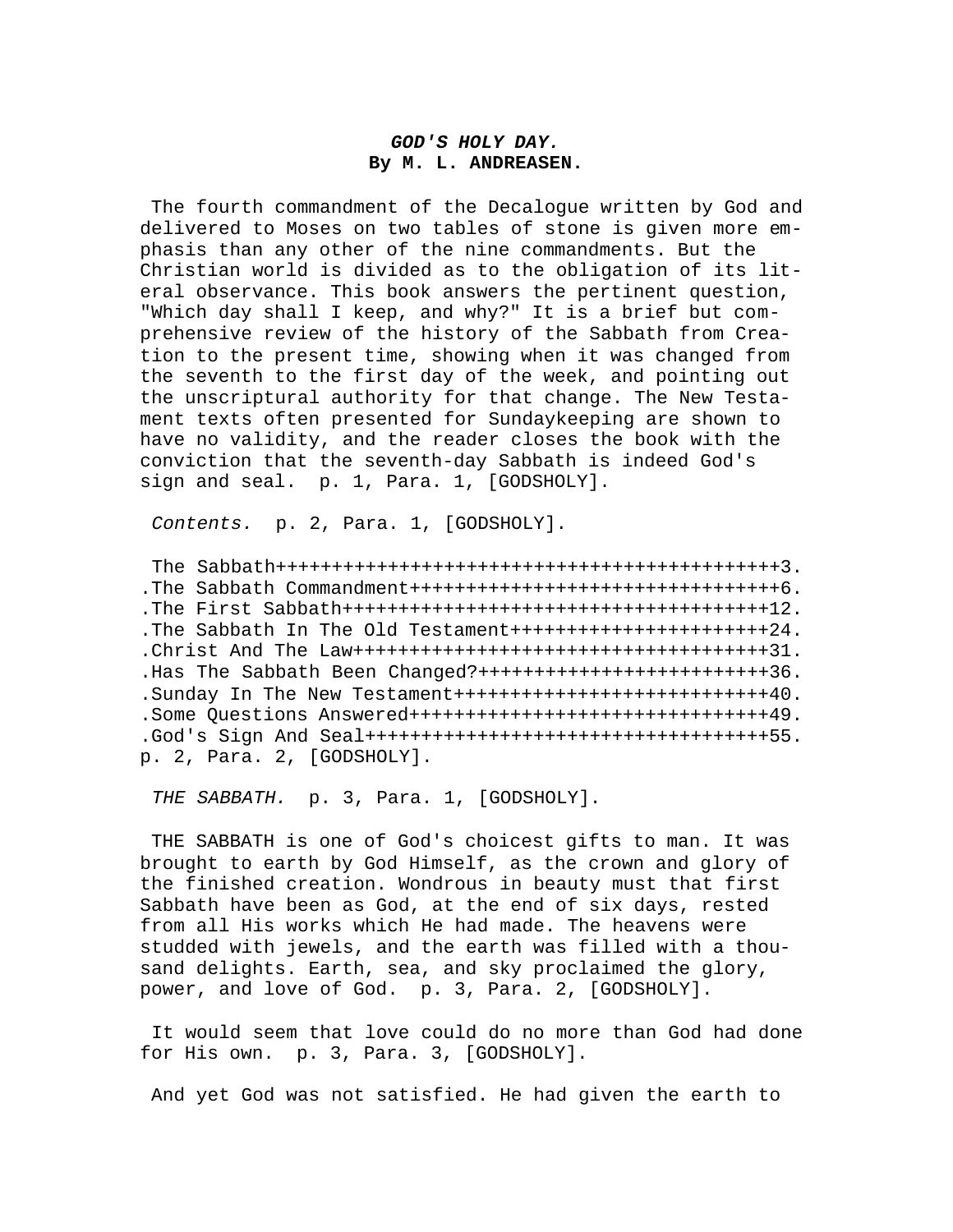# *GOD'S HOLY DAY.*
**By M. L. ANDREASEN.**

The fourth commandment of the Decalogue written by God and delivered to Moses on two tables of stone is given more emphasis than any other of the nine commandments. But the Christian world is divided as to the obligation of its literal observance. This book answers the pertinent question, "Which day shall I keep, and why?" It is a brief but comprehensive review of the history of the Sabbath from Creation to the present time, showing when it was changed from the seventh to the first day of the week, and pointing out the unscriptural authority for that change. The New Testament texts often presented for Sundaykeeping are shown to have no validity, and the reader closes the book with the conviction that the seventh-day Sabbath is indeed God's sign and seal. p. 1, Para. 1, [GODSHOLY].

*Contents.* p. 2, Para. 1, [GODSHOLY].

The Sabbath++++++++++++++++++++++++++++++++++++++++++++++3.
.The Sabbath Commandment+++++++++++++++++++++++++++++++++6.
.The First Sabbath+++++++++++++++++++++++++++++++++++++12.
.The Sabbath In The Old Testament++++++++++++++++++++++24.
.Christ And The Law++++++++++++++++++++++++++++++++++++31.
.Has The Sabbath Been Changed?+++++++++++++++++++++++++36.
.Sunday In The New Testament+++++++++++++++++++++++++++40.
.Some Questions Answered+++++++++++++++++++++++++++++++49.
.God's Sign And Seal++++++++++++++++++++++++++++++++++++55.
p. 2, Para. 2, [GODSHOLY].

*THE SABBATH.* p. 3, Para. 1, [GODSHOLY].

THE SABBATH is one of God's choicest gifts to man. It was brought to earth by God Himself, as the crown and glory of the finished creation. Wondrous in beauty must that first Sabbath have been as God, at the end of six days, rested from all His works which He had made. The heavens were studded with jewels, and the earth was filled with a thousand delights. Earth, sea, and sky proclaimed the glory, power, and love of God. p. 3, Para. 2, [GODSHOLY].

It would seem that love could do no more than God had done for His own. p. 3, Para. 3, [GODSHOLY].

And yet God was not satisfied. He had given the earth to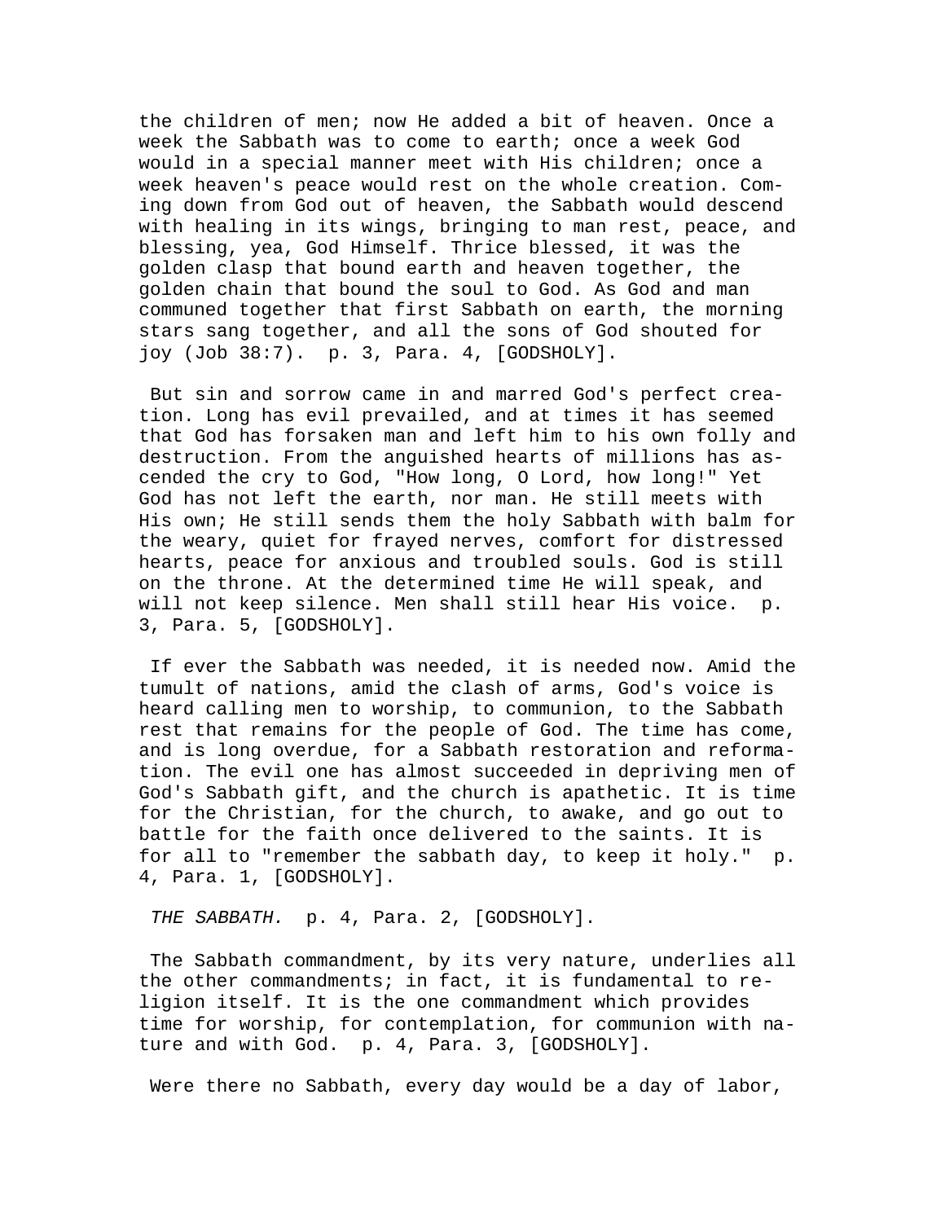the children of men; now He added a bit of heaven. Once a week the Sabbath was to come to earth; once a week God would in a special manner meet with His children; once a week heaven's peace would rest on the whole creation. Coming down from God out of heaven, the Sabbath would descend with healing in its wings, bringing to man rest, peace, and blessing, yea, God Himself. Thrice blessed, it was the golden clasp that bound earth and heaven together, the golden chain that bound the soul to God. As God and man communed together that first Sabbath on earth, the morning stars sang together, and all the sons of God shouted for joy (Job 38:7).  p. 3, Para. 4, [GODSHOLY].

But sin and sorrow came in and marred God's perfect creation. Long has evil prevailed, and at times it has seemed that God has forsaken man and left him to his own folly and destruction. From the anguished hearts of millions has ascended the cry to God, "How long, O Lord, how long!" Yet God has not left the earth, nor man. He still meets with His own; He still sends them the holy Sabbath with balm for the weary, quiet for frayed nerves, comfort for distressed hearts, peace for anxious and troubled souls. God is still on the throne. At the determined time He will speak, and will not keep silence. Men shall still hear His voice.  p. 3, Para. 5, [GODSHOLY].

If ever the Sabbath was needed, it is needed now. Amid the tumult of nations, amid the clash of arms, God's voice is heard calling men to worship, to communion, to the Sabbath rest that remains for the people of God. The time has come, and is long overdue, for a Sabbath restoration and reformation. The evil one has almost succeeded in depriving men of God's Sabbath gift, and the church is apathetic. It is time for the Christian, for the church, to awake, and go out to battle for the faith once delivered to the saints. It is for all to "remember the sabbath day, to keep it holy."  p. 4, Para. 1, [GODSHOLY].

*THE SABBATH.*  p. 4, Para. 2, [GODSHOLY].

The Sabbath commandment, by its very nature, underlies all the other commandments; in fact, it is fundamental to religion itself. It is the one commandment which provides time for worship, for contemplation, for communion with nature and with God.  p. 4, Para. 3, [GODSHOLY].

Were there no Sabbath, every day would be a day of labor,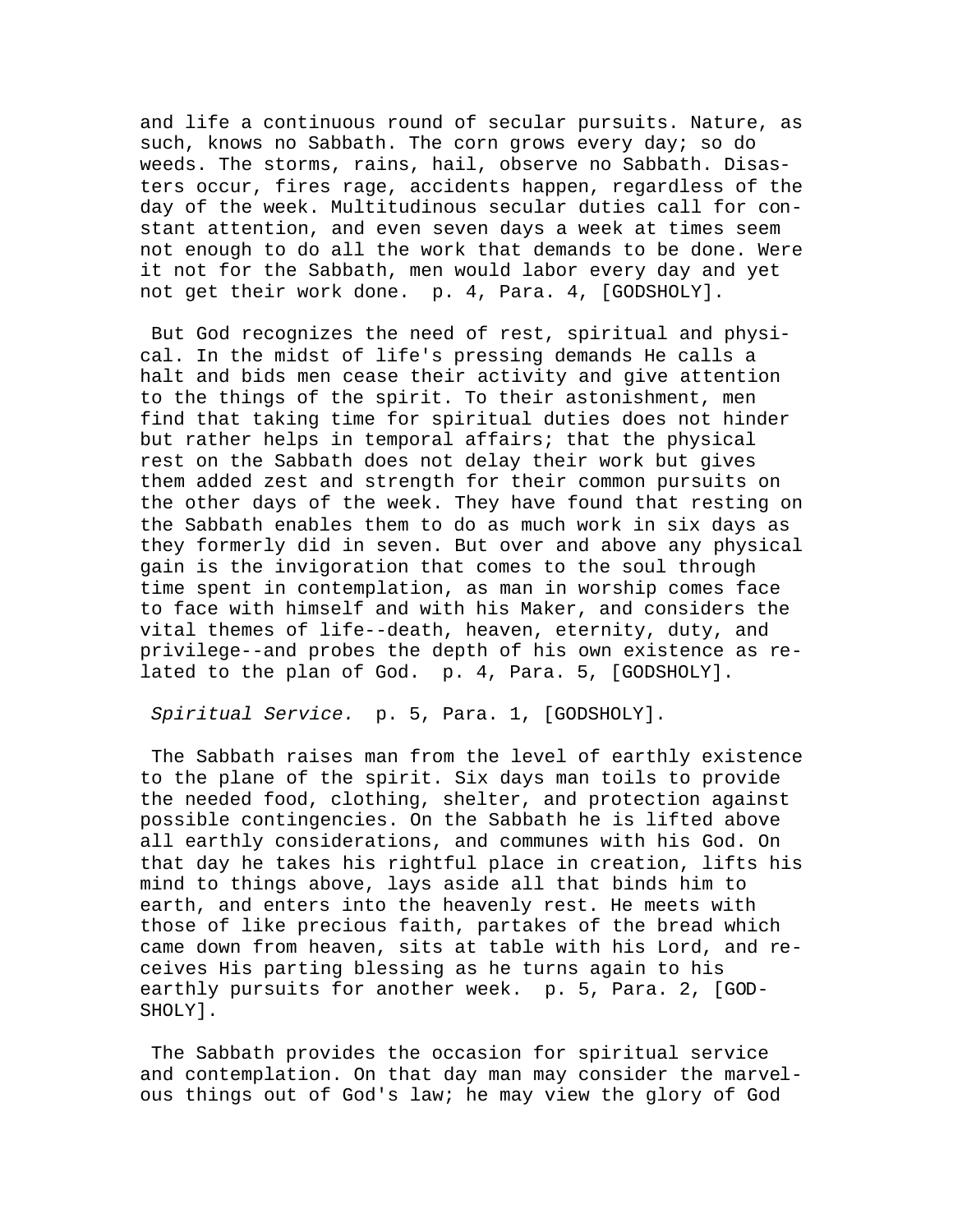and life a continuous round of secular pursuits. Nature, as such, knows no Sabbath. The corn grows every day; so do weeds. The storms, rains, hail, observe no Sabbath. Disasters occur, fires rage, accidents happen, regardless of the day of the week. Multitudinous secular duties call for constant attention, and even seven days a week at times seem not enough to do all the work that demands to be done. Were it not for the Sabbath, men would labor every day and yet not get their work done. p. 4, Para. 4, [GODSHOLY].

But God recognizes the need of rest, spiritual and physical. In the midst of life's pressing demands He calls a halt and bids men cease their activity and give attention to the things of the spirit. To their astonishment, men find that taking time for spiritual duties does not hinder but rather helps in temporal affairs; that the physical rest on the Sabbath does not delay their work but gives them added zest and strength for their common pursuits on the other days of the week. They have found that resting on the Sabbath enables them to do as much work in six days as they formerly did in seven. But over and above any physical gain is the invigoration that comes to the soul through time spent in contemplation, as man in worship comes face to face with himself and with his Maker, and considers the vital themes of life--death, heaven, eternity, duty, and privilege--and probes the depth of his own existence as related to the plan of God. p. 4, Para. 5, [GODSHOLY].

*Spiritual Service.* p. 5, Para. 1, [GODSHOLY].

The Sabbath raises man from the level of earthly existence to the plane of the spirit. Six days man toils to provide the needed food, clothing, shelter, and protection against possible contingencies. On the Sabbath he is lifted above all earthly considerations, and communes with his God. On that day he takes his rightful place in creation, lifts his mind to things above, lays aside all that binds him to earth, and enters into the heavenly rest. He meets with those of like precious faith, partakes of the bread which came down from heaven, sits at table with his Lord, and receives His parting blessing as he turns again to his earthly pursuits for another week. p. 5, Para. 2, [GODSHOLY].

The Sabbath provides the occasion for spiritual service and contemplation. On that day man may consider the marvelous things out of God's law; he may view the glory of God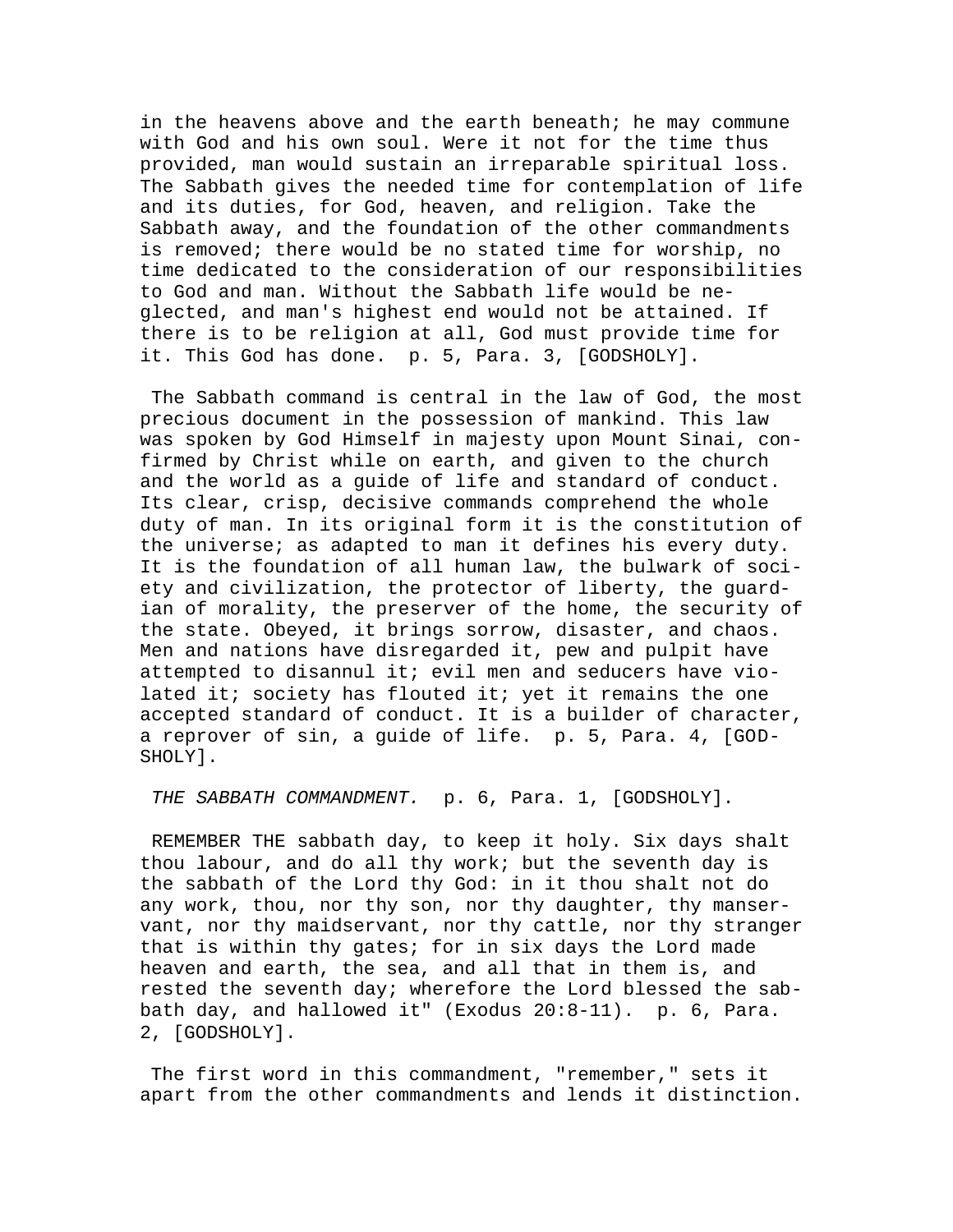in the heavens above and the earth beneath; he may commune with God and his own soul. Were it not for the time thus provided, man would sustain an irreparable spiritual loss. The Sabbath gives the needed time for contemplation of life and its duties, for God, heaven, and religion. Take the Sabbath away, and the foundation of the other commandments is removed; there would be no stated time for worship, no time dedicated to the consideration of our responsibilities to God and man. Without the Sabbath life would be neglected, and man's highest end would not be attained. If there is to be religion at all, God must provide time for it. This God has done. p. 5, Para. 3, [GODSHOLY].

The Sabbath command is central in the law of God, the most precious document in the possession of mankind. This law was spoken by God Himself in majesty upon Mount Sinai, confirmed by Christ while on earth, and given to the church and the world as a guide of life and standard of conduct. Its clear, crisp, decisive commands comprehend the whole duty of man. In its original form it is the constitution of the universe; as adapted to man it defines his every duty. It is the foundation of all human law, the bulwark of society and civilization, the protector of liberty, the guardian of morality, the preserver of the home, the security of the state. Obeyed, it brings sorrow, disaster, and chaos. Men and nations have disregarded it, pew and pulpit have attempted to disannul it; evil men and seducers have violated it; society has flouted it; yet it remains the one accepted standard of conduct. It is a builder of character, a reprover of sin, a guide of life. p. 5, Para. 4, [GODSHOLY].

*THE SABBATH COMMANDMENT.* p. 6, Para. 1, [GODSHOLY].

REMEMBER THE sabbath day, to keep it holy. Six days shalt thou labour, and do all thy work; but the seventh day is the sabbath of the Lord thy God: in it thou shalt not do any work, thou, nor thy son, nor thy daughter, thy manservant, nor thy maidservant, nor thy cattle, nor thy stranger that is within thy gates; for in six days the Lord made heaven and earth, the sea, and all that in them is, and rested the seventh day; wherefore the Lord blessed the sabbath day, and hallowed it" (Exodus 20:8-11). p. 6, Para. 2, [GODSHOLY].

The first word in this commandment, "remember," sets it apart from the other commandments and lends it distinction.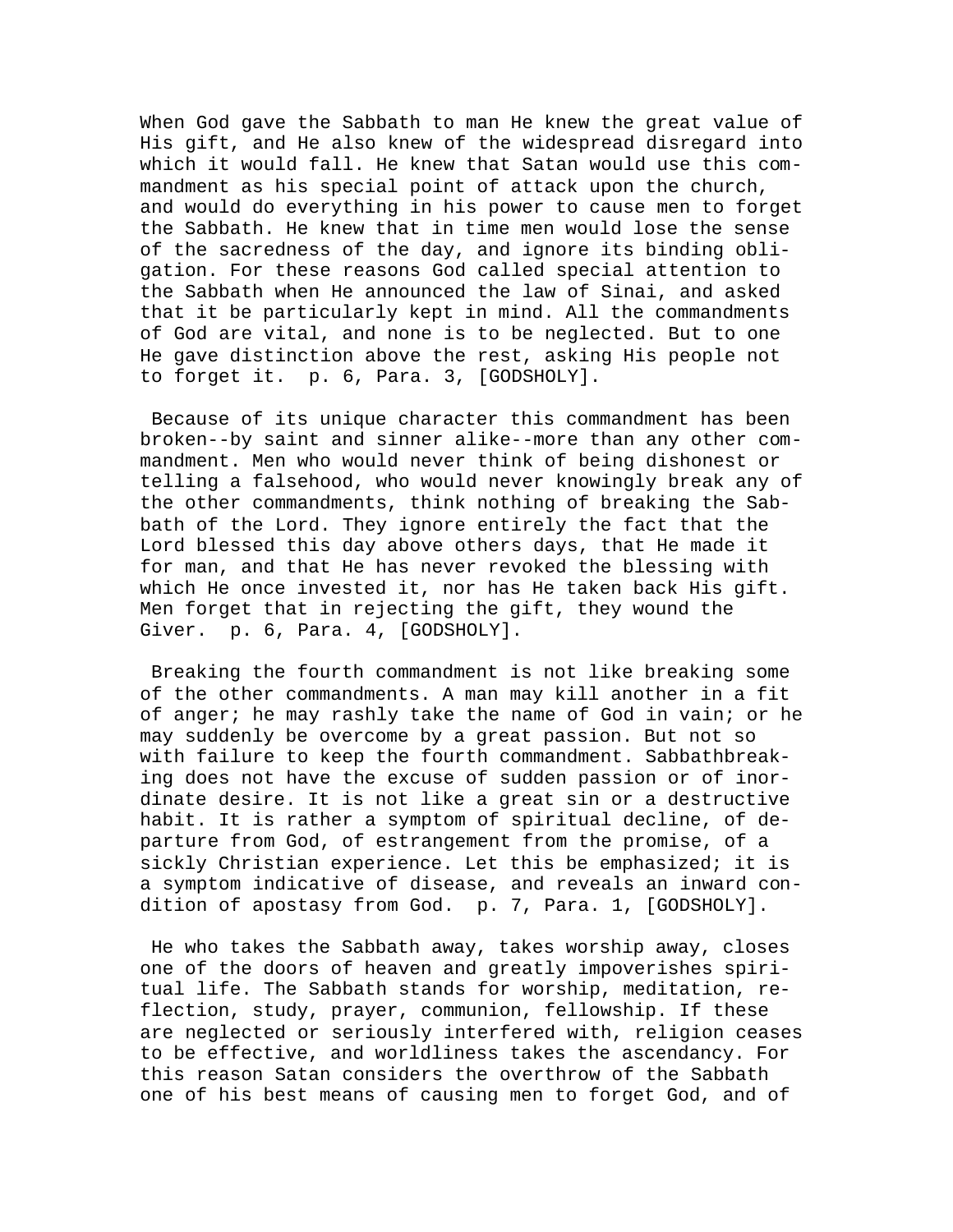When God gave the Sabbath to man He knew the great value of His gift, and He also knew of the widespread disregard into which it would fall. He knew that Satan would use this commandment as his special point of attack upon the church, and would do everything in his power to cause men to forget the Sabbath. He knew that in time men would lose the sense of the sacredness of the day, and ignore its binding obligation. For these reasons God called special attention to the Sabbath when He announced the law of Sinai, and asked that it be particularly kept in mind. All the commandments of God are vital, and none is to be neglected. But to one He gave distinction above the rest, asking His people not to forget it. p. 6, Para. 3, [GODSHOLY].

Because of its unique character this commandment has been broken--by saint and sinner alike--more than any other commandment. Men who would never think of being dishonest or telling a falsehood, who would never knowingly break any of the other commandments, think nothing of breaking the Sabbath of the Lord. They ignore entirely the fact that the Lord blessed this day above others days, that He made it for man, and that He has never revoked the blessing with which He once invested it, nor has He taken back His gift. Men forget that in rejecting the gift, they wound the Giver. p. 6, Para. 4, [GODSHOLY].

Breaking the fourth commandment is not like breaking some of the other commandments. A man may kill another in a fit of anger; he may rashly take the name of God in vain; or he may suddenly be overcome by a great passion. But not so with failure to keep the fourth commandment. Sabbathbreaking does not have the excuse of sudden passion or of inordinate desire. It is not like a great sin or a destructive habit. It is rather a symptom of spiritual decline, of departure from God, of estrangement from the promise, of a sickly Christian experience. Let this be emphasized; it is a symptom indicative of disease, and reveals an inward condition of apostasy from God. p. 7, Para. 1, [GODSHOLY].

He who takes the Sabbath away, takes worship away, closes one of the doors of heaven and greatly impoverishes spiritual life. The Sabbath stands for worship, meditation, reflection, study, prayer, communion, fellowship. If these are neglected or seriously interfered with, religion ceases to be effective, and worldliness takes the ascendancy. For this reason Satan considers the overthrow of the Sabbath one of his best means of causing men to forget God, and of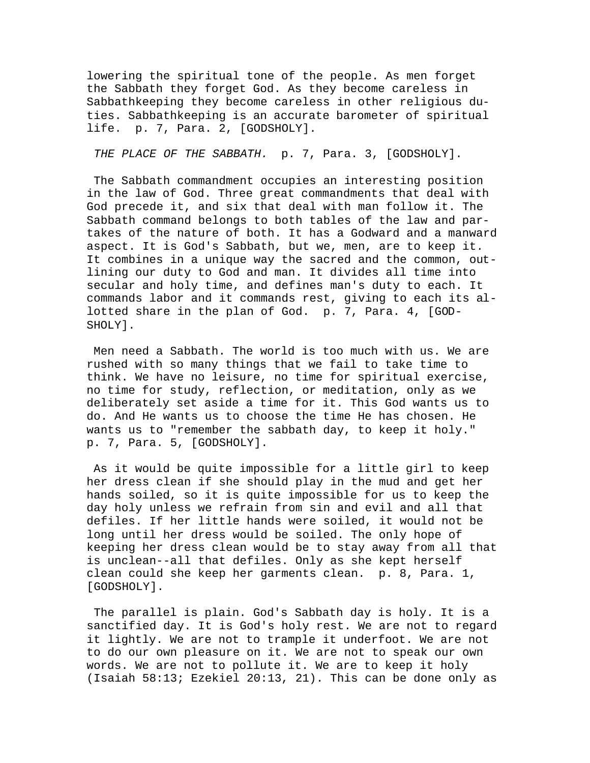lowering the spiritual tone of the people. As men forget the Sabbath they forget God. As they become careless in Sabbathkeeping they become careless in other religious duties. Sabbathkeeping is an accurate barometer of spiritual life.  p. 7, Para. 2, [GODSHOLY].

*THE PLACE OF THE SABBATH.*  p. 7, Para. 3, [GODSHOLY].

The Sabbath commandment occupies an interesting position in the law of God. Three great commandments that deal with God precede it, and six that deal with man follow it. The Sabbath command belongs to both tables of the law and partakes of the nature of both. It has a Godward and a manward aspect. It is God's Sabbath, but we, men, are to keep it. It combines in a unique way the sacred and the common, outlining our duty to God and man. It divides all time into secular and holy time, and defines man's duty to each. It commands labor and it commands rest, giving to each its allotted share in the plan of God.  p. 7, Para. 4, [GODSHOLY].

Men need a Sabbath. The world is too much with us. We are rushed with so many things that we fail to take time to think. We have no leisure, no time for spiritual exercise, no time for study, reflection, or meditation, only as we deliberately set aside a time for it. This God wants us to do. And He wants us to choose the time He has chosen. He wants us to "remember the sabbath day, to keep it holy." p. 7, Para. 5, [GODSHOLY].

As it would be quite impossible for a little girl to keep her dress clean if she should play in the mud and get her hands soiled, so it is quite impossible for us to keep the day holy unless we refrain from sin and evil and all that defiles. If her little hands were soiled, it would not be long until her dress would be soiled. The only hope of keeping her dress clean would be to stay away from all that is unclean--all that defiles. Only as she kept herself clean could she keep her garments clean.  p. 8, Para. 1, [GODSHOLY].

The parallel is plain. God's Sabbath day is holy. It is a sanctified day. It is God's holy rest. We are not to regard it lightly. We are not to trample it underfoot. We are not to do our own pleasure on it. We are not to speak our own words. We are not to pollute it. We are to keep it holy (Isaiah 58:13; Ezekiel 20:13, 21). This can be done only as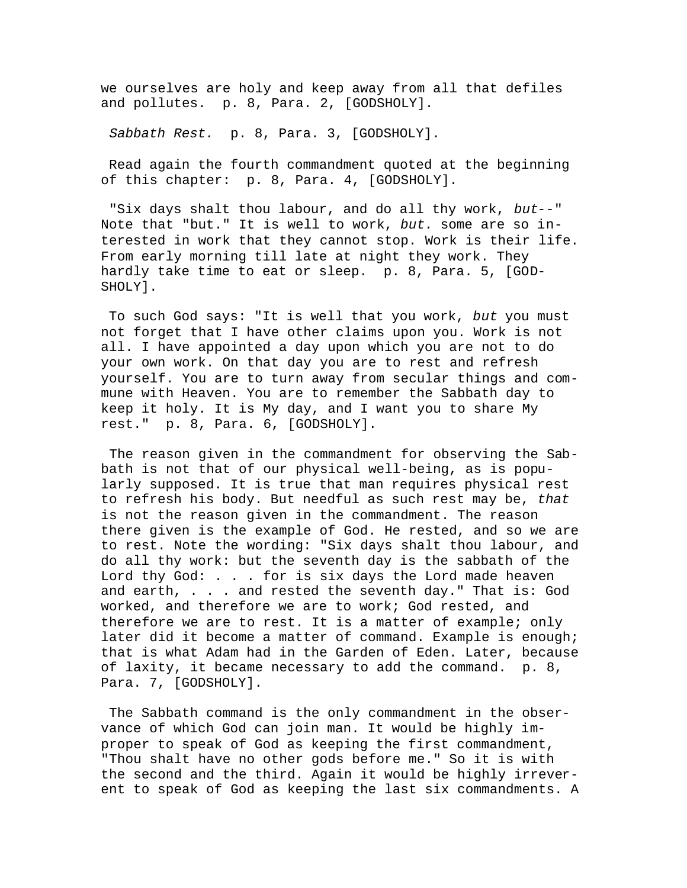we ourselves are holy and keep away from all that defiles and pollutes. p. 8, Para. 2, [GODSHOLY].

*Sabbath Rest.* p. 8, Para. 3, [GODSHOLY].

Read again the fourth commandment quoted at the beginning of this chapter: p. 8, Para. 4, [GODSHOLY].

"Six days shalt thou labour, and do all thy work, *but*--" Note that "but." It is well to work, *but.* some are so interested in work that they cannot stop. Work is their life. From early morning till late at night they work. They hardly take time to eat or sleep. p. 8, Para. 5, [GODSHOLY].

To such God says: "It is well that you work, *but* you must not forget that I have other claims upon you. Work is not all. I have appointed a day upon which you are not to do your own work. On that day you are to rest and refresh yourself. You are to turn away from secular things and commune with Heaven. You are to remember the Sabbath day to keep it holy. It is My day, and I want you to share My rest." p. 8, Para. 6, [GODSHOLY].

The reason given in the commandment for observing the Sabbath is not that of our physical well-being, as is popularly supposed. It is true that man requires physical rest to refresh his body. But needful as such rest may be, *that* is not the reason given in the commandment. The reason there given is the example of God. He rested, and so we are to rest. Note the wording: "Six days shalt thou labour, and do all thy work: but the seventh day is the sabbath of the Lord thy God: . . . for is six days the Lord made heaven and earth, . . . and rested the seventh day." That is: God worked, and therefore we are to work; God rested, and therefore we are to rest. It is a matter of example; only later did it become a matter of command. Example is enough; that is what Adam had in the Garden of Eden. Later, because of laxity, it became necessary to add the command. p. 8, Para. 7, [GODSHOLY].

The Sabbath command is the only commandment in the observance of which God can join man. It would be highly improper to speak of God as keeping the first commandment, "Thou shalt have no other gods before me." So it is with the second and the third. Again it would be highly irreverent to speak of God as keeping the last six commandments. A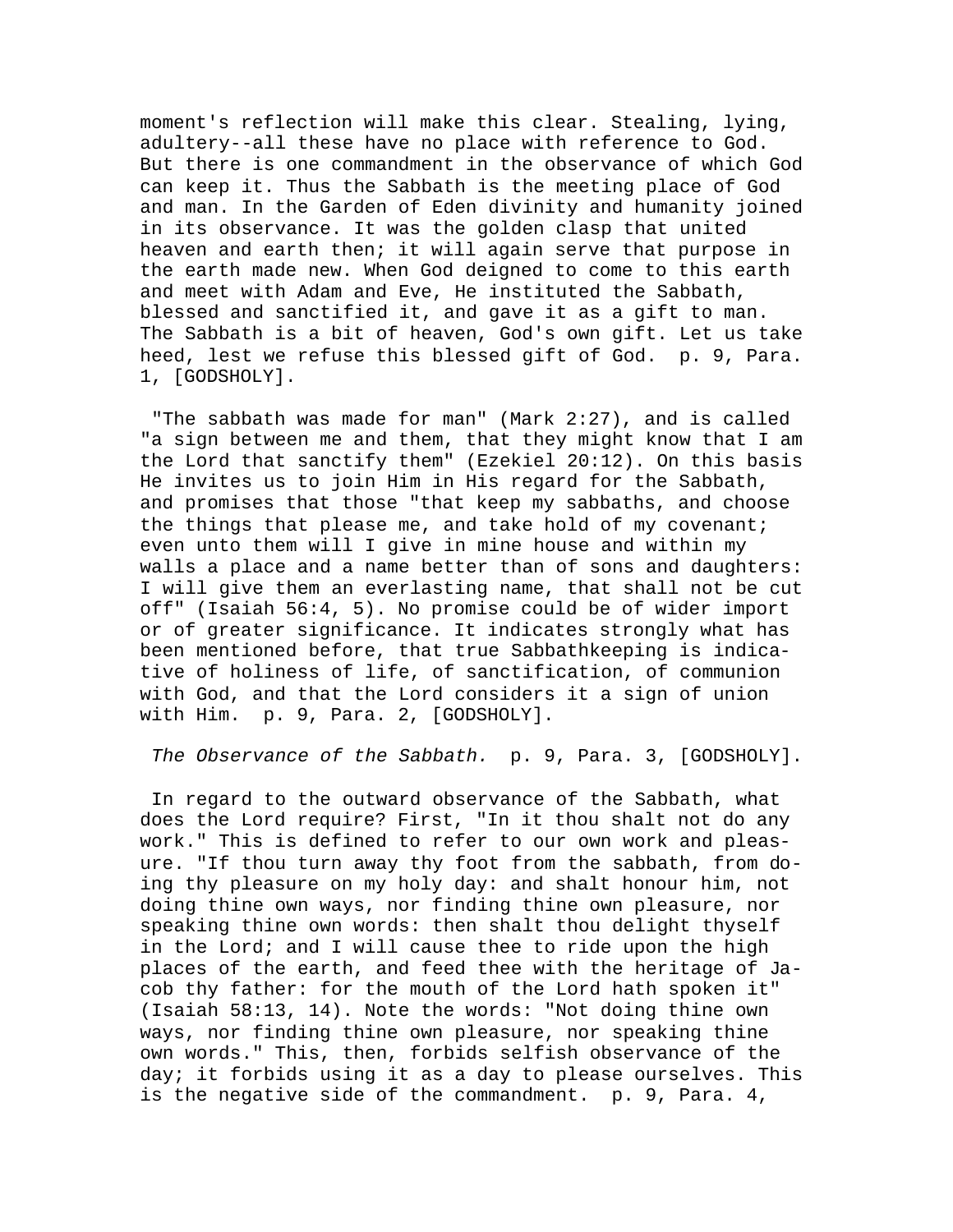moment's reflection will make this clear. Stealing, lying, adultery--all these have no place with reference to God. But there is one commandment in the observance of which God can keep it. Thus the Sabbath is the meeting place of God and man. In the Garden of Eden divinity and humanity joined in its observance. It was the golden clasp that united heaven and earth then; it will again serve that purpose in the earth made new. When God deigned to come to this earth and meet with Adam and Eve, He instituted the Sabbath, blessed and sanctified it, and gave it as a gift to man. The Sabbath is a bit of heaven, God's own gift. Let us take heed, lest we refuse this blessed gift of God. p. 9, Para. 1, [GODSHOLY].

"The sabbath was made for man" (Mark 2:27), and is called "a sign between me and them, that they might know that I am the Lord that sanctify them" (Ezekiel 20:12). On this basis He invites us to join Him in His regard for the Sabbath, and promises that those "that keep my sabbaths, and choose the things that please me, and take hold of my covenant; even unto them will I give in mine house and within my walls a place and a name better than of sons and daughters: I will give them an everlasting name, that shall not be cut off" (Isaiah 56:4, 5). No promise could be of wider import or of greater significance. It indicates strongly what has been mentioned before, that true Sabbathkeeping is indicative of holiness of life, of sanctification, of communion with God, and that the Lord considers it a sign of union with Him. p. 9, Para. 2, [GODSHOLY].

*The Observance of the Sabbath.* p. 9, Para. 3, [GODSHOLY].

In regard to the outward observance of the Sabbath, what does the Lord require? First, "In it thou shalt not do any work." This is defined to refer to our own work and pleasure. "If thou turn away thy foot from the sabbath, from doing thy pleasure on my holy day: and shalt honour him, not doing thine own ways, nor finding thine own pleasure, nor speaking thine own words: then shalt thou delight thyself in the Lord; and I will cause thee to ride upon the high places of the earth, and feed thee with the heritage of Jacob thy father: for the mouth of the Lord hath spoken it" (Isaiah 58:13, 14). Note the words: "Not doing thine own ways, nor finding thine own pleasure, nor speaking thine own words." This, then, forbids selfish observance of the day; it forbids using it as a day to please ourselves. This is the negative side of the commandment. p. 9, Para. 4,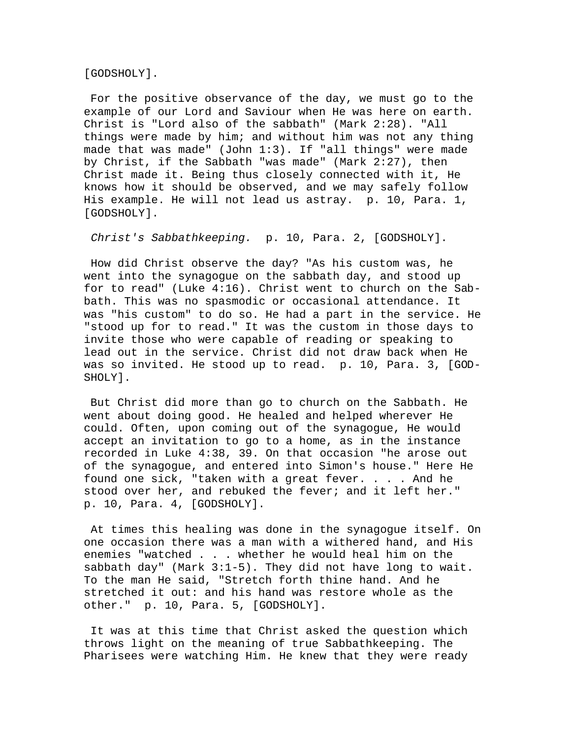[GODSHOLY].

For the positive observance of the day, we must go to the example of our Lord and Saviour when He was here on earth. Christ is "Lord also of the sabbath" (Mark 2:28). "All things were made by him; and without him was not any thing made that was made" (John 1:3). If "all things" were made by Christ, if the Sabbath "was made" (Mark 2:27), then Christ made it. Being thus closely connected with it, He knows how it should be observed, and we may safely follow His example. He will not lead us astray. p. 10, Para. 1, [GODSHOLY].

*Christ's Sabbathkeeping.* p. 10, Para. 2, [GODSHOLY].

How did Christ observe the day? "As his custom was, he went into the synagogue on the sabbath day, and stood up for to read" (Luke 4:16). Christ went to church on the Sabbath. This was no spasmodic or occasional attendance. It was "his custom" to do so. He had a part in the service. He "stood up for to read." It was the custom in those days to invite those who were capable of reading or speaking to lead out in the service. Christ did not draw back when He was so invited. He stood up to read. p. 10, Para. 3, [GODSHOLY].

But Christ did more than go to church on the Sabbath. He went about doing good. He healed and helped wherever He could. Often, upon coming out of the synagogue, He would accept an invitation to go to a home, as in the instance recorded in Luke 4:38, 39. On that occasion "he arose out of the synagogue, and entered into Simon's house." Here He found one sick, "taken with a great fever. . . . And he stood over her, and rebuked the fever; and it left her." p. 10, Para. 4, [GODSHOLY].

At times this healing was done in the synagogue itself. On one occasion there was a man with a withered hand, and His enemies "watched . . . whether he would heal him on the sabbath day" (Mark 3:1-5). They did not have long to wait. To the man He said, "Stretch forth thine hand. And he stretched it out: and his hand was restore whole as the other." p. 10, Para. 5, [GODSHOLY].

It was at this time that Christ asked the question which throws light on the meaning of true Sabbathkeeping. The Pharisees were watching Him. He knew that they were ready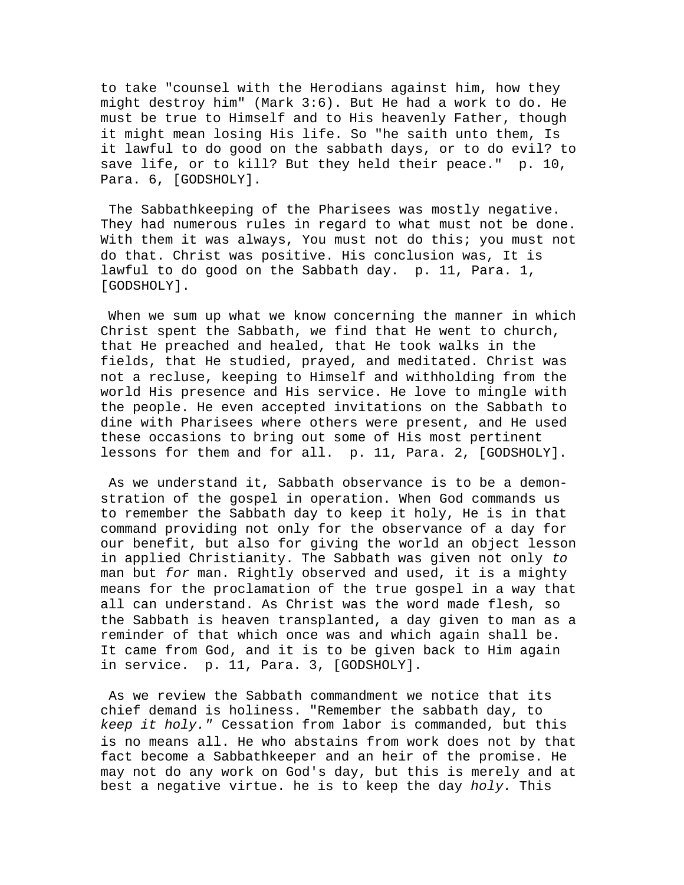to take "counsel with the Herodians against him, how they might destroy him" (Mark 3:6). But He had a work to do. He must be true to Himself and to His heavenly Father, though it might mean losing His life. So "he saith unto them, Is it lawful to do good on the sabbath days, or to do evil? to save life, or to kill? But they held their peace." p. 10, Para. 6, [GODSHOLY].

The Sabbathkeeping of the Pharisees was mostly negative. They had numerous rules in regard to what must not be done. With them it was always, You must not do this; you must not do that. Christ was positive. His conclusion was, It is lawful to do good on the Sabbath day. p. 11, Para. 1, [GODSHOLY].

When we sum up what we know concerning the manner in which Christ spent the Sabbath, we find that He went to church, that He preached and healed, that He took walks in the fields, that He studied, prayed, and meditated. Christ was not a recluse, keeping to Himself and withholding from the world His presence and His service. He love to mingle with the people. He even accepted invitations on the Sabbath to dine with Pharisees where others were present, and He used these occasions to bring out some of His most pertinent lessons for them and for all. p. 11, Para. 2, [GODSHOLY].

As we understand it, Sabbath observance is to be a demonstration of the gospel in operation. When God commands us to remember the Sabbath day to keep it holy, He is in that command providing not only for the observance of a day for our benefit, but also for giving the world an object lesson in applied Christianity. The Sabbath was given not only *to* man but *for* man. Rightly observed and used, it is a mighty means for the proclamation of the true gospel in a way that all can understand. As Christ was the word made flesh, so the Sabbath is heaven transplanted, a day given to man as a reminder of that which once was and which again shall be. It came from God, and it is to be given back to Him again in service. p. 11, Para. 3, [GODSHOLY].

As we review the Sabbath commandment we notice that its chief demand is holiness. "Remember the sabbath day, to *keep it holy."* Cessation from labor is commanded, but this is no means all. He who abstains from work does not by that fact become a Sabbathkeeper and an heir of the promise. He may not do any work on God's day, but this is merely and at best a negative virtue. he is to keep the day *holy.* This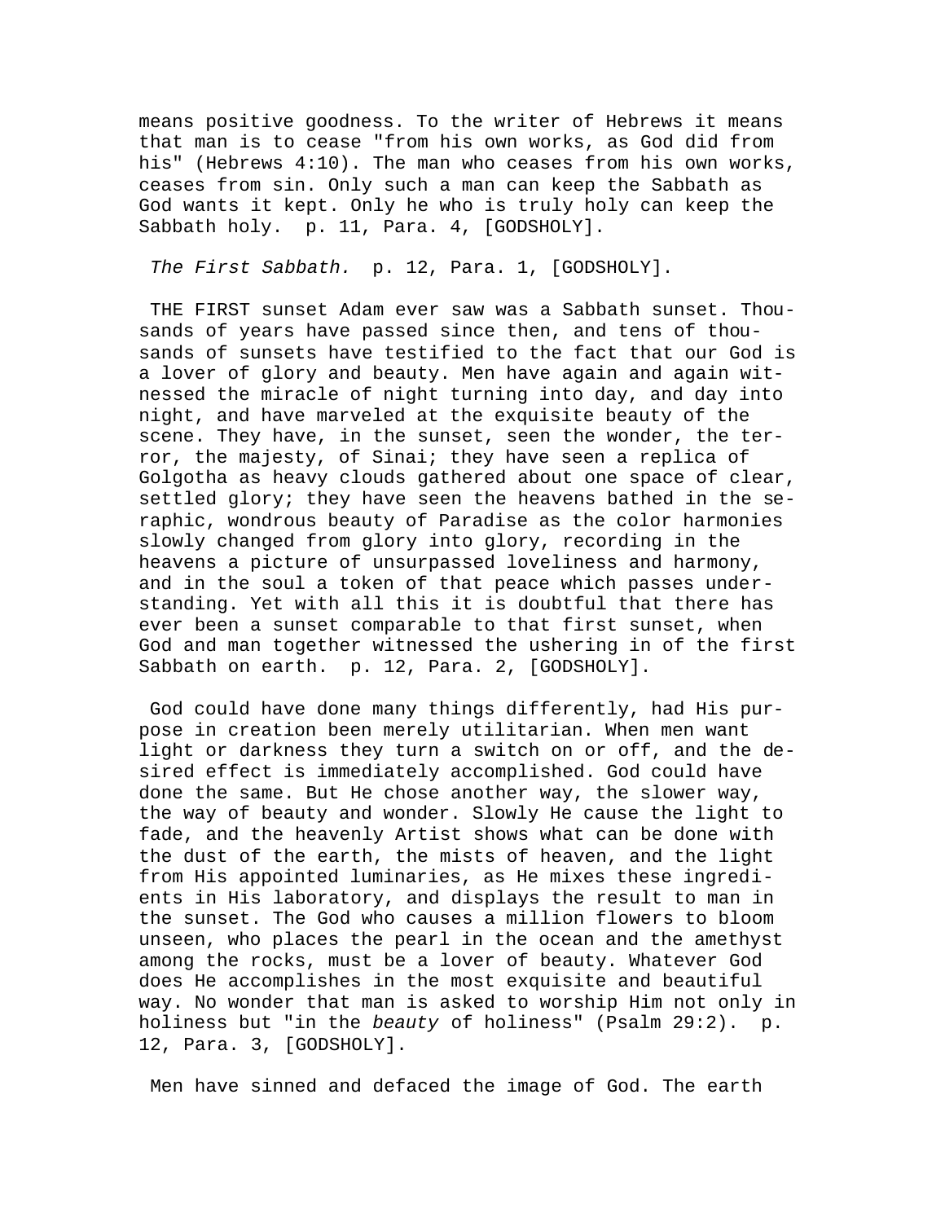means positive goodness. To the writer of Hebrews it means that man is to cease "from his own works, as God did from his" (Hebrews 4:10). The man who ceases from his own works, ceases from sin. Only such a man can keep the Sabbath as God wants it kept. Only he who is truly holy can keep the Sabbath holy. p. 11, Para. 4, [GODSHOLY].

*The First Sabbath.* p. 12, Para. 1, [GODSHOLY].

THE FIRST sunset Adam ever saw was a Sabbath sunset. Thousands of years have passed since then, and tens of thousands of sunsets have testified to the fact that our God is a lover of glory and beauty. Men have again and again witnessed the miracle of night turning into day, and day into night, and have marveled at the exquisite beauty of the scene. They have, in the sunset, seen the wonder, the terror, the majesty, of Sinai; they have seen a replica of Golgotha as heavy clouds gathered about one space of clear, settled glory; they have seen the heavens bathed in the seraphic, wondrous beauty of Paradise as the color harmonies slowly changed from glory into glory, recording in the heavens a picture of unsurpassed loveliness and harmony, and in the soul a token of that peace which passes understanding. Yet with all this it is doubtful that there has ever been a sunset comparable to that first sunset, when God and man together witnessed the ushering in of the first Sabbath on earth. p. 12, Para. 2, [GODSHOLY].

God could have done many things differently, had His purpose in creation been merely utilitarian. When men want light or darkness they turn a switch on or off, and the desired effect is immediately accomplished. God could have done the same. But He chose another way, the slower way, the way of beauty and wonder. Slowly He cause the light to fade, and the heavenly Artist shows what can be done with the dust of the earth, the mists of heaven, and the light from His appointed luminaries, as He mixes these ingredients in His laboratory, and displays the result to man in the sunset. The God who causes a million flowers to bloom unseen, who places the pearl in the ocean and the amethyst among the rocks, must be a lover of beauty. Whatever God does He accomplishes in the most exquisite and beautiful way. No wonder that man is asked to worship Him not only in holiness but "in the *beauty* of holiness" (Psalm 29:2). p. 12, Para. 3, [GODSHOLY].

Men have sinned and defaced the image of God. The earth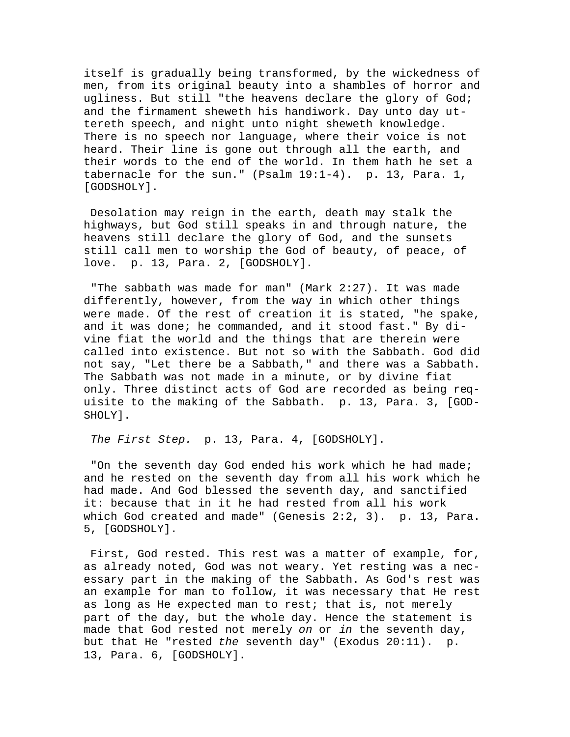itself is gradually being transformed, by the wickedness of men, from its original beauty into a shambles of horror and ugliness. But still "the heavens declare the glory of God; and the firmament sheweth his handiwork. Day unto day uttereth speech, and night unto night sheweth knowledge. There is no speech nor language, where their voice is not heard. Their line is gone out through all the earth, and their words to the end of the world. In them hath he set a tabernacle for the sun." (Psalm 19:1-4). p. 13, Para. 1, [GODSHOLY].

Desolation may reign in the earth, death may stalk the highways, but God still speaks in and through nature, the heavens still declare the glory of God, and the sunsets still call men to worship the God of beauty, of peace, of love. p. 13, Para. 2, [GODSHOLY].

"The sabbath was made for man" (Mark 2:27). It was made differently, however, from the way in which other things were made. Of the rest of creation it is stated, "he spake, and it was done; he commanded, and it stood fast." By divine fiat the world and the things that are therein were called into existence. But not so with the Sabbath. God did not say, "Let there be a Sabbath," and there was a Sabbath. The Sabbath was not made in a minute, or by divine fiat only. Three distinct acts of God are recorded as being requisite to the making of the Sabbath. p. 13, Para. 3, [GODSHOLY].

*The First Step.* p. 13, Para. 4, [GODSHOLY].

"On the seventh day God ended his work which he had made; and he rested on the seventh day from all his work which he had made. And God blessed the seventh day, and sanctified it: because that in it he had rested from all his work which God created and made" (Genesis 2:2, 3). p. 13, Para. 5, [GODSHOLY].

First, God rested. This rest was a matter of example, for, as already noted, God was not weary. Yet resting was a necessary part in the making of the Sabbath. As God's rest was an example for man to follow, it was necessary that He rest as long as He expected man to rest; that is, not merely part of the day, but the whole day. Hence the statement is made that God rested not merely *on* or *in* the seventh day, but that He "rested *the* seventh day" (Exodus 20:11). p. 13, Para. 6, [GODSHOLY].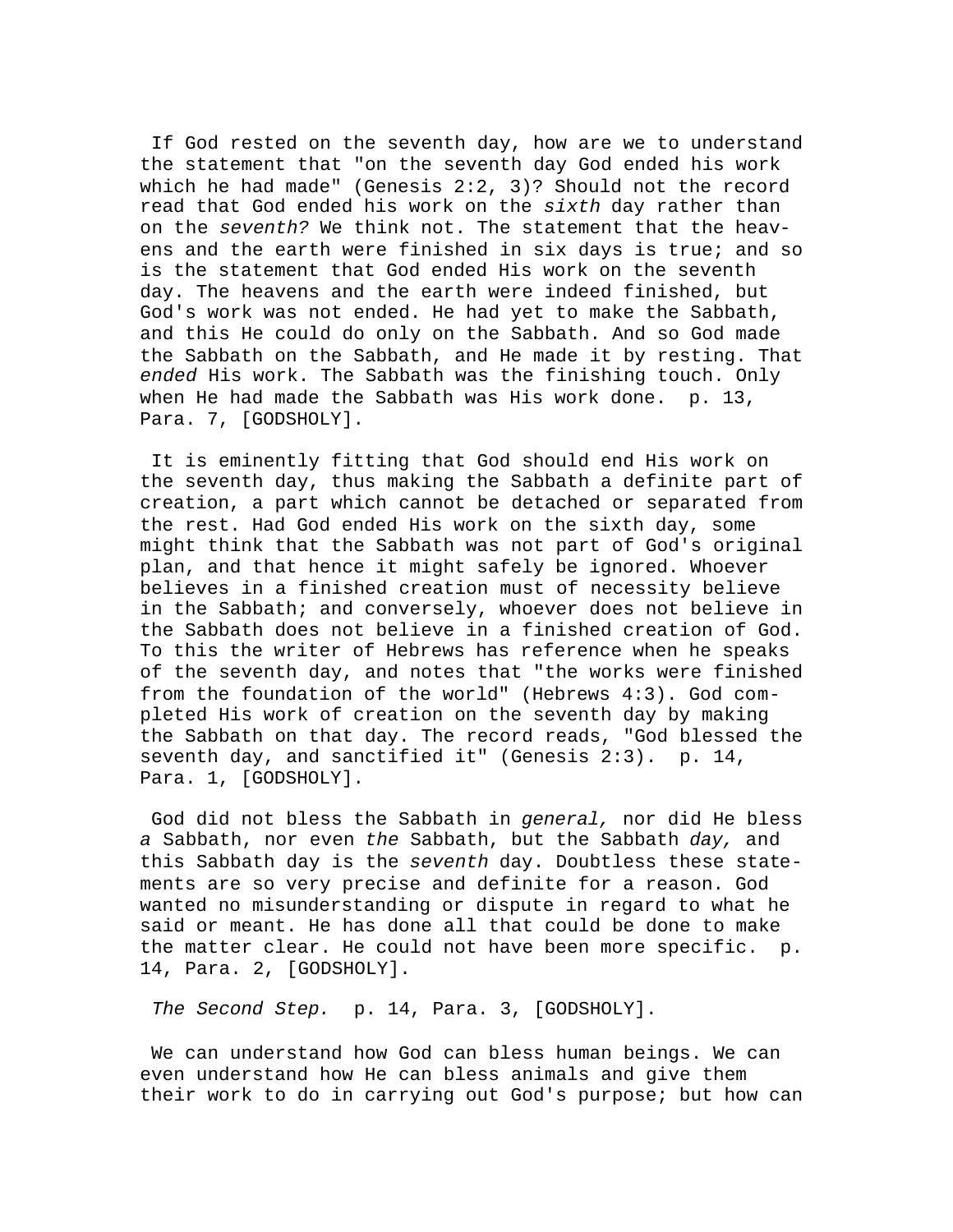If God rested on the seventh day, how are we to understand the statement that "on the seventh day God ended his work which he had made" (Genesis 2:2, 3)? Should not the record read that God ended his work on the *sixth* day rather than on the *seventh?* We think not. The statement that the heavens and the earth were finished in six days is true; and so is the statement that God ended His work on the seventh day. The heavens and the earth were indeed finished, but God's work was not ended. He had yet to make the Sabbath, and this He could do only on the Sabbath. And so God made the Sabbath on the Sabbath, and He made it by resting. That *ended* His work. The Sabbath was the finishing touch. Only when He had made the Sabbath was His work done. p. 13, Para. 7, [GODSHOLY].

It is eminently fitting that God should end His work on the seventh day, thus making the Sabbath a definite part of creation, a part which cannot be detached or separated from the rest. Had God ended His work on the sixth day, some might think that the Sabbath was not part of God's original plan, and that hence it might safely be ignored. Whoever believes in a finished creation must of necessity believe in the Sabbath; and conversely, whoever does not believe in the Sabbath does not believe in a finished creation of God. To this the writer of Hebrews has reference when he speaks of the seventh day, and notes that "the works were finished from the foundation of the world" (Hebrews 4:3). God completed His work of creation on the seventh day by making the Sabbath on that day. The record reads, "God blessed the seventh day, and sanctified it" (Genesis 2:3). p. 14, Para. 1, [GODSHOLY].

God did not bless the Sabbath in *general,* nor did He bless *a* Sabbath, nor even *the* Sabbath, but the Sabbath *day,* and this Sabbath day is the *seventh* day. Doubtless these statements are so very precise and definite for a reason. God wanted no misunderstanding or dispute in regard to what he said or meant. He has done all that could be done to make the matter clear. He could not have been more specific. p. 14, Para. 2, [GODSHOLY].

*The Second Step.* p. 14, Para. 3, [GODSHOLY].

We can understand how God can bless human beings. We can even understand how He can bless animals and give them their work to do in carrying out God's purpose; but how can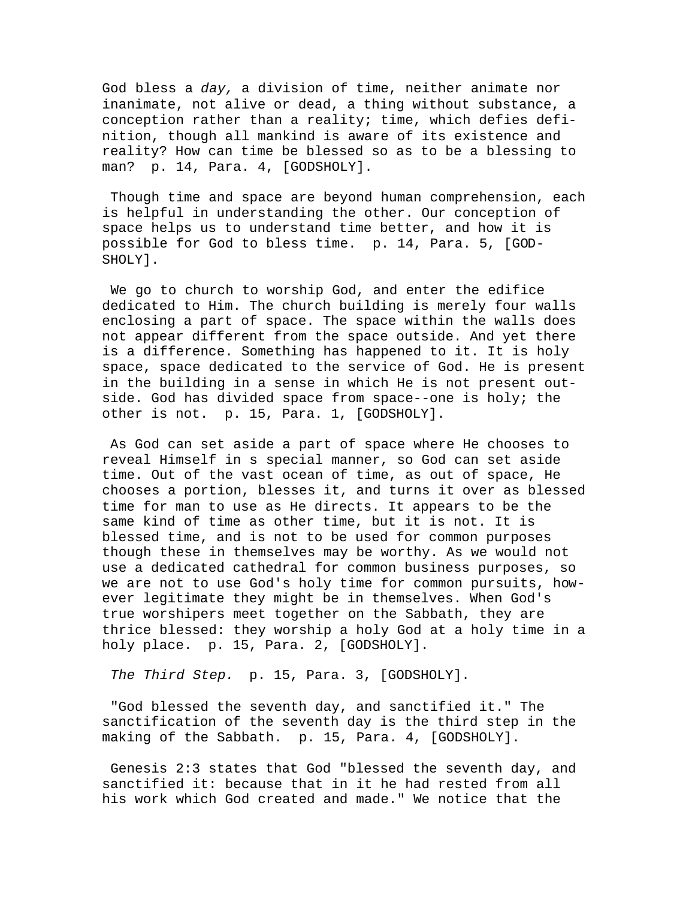God bless a *day,* a division of time, neither animate nor inanimate, not alive or dead, a thing without substance, a conception rather than a reality; time, which defies definition, though all mankind is aware of its existence and reality? How can time be blessed so as to be a blessing to man? p. 14, Para. 4, [GODSHOLY].

Though time and space are beyond human comprehension, each is helpful in understanding the other. Our conception of space helps us to understand time better, and how it is possible for God to bless time. p. 14, Para. 5, [GODSHOLY].

We go to church to worship God, and enter the edifice dedicated to Him. The church building is merely four walls enclosing a part of space. The space within the walls does not appear different from the space outside. And yet there is a difference. Something has happened to it. It is holy space, space dedicated to the service of God. He is present in the building in a sense in which He is not present outside. God has divided space from space--one is holy; the other is not. p. 15, Para. 1, [GODSHOLY].

As God can set aside a part of space where He chooses to reveal Himself in s special manner, so God can set aside time. Out of the vast ocean of time, as out of space, He chooses a portion, blesses it, and turns it over as blessed time for man to use as He directs. It appears to be the same kind of time as other time, but it is not. It is blessed time, and is not to be used for common purposes though these in themselves may be worthy. As we would not use a dedicated cathedral for common business purposes, so we are not to use God's holy time for common pursuits, however legitimate they might be in themselves. When God's true worshipers meet together on the Sabbath, they are thrice blessed: they worship a holy God at a holy time in a holy place. p. 15, Para. 2, [GODSHOLY].

*The Third Step.* p. 15, Para. 3, [GODSHOLY].

"God blessed the seventh day, and sanctified it." The sanctification of the seventh day is the third step in the making of the Sabbath. p. 15, Para. 4, [GODSHOLY].

Genesis 2:3 states that God "blessed the seventh day, and sanctified it: because that in it he had rested from all his work which God created and made." We notice that the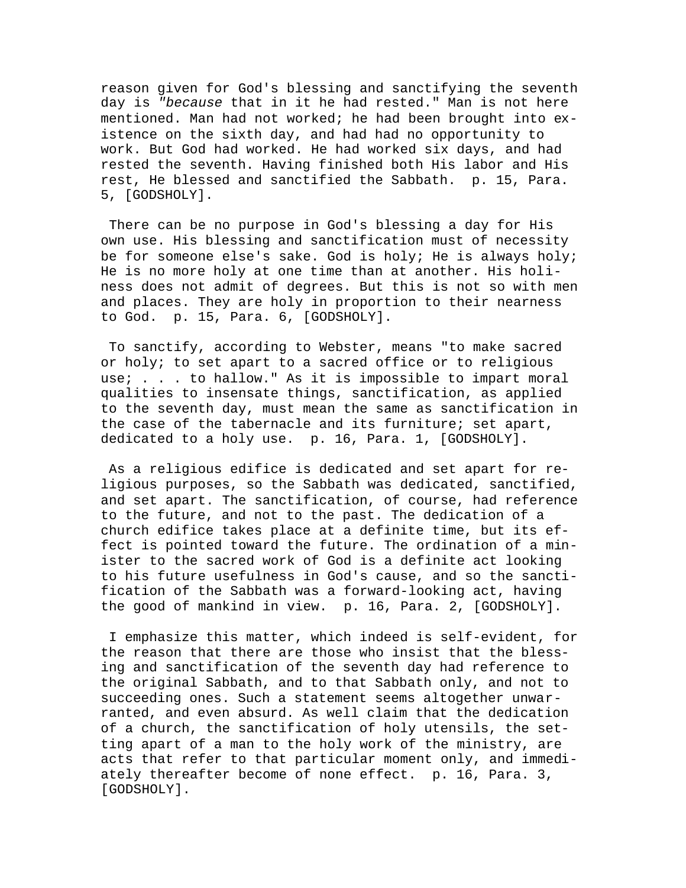reason given for God's blessing and sanctifying the seventh day is *"because* that in it he had rested." Man is not here mentioned. Man had not worked; he had been brought into existence on the sixth day, and had had no opportunity to work. But God had worked. He had worked six days, and had rested the seventh. Having finished both His labor and His rest, He blessed and sanctified the Sabbath. p. 15, Para. 5, [GODSHOLY].

There can be no purpose in God's blessing a day for His own use. His blessing and sanctification must of necessity be for someone else's sake. God is holy; He is always holy; He is no more holy at one time than at another. His holiness does not admit of degrees. But this is not so with men and places. They are holy in proportion to their nearness to God. p. 15, Para. 6, [GODSHOLY].

To sanctify, according to Webster, means "to make sacred or holy; to set apart to a sacred office or to religious use; . . . to hallow." As it is impossible to impart moral qualities to insensate things, sanctification, as applied to the seventh day, must mean the same as sanctification in the case of the tabernacle and its furniture; set apart, dedicated to a holy use. p. 16, Para. 1, [GODSHOLY].

As a religious edifice is dedicated and set apart for religious purposes, so the Sabbath was dedicated, sanctified, and set apart. The sanctification, of course, had reference to the future, and not to the past. The dedication of a church edifice takes place at a definite time, but its effect is pointed toward the future. The ordination of a minister to the sacred work of God is a definite act looking to his future usefulness in God's cause, and so the sanctification of the Sabbath was a forward-looking act, having the good of mankind in view. p. 16, Para. 2, [GODSHOLY].

I emphasize this matter, which indeed is self-evident, for the reason that there are those who insist that the blessing and sanctification of the seventh day had reference to the original Sabbath, and to that Sabbath only, and not to succeeding ones. Such a statement seems altogether unwarranted, and even absurd. As well claim that the dedication of a church, the sanctification of holy utensils, the setting apart of a man to the holy work of the ministry, are acts that refer to that particular moment only, and immediately thereafter become of none effect. p. 16, Para. 3, [GODSHOLY].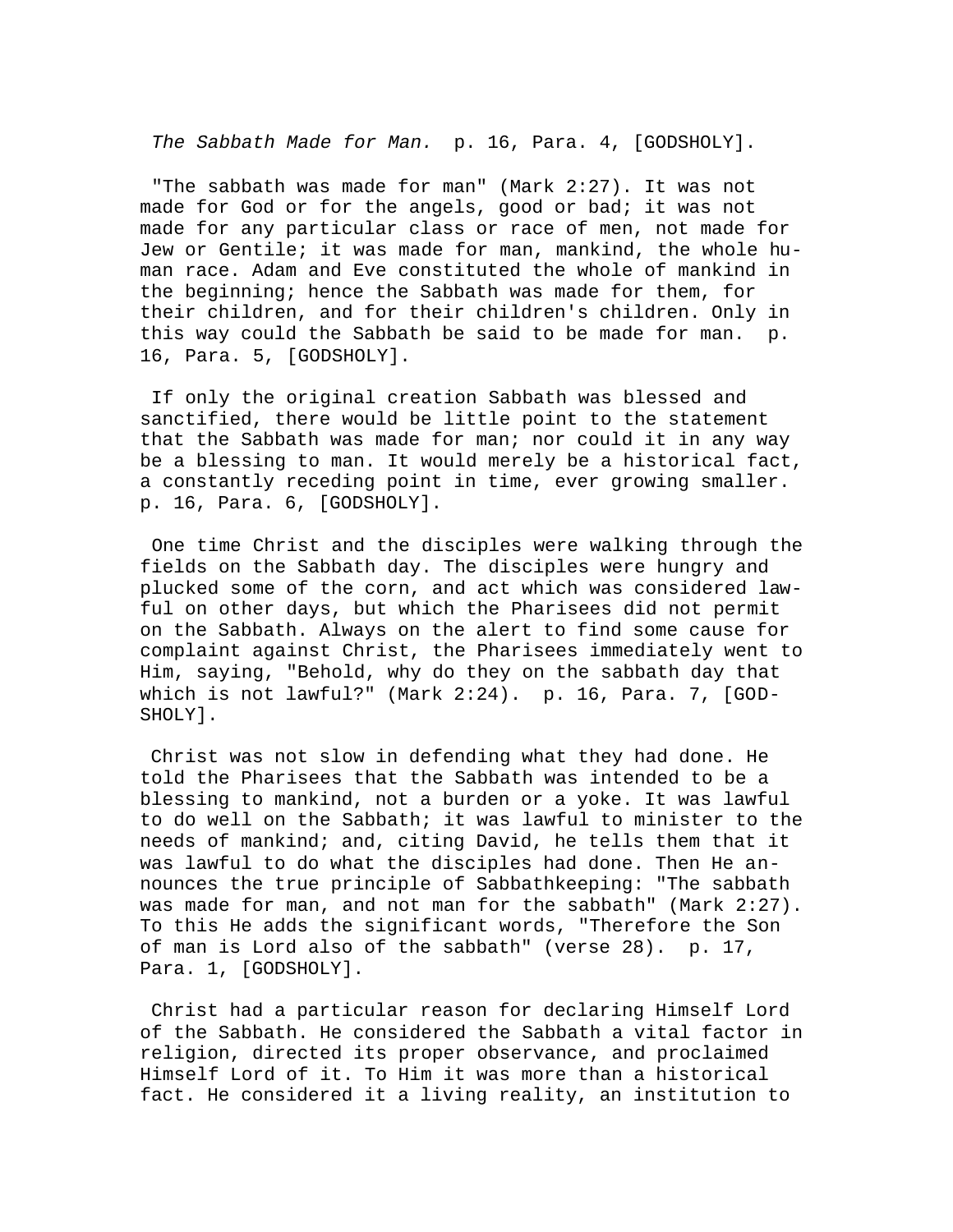*The Sabbath Made for Man.* p. 16, Para. 4, [GODSHOLY].

"The sabbath was made for man" (Mark 2:27). It was not made for God or for the angels, good or bad; it was not made for any particular class or race of men, not made for Jew or Gentile; it was made for man, mankind, the whole human race. Adam and Eve constituted the whole of mankind in the beginning; hence the Sabbath was made for them, for their children, and for their children's children. Only in this way could the Sabbath be said to be made for man. p. 16, Para. 5, [GODSHOLY].

If only the original creation Sabbath was blessed and sanctified, there would be little point to the statement that the Sabbath was made for man; nor could it in any way be a blessing to man. It would merely be a historical fact, a constantly receding point in time, ever growing smaller. p. 16, Para. 6, [GODSHOLY].

One time Christ and the disciples were walking through the fields on the Sabbath day. The disciples were hungry and plucked some of the corn, and act which was considered lawful on other days, but which the Pharisees did not permit on the Sabbath. Always on the alert to find some cause for complaint against Christ, the Pharisees immediately went to Him, saying, "Behold, why do they on the sabbath day that which is not lawful?" (Mark 2:24). p. 16, Para. 7, [GODSHOLY].

Christ was not slow in defending what they had done. He told the Pharisees that the Sabbath was intended to be a blessing to mankind, not a burden or a yoke. It was lawful to do well on the Sabbath; it was lawful to minister to the needs of mankind; and, citing David, he tells them that it was lawful to do what the disciples had done. Then He announces the true principle of Sabbathkeeping: "The sabbath was made for man, and not man for the sabbath" (Mark 2:27). To this He adds the significant words, "Therefore the Son of man is Lord also of the sabbath" (verse 28). p. 17, Para. 1, [GODSHOLY].

Christ had a particular reason for declaring Himself Lord of the Sabbath. He considered the Sabbath a vital factor in religion, directed its proper observance, and proclaimed Himself Lord of it. To Him it was more than a historical fact. He considered it a living reality, an institution to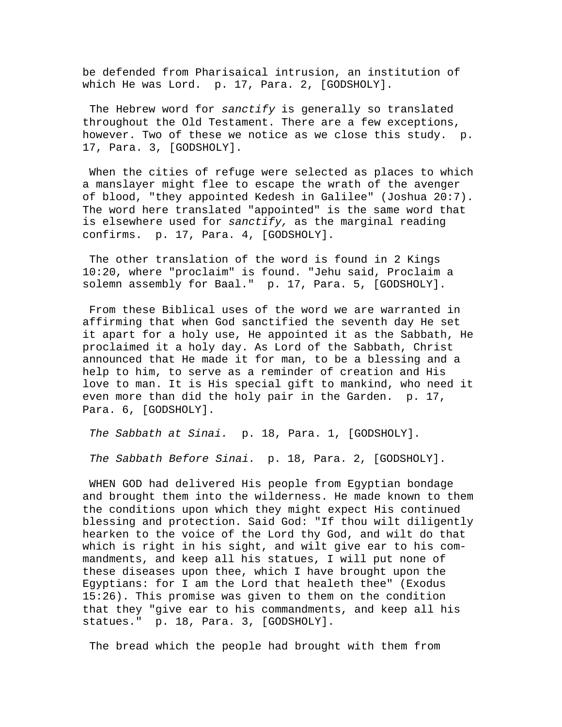be defended from Pharisaical intrusion, an institution of which He was Lord.  p. 17, Para. 2, [GODSHOLY].

The Hebrew word for *sanctify* is generally so translated throughout the Old Testament. There are a few exceptions, however. Two of these we notice as we close this study.  p. 17, Para. 3, [GODSHOLY].

When the cities of refuge were selected as places to which a manslayer might flee to escape the wrath of the avenger of blood, "they appointed Kedesh in Galilee" (Joshua 20:7). The word here translated "appointed" is the same word that is elsewhere used for *sanctify,* as the marginal reading confirms.  p. 17, Para. 4, [GODSHOLY].

The other translation of the word is found in 2 Kings 10:20, where "proclaim" is found. "Jehu said, Proclaim a solemn assembly for Baal."  p. 17, Para. 5, [GODSHOLY].

From these Biblical uses of the word we are warranted in affirming that when God sanctified the seventh day He set it apart for a holy use, He appointed it as the Sabbath, He proclaimed it a holy day. As Lord of the Sabbath, Christ announced that He made it for man, to be a blessing and a help to him, to serve as a reminder of creation and His love to man. It is His special gift to mankind, who need it even more than did the holy pair in the Garden.  p. 17, Para. 6, [GODSHOLY].

*The Sabbath at Sinai.*  p. 18, Para. 1, [GODSHOLY].

*The Sabbath Before Sinai.*  p. 18, Para. 2, [GODSHOLY].

WHEN GOD had delivered His people from Egyptian bondage and brought them into the wilderness. He made known to them the conditions upon which they might expect His continued blessing and protection. Said God: "If thou wilt diligently hearken to the voice of the Lord thy God, and wilt do that which is right in his sight, and wilt give ear to his commandments, and keep all his statues, I will put none of these diseases upon thee, which I have brought upon the Egyptians: for I am the Lord that healeth thee" (Exodus 15:26). This promise was given to them on the condition that they "give ear to his commandments, and keep all his statues."  p. 18, Para. 3, [GODSHOLY].

The bread which the people had brought with them from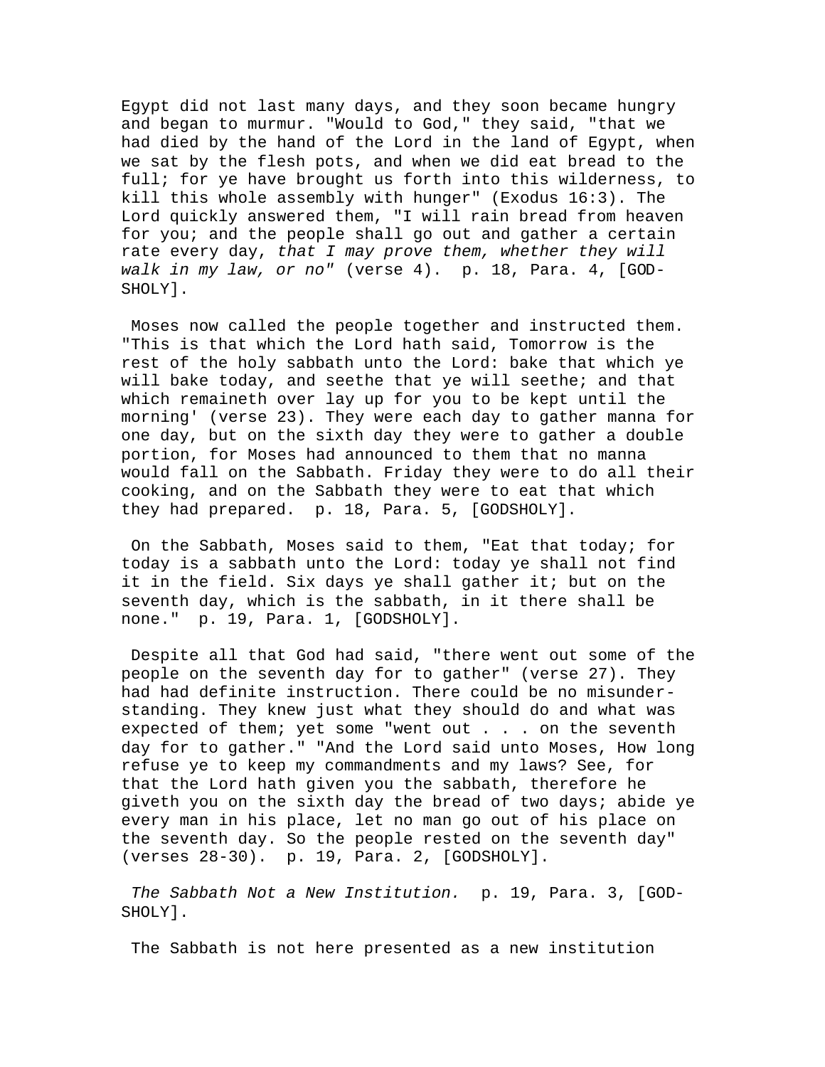Egypt did not last many days, and they soon became hungry and began to murmur. "Would to God," they said, "that we had died by the hand of the Lord in the land of Egypt, when we sat by the flesh pots, and when we did eat bread to the full; for ye have brought us forth into this wilderness, to kill this whole assembly with hunger" (Exodus 16:3). The Lord quickly answered them, "I will rain bread from heaven for you; and the people shall go out and gather a certain rate every day, *that I may prove them, whether they will walk in my law, or no"* (verse 4). p. 18, Para. 4, [GODSHOLY].

Moses now called the people together and instructed them. "This is that which the Lord hath said, Tomorrow is the rest of the holy sabbath unto the Lord: bake that which ye will bake today, and seethe that ye will seethe; and that which remaineth over lay up for you to be kept until the morning' (verse 23). They were each day to gather manna for one day, but on the sixth day they were to gather a double portion, for Moses had announced to them that no manna would fall on the Sabbath. Friday they were to do all their cooking, and on the Sabbath they were to eat that which they had prepared. p. 18, Para. 5, [GODSHOLY].

On the Sabbath, Moses said to them, "Eat that today; for today is a sabbath unto the Lord: today ye shall not find it in the field. Six days ye shall gather it; but on the seventh day, which is the sabbath, in it there shall be none." p. 19, Para. 1, [GODSHOLY].

Despite all that God had said, "there went out some of the people on the seventh day for to gather" (verse 27). They had had definite instruction. There could be no misunderstanding. They knew just what they should do and what was expected of them; yet some "went out . . . on the seventh day for to gather." "And the Lord said unto Moses, How long refuse ye to keep my commandments and my laws? See, for that the Lord hath given you the sabbath, therefore he giveth you on the sixth day the bread of two days; abide ye every man in his place, let no man go out of his place on the seventh day. So the people rested on the seventh day" (verses 28-30). p. 19, Para. 2, [GODSHOLY].

*The Sabbath Not a New Institution.* p. 19, Para. 3, [GODSHOLY].

The Sabbath is not here presented as a new institution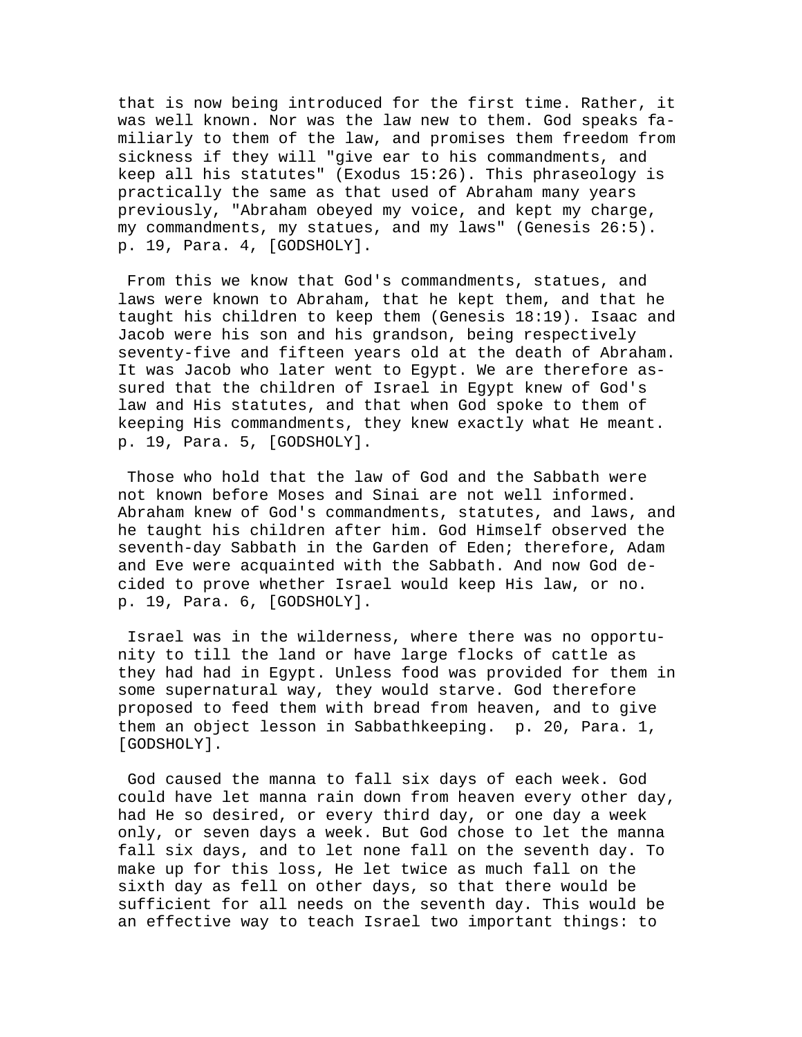that is now being introduced for the first time. Rather, it was well known. Nor was the law new to them. God speaks familiarly to them of the law, and promises them freedom from sickness if they will "give ear to his commandments, and keep all his statutes" (Exodus 15:26). This phraseology is practically the same as that used of Abraham many years previously, "Abraham obeyed my voice, and kept my charge, my commandments, my statues, and my laws" (Genesis 26:5). p. 19, Para. 4, [GODSHOLY].

From this we know that God's commandments, statues, and laws were known to Abraham, that he kept them, and that he taught his children to keep them (Genesis 18:19). Isaac and Jacob were his son and his grandson, being respectively seventy-five and fifteen years old at the death of Abraham. It was Jacob who later went to Egypt. We are therefore assured that the children of Israel in Egypt knew of God's law and His statutes, and that when God spoke to them of keeping His commandments, they knew exactly what He meant. p. 19, Para. 5, [GODSHOLY].

Those who hold that the law of God and the Sabbath were not known before Moses and Sinai are not well informed. Abraham knew of God's commandments, statutes, and laws, and he taught his children after him. God Himself observed the seventh-day Sabbath in the Garden of Eden; therefore, Adam and Eve were acquainted with the Sabbath. And now God decided to prove whether Israel would keep His law, or no. p. 19, Para. 6, [GODSHOLY].

Israel was in the wilderness, where there was no opportunity to till the land or have large flocks of cattle as they had had in Egypt. Unless food was provided for them in some supernatural way, they would starve. God therefore proposed to feed them with bread from heaven, and to give them an object lesson in Sabbathkeeping. p. 20, Para. 1, [GODSHOLY].

God caused the manna to fall six days of each week. God could have let manna rain down from heaven every other day, had He so desired, or every third day, or one day a week only, or seven days a week. But God chose to let the manna fall six days, and to let none fall on the seventh day. To make up for this loss, He let twice as much fall on the sixth day as fell on other days, so that there would be sufficient for all needs on the seventh day. This would be an effective way to teach Israel two important things: to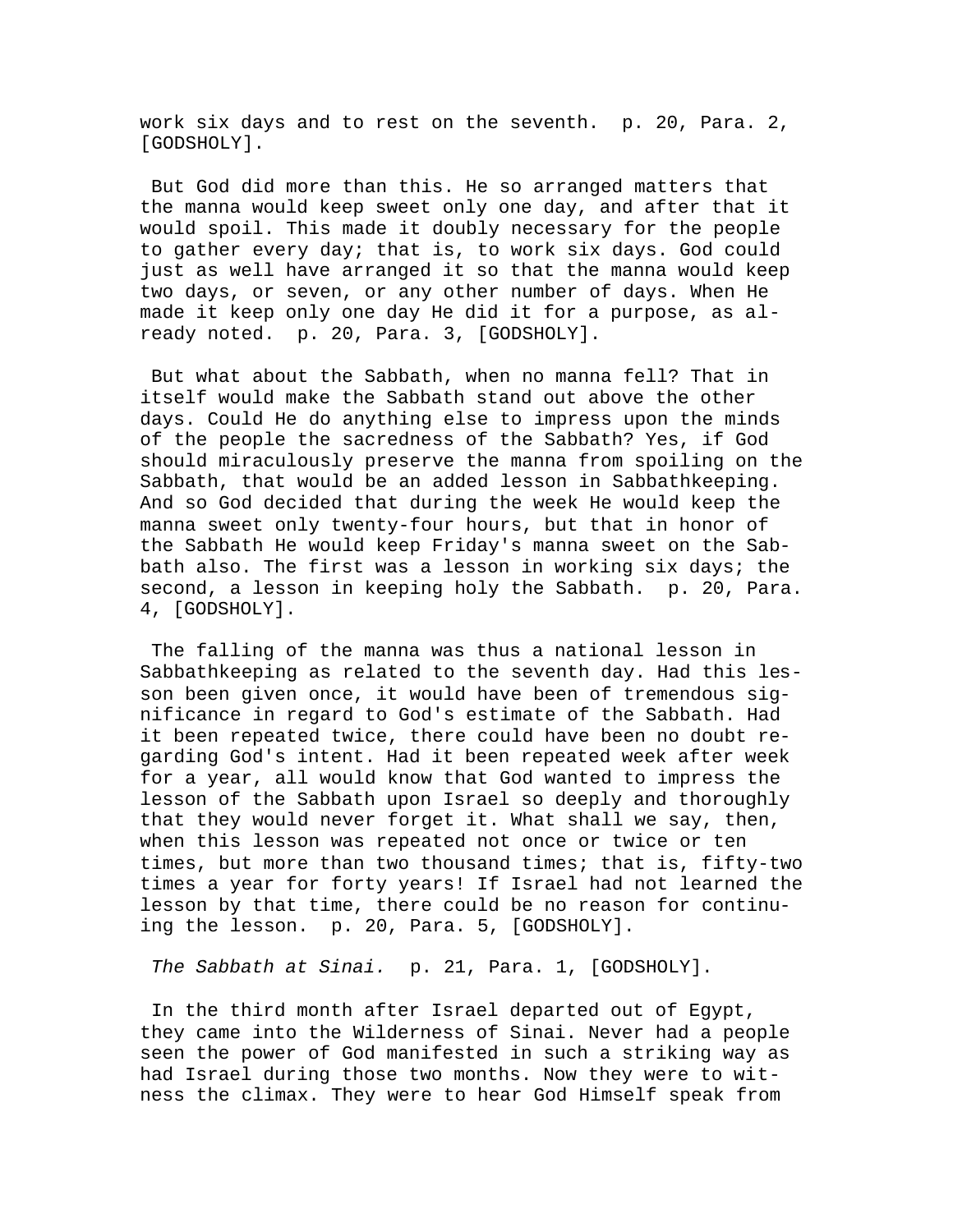work six days and to rest on the seventh. p. 20, Para. 2, [GODSHOLY].

But God did more than this. He so arranged matters that the manna would keep sweet only one day, and after that it would spoil. This made it doubly necessary for the people to gather every day; that is, to work six days. God could just as well have arranged it so that the manna would keep two days, or seven, or any other number of days. When He made it keep only one day He did it for a purpose, as already noted. p. 20, Para. 3, [GODSHOLY].

But what about the Sabbath, when no manna fell? That in itself would make the Sabbath stand out above the other days. Could He do anything else to impress upon the minds of the people the sacredness of the Sabbath? Yes, if God should miraculously preserve the manna from spoiling on the Sabbath, that would be an added lesson in Sabbathkeeping. And so God decided that during the week He would keep the manna sweet only twenty-four hours, but that in honor of the Sabbath He would keep Friday's manna sweet on the Sabbath also. The first was a lesson in working six days; the second, a lesson in keeping holy the Sabbath. p. 20, Para. 4, [GODSHOLY].

The falling of the manna was thus a national lesson in Sabbathkeeping as related to the seventh day. Had this lesson been given once, it would have been of tremendous significance in regard to God's estimate of the Sabbath. Had it been repeated twice, there could have been no doubt regarding God's intent. Had it been repeated week after week for a year, all would know that God wanted to impress the lesson of the Sabbath upon Israel so deeply and thoroughly that they would never forget it. What shall we say, then, when this lesson was repeated not once or twice or ten times, but more than two thousand times; that is, fifty-two times a year for forty years! If Israel had not learned the lesson by that time, there could be no reason for continuing the lesson. p. 20, Para. 5, [GODSHOLY].

*The Sabbath at Sinai.* p. 21, Para. 1, [GODSHOLY].

In the third month after Israel departed out of Egypt, they came into the Wilderness of Sinai. Never had a people seen the power of God manifested in such a striking way as had Israel during those two months. Now they were to witness the climax. They were to hear God Himself speak from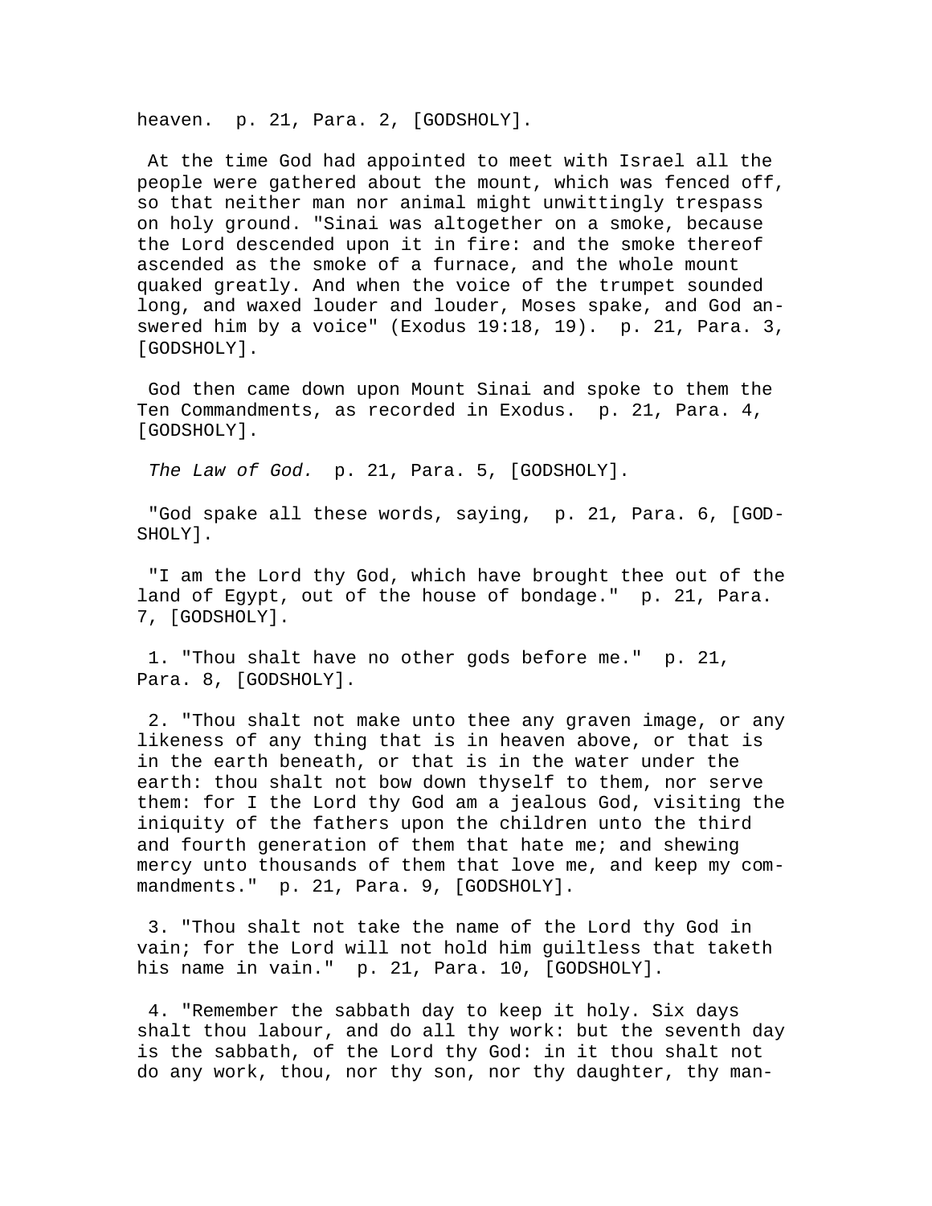heaven. p. 21, Para. 2, [GODSHOLY].

At the time God had appointed to meet with Israel all the people were gathered about the mount, which was fenced off, so that neither man nor animal might unwittingly trespass on holy ground. "Sinai was altogether on a smoke, because the Lord descended upon it in fire: and the smoke thereof ascended as the smoke of a furnace, and the whole mount quaked greatly. And when the voice of the trumpet sounded long, and waxed louder and louder, Moses spake, and God answered him by a voice" (Exodus 19:18, 19). p. 21, Para. 3, [GODSHOLY].

God then came down upon Mount Sinai and spoke to them the Ten Commandments, as recorded in Exodus. p. 21, Para. 4, [GODSHOLY].

*The Law of God.* p. 21, Para. 5, [GODSHOLY].

"God spake all these words, saying, p. 21, Para. 6, [GODSHOLY].

"I am the Lord thy God, which have brought thee out of the land of Egypt, out of the house of bondage." p. 21, Para. 7, [GODSHOLY].

1. "Thou shalt have no other gods before me." p. 21, Para. 8, [GODSHOLY].

2. "Thou shalt not make unto thee any graven image, or any likeness of any thing that is in heaven above, or that is in the earth beneath, or that is in the water under the earth: thou shalt not bow down thyself to them, nor serve them: for I the Lord thy God am a jealous God, visiting the iniquity of the fathers upon the children unto the third and fourth generation of them that hate me; and shewing mercy unto thousands of them that love me, and keep my commandments." p. 21, Para. 9, [GODSHOLY].

3. "Thou shalt not take the name of the Lord thy God in vain; for the Lord will not hold him guiltless that taketh his name in vain." p. 21, Para. 10, [GODSHOLY].

4. "Remember the sabbath day to keep it holy. Six days shalt thou labour, and do all thy work: but the seventh day is the sabbath, of the Lord thy God: in it thou shalt not do any work, thou, nor thy son, nor thy daughter, thy man-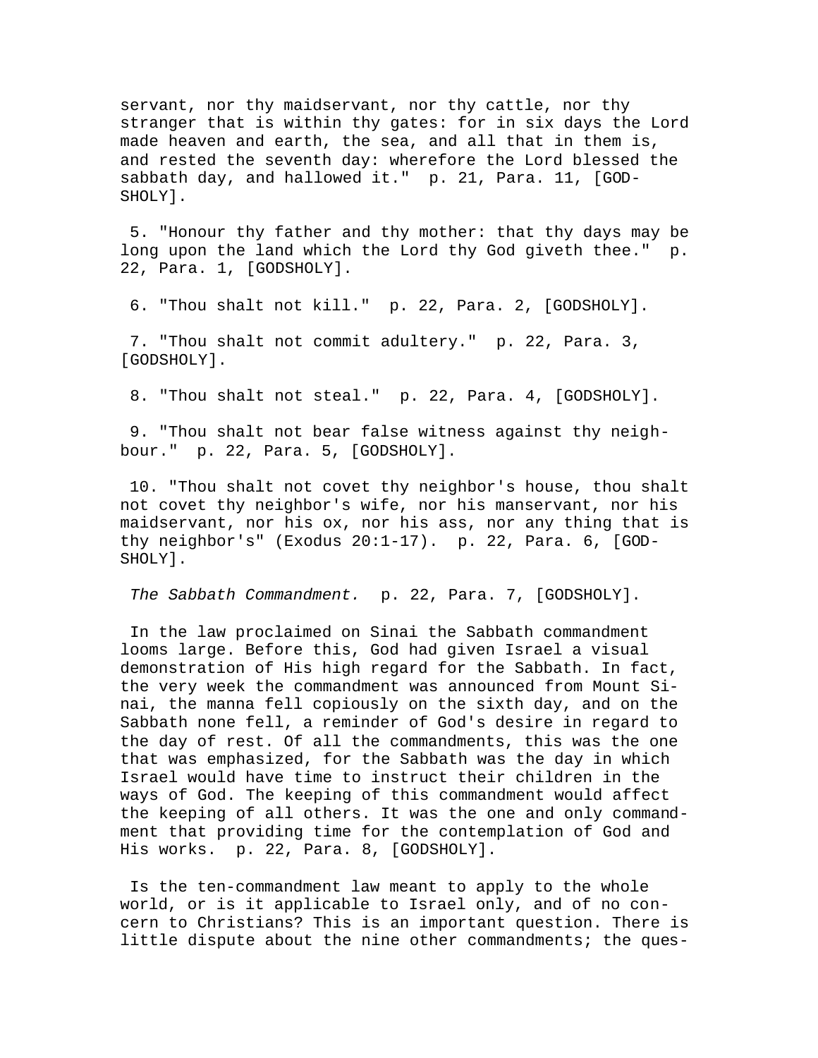servant, nor thy maidservant, nor thy cattle, nor thy stranger that is within thy gates: for in six days the Lord made heaven and earth, the sea, and all that in them is, and rested the seventh day: wherefore the Lord blessed the sabbath day, and hallowed it." p. 21, Para. 11, [GODSHOLY].

5. "Honour thy father and thy mother: that thy days may be long upon the land which the Lord thy God giveth thee." p. 22, Para. 1, [GODSHOLY].

6. "Thou shalt not kill." p. 22, Para. 2, [GODSHOLY].

7. "Thou shalt not commit adultery." p. 22, Para. 3, [GODSHOLY].

8. "Thou shalt not steal." p. 22, Para. 4, [GODSHOLY].

9. "Thou shalt not bear false witness against thy neighbour." p. 22, Para. 5, [GODSHOLY].

10. "Thou shalt not covet thy neighbor's house, thou shalt not covet thy neighbor's wife, nor his manservant, nor his maidservant, nor his ox, nor his ass, nor any thing that is thy neighbor's" (Exodus 20:1-17). p. 22, Para. 6, [GODSHOLY].

*The Sabbath Commandment.* p. 22, Para. 7, [GODSHOLY].

In the law proclaimed on Sinai the Sabbath commandment looms large. Before this, God had given Israel a visual demonstration of His high regard for the Sabbath. In fact, the very week the commandment was announced from Mount Sinai, the manna fell copiously on the sixth day, and on the Sabbath none fell, a reminder of God's desire in regard to the day of rest. Of all the commandments, this was the one that was emphasized, for the Sabbath was the day in which Israel would have time to instruct their children in the ways of God. The keeping of this commandment would affect the keeping of all others. It was the one and only commandment that providing time for the contemplation of God and His works. p. 22, Para. 8, [GODSHOLY].

Is the ten-commandment law meant to apply to the whole world, or is it applicable to Israel only, and of no concern to Christians? This is an important question. There is little dispute about the nine other commandments; the ques-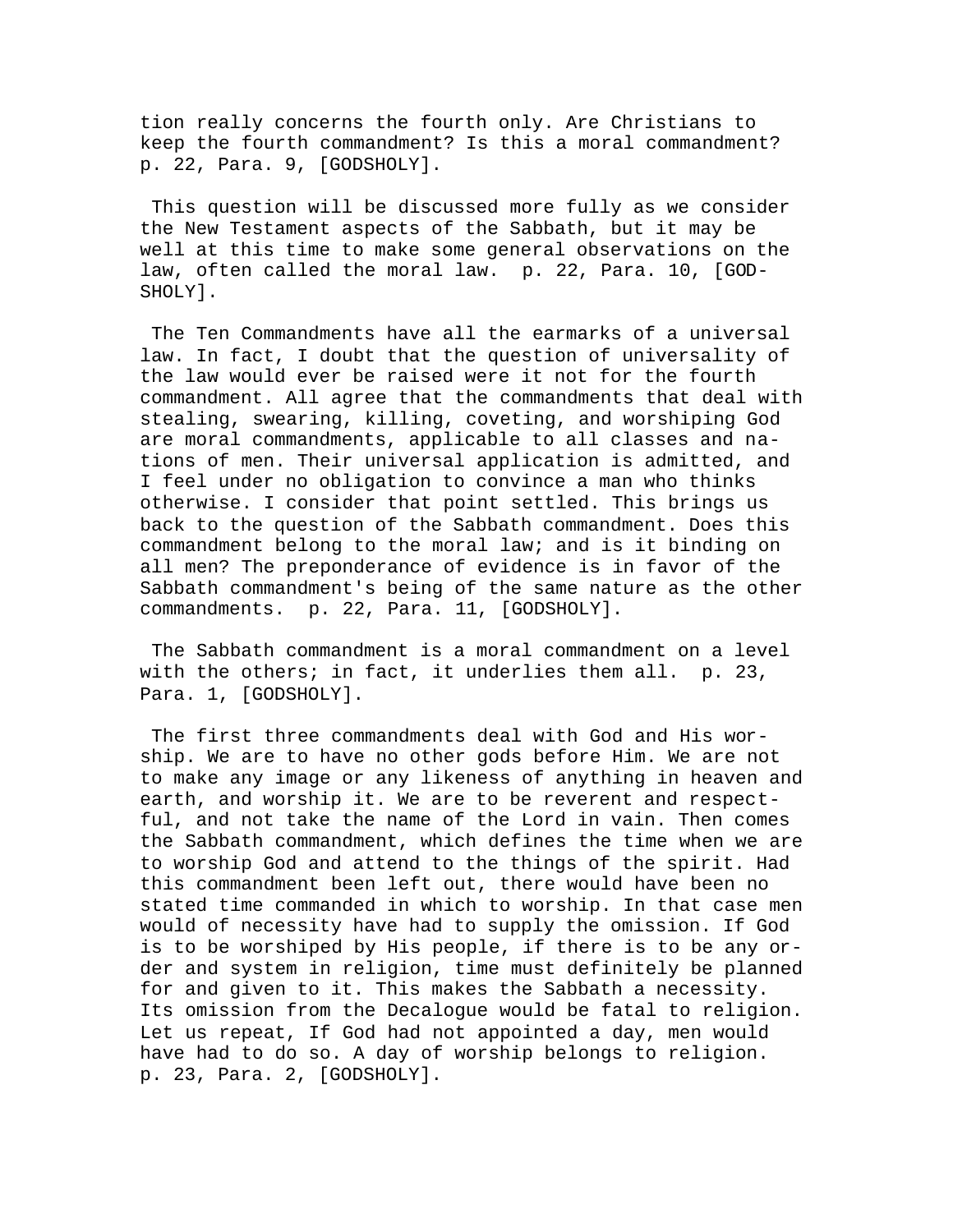tion really concerns the fourth only. Are Christians to keep the fourth commandment? Is this a moral commandment? p. 22, Para. 9, [GODSHOLY].

This question will be discussed more fully as we consider the New Testament aspects of the Sabbath, but it may be well at this time to make some general observations on the law, often called the moral law. p. 22, Para. 10, [GODSHOLY].

The Ten Commandments have all the earmarks of a universal law. In fact, I doubt that the question of universality of the law would ever be raised were it not for the fourth commandment. All agree that the commandments that deal with stealing, swearing, killing, coveting, and worshiping God are moral commandments, applicable to all classes and nations of men. Their universal application is admitted, and I feel under no obligation to convince a man who thinks otherwise. I consider that point settled. This brings us back to the question of the Sabbath commandment. Does this commandment belong to the moral law; and is it binding on all men? The preponderance of evidence is in favor of the Sabbath commandment's being of the same nature as the other commandments. p. 22, Para. 11, [GODSHOLY].

The Sabbath commandment is a moral commandment on a level with the others; in fact, it underlies them all. p. 23, Para. 1, [GODSHOLY].

The first three commandments deal with God and His worship. We are to have no other gods before Him. We are not to make any image or any likeness of anything in heaven and earth, and worship it. We are to be reverent and respectful, and not take the name of the Lord in vain. Then comes the Sabbath commandment, which defines the time when we are to worship God and attend to the things of the spirit. Had this commandment been left out, there would have been no stated time commanded in which to worship. In that case men would of necessity have had to supply the omission. If God is to be worshiped by His people, if there is to be any order and system in religion, time must definitely be planned for and given to it. This makes the Sabbath a necessity. Its omission from the Decalogue would be fatal to religion. Let us repeat, If God had not appointed a day, men would have had to do so. A day of worship belongs to religion. p. 23, Para. 2, [GODSHOLY].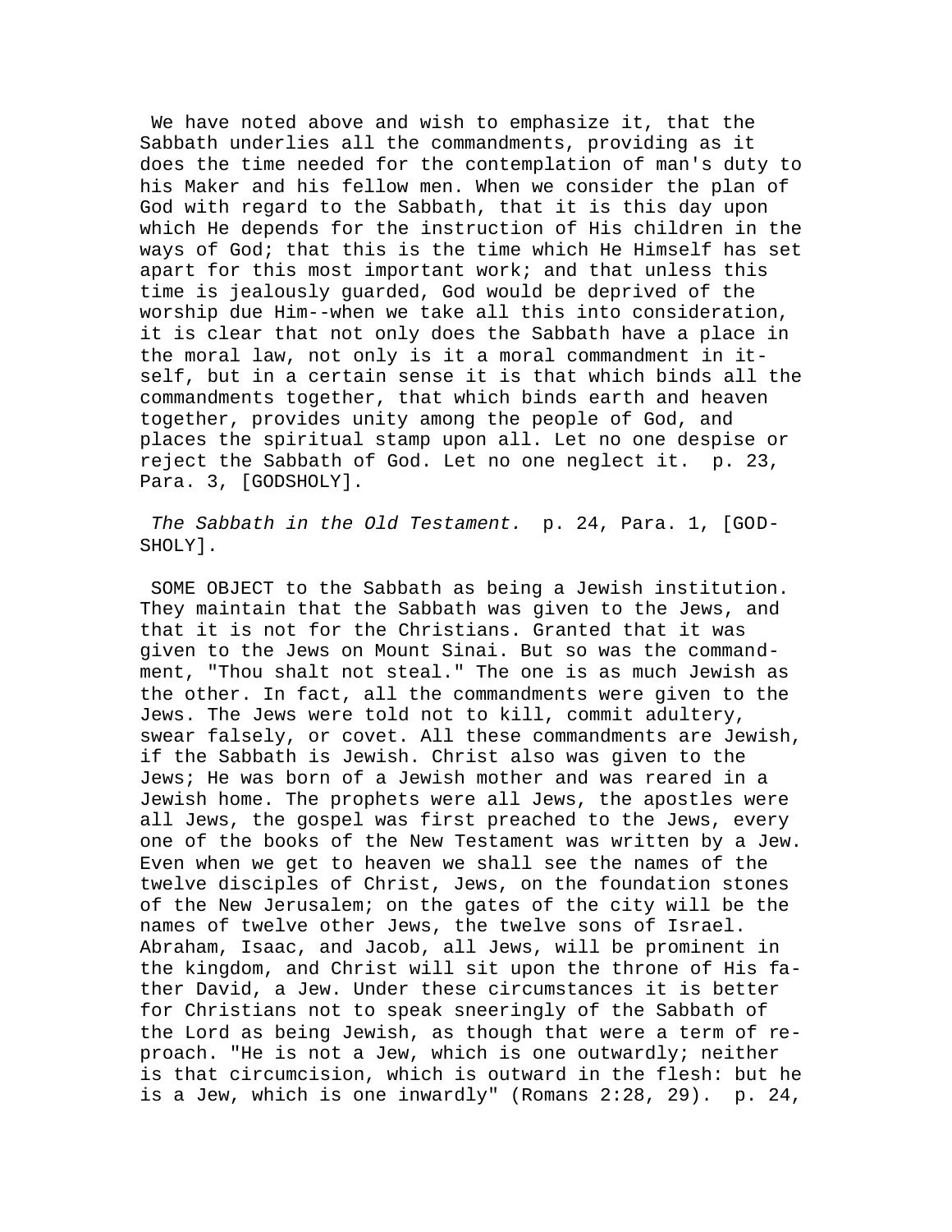We have noted above and wish to emphasize it, that the Sabbath underlies all the commandments, providing as it does the time needed for the contemplation of man's duty to his Maker and his fellow men. When we consider the plan of God with regard to the Sabbath, that it is this day upon which He depends for the instruction of His children in the ways of God; that this is the time which He Himself has set apart for this most important work; and that unless this time is jealously guarded, God would be deprived of the worship due Him--when we take all this into consideration, it is clear that not only does the Sabbath have a place in the moral law, not only is it a moral commandment in itself, but in a certain sense it is that which binds all the commandments together, that which binds earth and heaven together, provides unity among the people of God, and places the spiritual stamp upon all. Let no one despise or reject the Sabbath of God. Let no one neglect it. p. 23, Para. 3, [GODSHOLY].

*The Sabbath in the Old Testament.* p. 24, Para. 1, [GODSHOLY].

SOME OBJECT to the Sabbath as being a Jewish institution. They maintain that the Sabbath was given to the Jews, and that it is not for the Christians. Granted that it was given to the Jews on Mount Sinai. But so was the commandment, "Thou shalt not steal." The one is as much Jewish as the other. In fact, all the commandments were given to the Jews. The Jews were told not to kill, commit adultery, swear falsely, or covet. All these commandments are Jewish, if the Sabbath is Jewish. Christ also was given to the Jews; He was born of a Jewish mother and was reared in a Jewish home. The prophets were all Jews, the apostles were all Jews, the gospel was first preached to the Jews, every one of the books of the New Testament was written by a Jew. Even when we get to heaven we shall see the names of the twelve disciples of Christ, Jews, on the foundation stones of the New Jerusalem; on the gates of the city will be the names of twelve other Jews, the twelve sons of Israel. Abraham, Isaac, and Jacob, all Jews, will be prominent in the kingdom, and Christ will sit upon the throne of His father David, a Jew. Under these circumstances it is better for Christians not to speak sneeringly of the Sabbath of the Lord as being Jewish, as though that were a term of reproach. "He is not a Jew, which is one outwardly; neither is that circumcision, which is outward in the flesh: but he is a Jew, which is one inwardly" (Romans 2:28, 29). p. 24,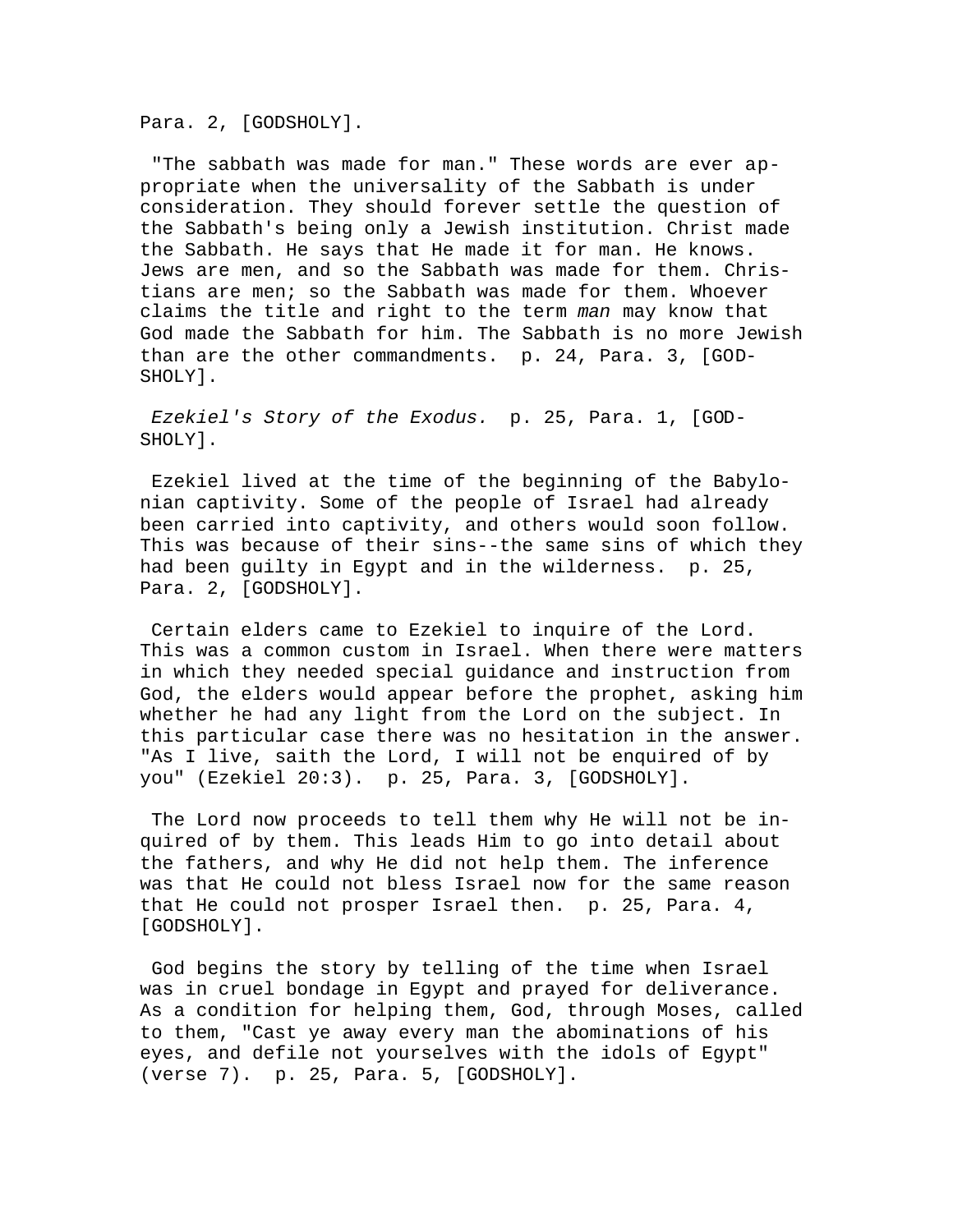Para. 2, [GODSHOLY].

"The sabbath was made for man." These words are ever appropriate when the universality of the Sabbath is under consideration. They should forever settle the question of the Sabbath's being only a Jewish institution. Christ made the Sabbath. He says that He made it for man. He knows. Jews are men, and so the Sabbath was made for them. Christians are men; so the Sabbath was made for them. Whoever claims the title and right to the term *man* may know that God made the Sabbath for him. The Sabbath is no more Jewish than are the other commandments. p. 24, Para. 3, [GODSHOLY].

*Ezekiel's Story of the Exodus.* p. 25, Para. 1, [GODSHOLY].

Ezekiel lived at the time of the beginning of the Babylonian captivity. Some of the people of Israel had already been carried into captivity, and others would soon follow. This was because of their sins--the same sins of which they had been guilty in Egypt and in the wilderness. p. 25, Para. 2, [GODSHOLY].

Certain elders came to Ezekiel to inquire of the Lord. This was a common custom in Israel. When there were matters in which they needed special guidance and instruction from God, the elders would appear before the prophet, asking him whether he had any light from the Lord on the subject. In this particular case there was no hesitation in the answer. "As I live, saith the Lord, I will not be enquired of by you" (Ezekiel 20:3). p. 25, Para. 3, [GODSHOLY].

The Lord now proceeds to tell them why He will not be inquired of by them. This leads Him to go into detail about the fathers, and why He did not help them. The inference was that He could not bless Israel now for the same reason that He could not prosper Israel then. p. 25, Para. 4, [GODSHOLY].

God begins the story by telling of the time when Israel was in cruel bondage in Egypt and prayed for deliverance. As a condition for helping them, God, through Moses, called to them, "Cast ye away every man the abominations of his eyes, and defile not yourselves with the idols of Egypt" (verse 7). p. 25, Para. 5, [GODSHOLY].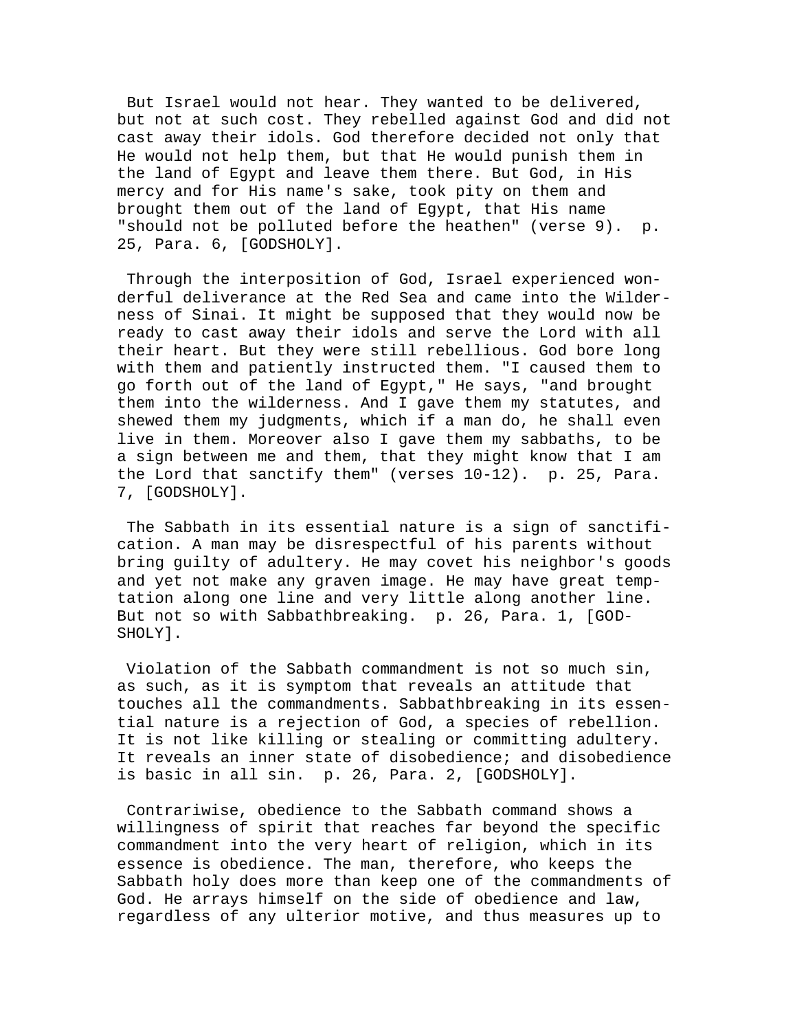But Israel would not hear. They wanted to be delivered, but not at such cost. They rebelled against God and did not cast away their idols. God therefore decided not only that He would not help them, but that He would punish them in the land of Egypt and leave them there. But God, in His mercy and for His name's sake, took pity on them and brought them out of the land of Egypt, that His name "should not be polluted before the heathen" (verse 9). p. 25, Para. 6, [GODSHOLY].

Through the interposition of God, Israel experienced wonderful deliverance at the Red Sea and came into the Wilderness of Sinai. It might be supposed that they would now be ready to cast away their idols and serve the Lord with all their heart. But they were still rebellious. God bore long with them and patiently instructed them. "I caused them to go forth out of the land of Egypt," He says, "and brought them into the wilderness. And I gave them my statutes, and shewed them my judgments, which if a man do, he shall even live in them. Moreover also I gave them my sabbaths, to be a sign between me and them, that they might know that I am the Lord that sanctify them" (verses 10-12). p. 25, Para. 7, [GODSHOLY].

The Sabbath in its essential nature is a sign of sanctification. A man may be disrespectful of his parents without bring guilty of adultery. He may covet his neighbor's goods and yet not make any graven image. He may have great temptation along one line and very little along another line. But not so with Sabbathbreaking. p. 26, Para. 1, [GODSHOLY].

Violation of the Sabbath commandment is not so much sin, as such, as it is symptom that reveals an attitude that touches all the commandments. Sabbathbreaking in its essential nature is a rejection of God, a species of rebellion. It is not like killing or stealing or committing adultery. It reveals an inner state of disobedience; and disobedience is basic in all sin. p. 26, Para. 2, [GODSHOLY].

Contrariwise, obedience to the Sabbath command shows a willingness of spirit that reaches far beyond the specific commandment into the very heart of religion, which in its essence is obedience. The man, therefore, who keeps the Sabbath holy does more than keep one of the commandments of God. He arrays himself on the side of obedience and law, regardless of any ulterior motive, and thus measures up to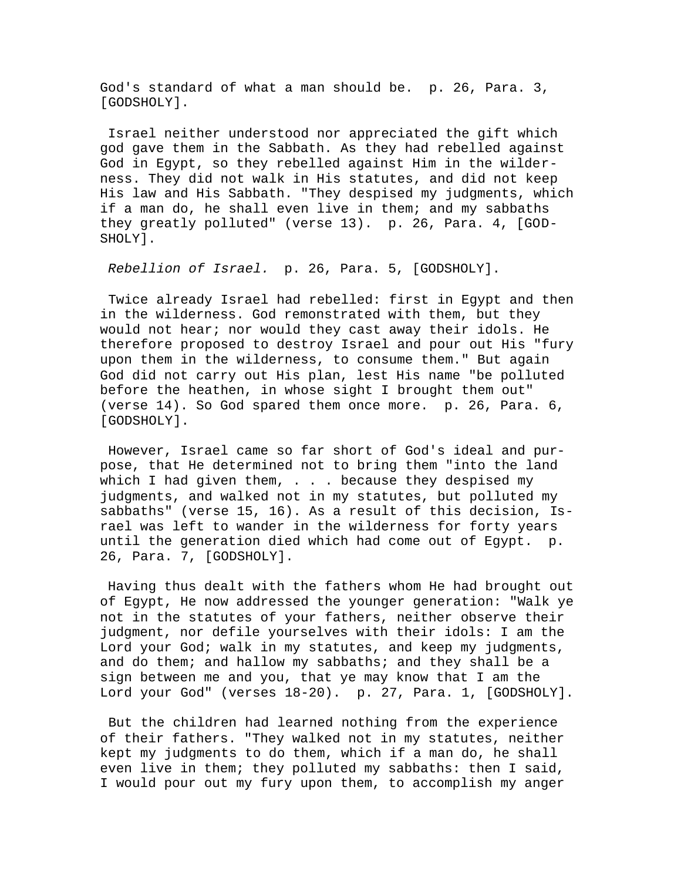God's standard of what a man should be. p. 26, Para. 3, [GODSHOLY].

Israel neither understood nor appreciated the gift which god gave them in the Sabbath. As they had rebelled against God in Egypt, so they rebelled against Him in the wilderness. They did not walk in His statutes, and did not keep His law and His Sabbath. "They despised my judgments, which if a man do, he shall even live in them; and my sabbaths they greatly polluted" (verse 13). p. 26, Para. 4, [GODSHOLY].

*Rebellion of Israel.* p. 26, Para. 5, [GODSHOLY].

Twice already Israel had rebelled: first in Egypt and then in the wilderness. God remonstrated with them, but they would not hear; nor would they cast away their idols. He therefore proposed to destroy Israel and pour out His "fury upon them in the wilderness, to consume them." But again God did not carry out His plan, lest His name "be polluted before the heathen, in whose sight I brought them out" (verse 14). So God spared them once more. p. 26, Para. 6, [GODSHOLY].

However, Israel came so far short of God's ideal and purpose, that He determined not to bring them "into the land which I had given them, . . . because they despised my judgments, and walked not in my statutes, but polluted my sabbaths" (verse 15, 16). As a result of this decision, Israel was left to wander in the wilderness for forty years until the generation died which had come out of Egypt. p. 26, Para. 7, [GODSHOLY].

Having thus dealt with the fathers whom He had brought out of Egypt, He now addressed the younger generation: "Walk ye not in the statutes of your fathers, neither observe their judgment, nor defile yourselves with their idols: I am the Lord your God; walk in my statutes, and keep my judgments, and do them; and hallow my sabbaths; and they shall be a sign between me and you, that ye may know that I am the Lord your God" (verses 18-20). p. 27, Para. 1, [GODSHOLY].

But the children had learned nothing from the experience of their fathers. "They walked not in my statutes, neither kept my judgments to do them, which if a man do, he shall even live in them; they polluted my sabbaths: then I said, I would pour out my fury upon them, to accomplish my anger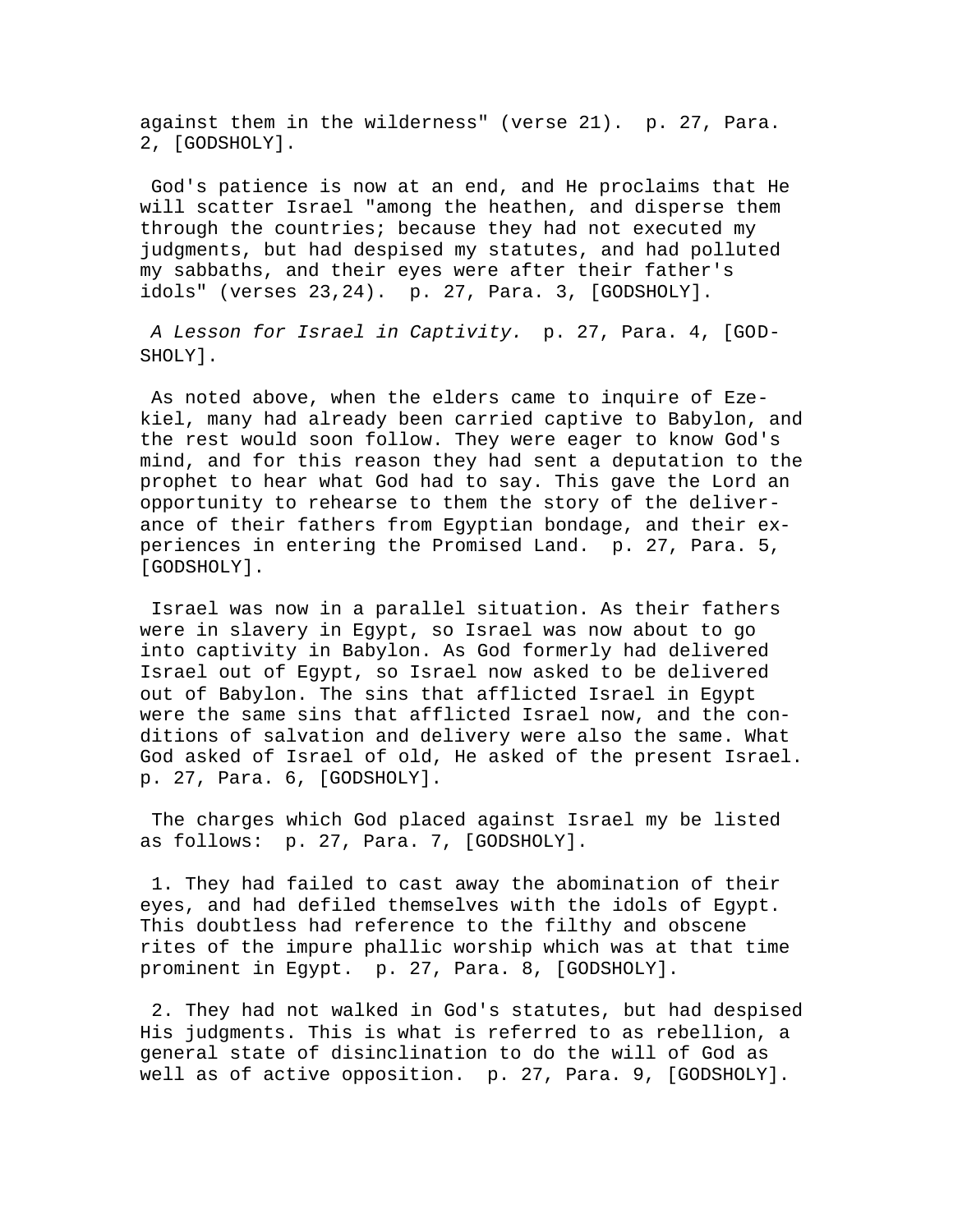against them in the wilderness" (verse 21). p. 27, Para. 2, [GODSHOLY].

God's patience is now at an end, and He proclaims that He will scatter Israel "among the heathen, and disperse them through the countries; because they had not executed my judgments, but had despised my statutes, and had polluted my sabbaths, and their eyes were after their father's idols" (verses 23,24). p. 27, Para. 3, [GODSHOLY].

*A Lesson for Israel in Captivity.* p. 27, Para. 4, [GODSHOLY].

As noted above, when the elders came to inquire of Ezekiel, many had already been carried captive to Babylon, and the rest would soon follow. They were eager to know God's mind, and for this reason they had sent a deputation to the prophet to hear what God had to say. This gave the Lord an opportunity to rehearse to them the story of the deliverance of their fathers from Egyptian bondage, and their experiences in entering the Promised Land. p. 27, Para. 5, [GODSHOLY].

Israel was now in a parallel situation. As their fathers were in slavery in Egypt, so Israel was now about to go into captivity in Babylon. As God formerly had delivered Israel out of Egypt, so Israel now asked to be delivered out of Babylon. The sins that afflicted Israel in Egypt were the same sins that afflicted Israel now, and the conditions of salvation and delivery were also the same. What God asked of Israel of old, He asked of the present Israel. p. 27, Para. 6, [GODSHOLY].

The charges which God placed against Israel my be listed as follows: p. 27, Para. 7, [GODSHOLY].

1. They had failed to cast away the abomination of their eyes, and had defiled themselves with the idols of Egypt. This doubtless had reference to the filthy and obscene rites of the impure phallic worship which was at that time prominent in Egypt. p. 27, Para. 8, [GODSHOLY].

2. They had not walked in God's statutes, but had despised His judgments. This is what is referred to as rebellion, a general state of disinclination to do the will of God as well as of active opposition. p. 27, Para. 9, [GODSHOLY].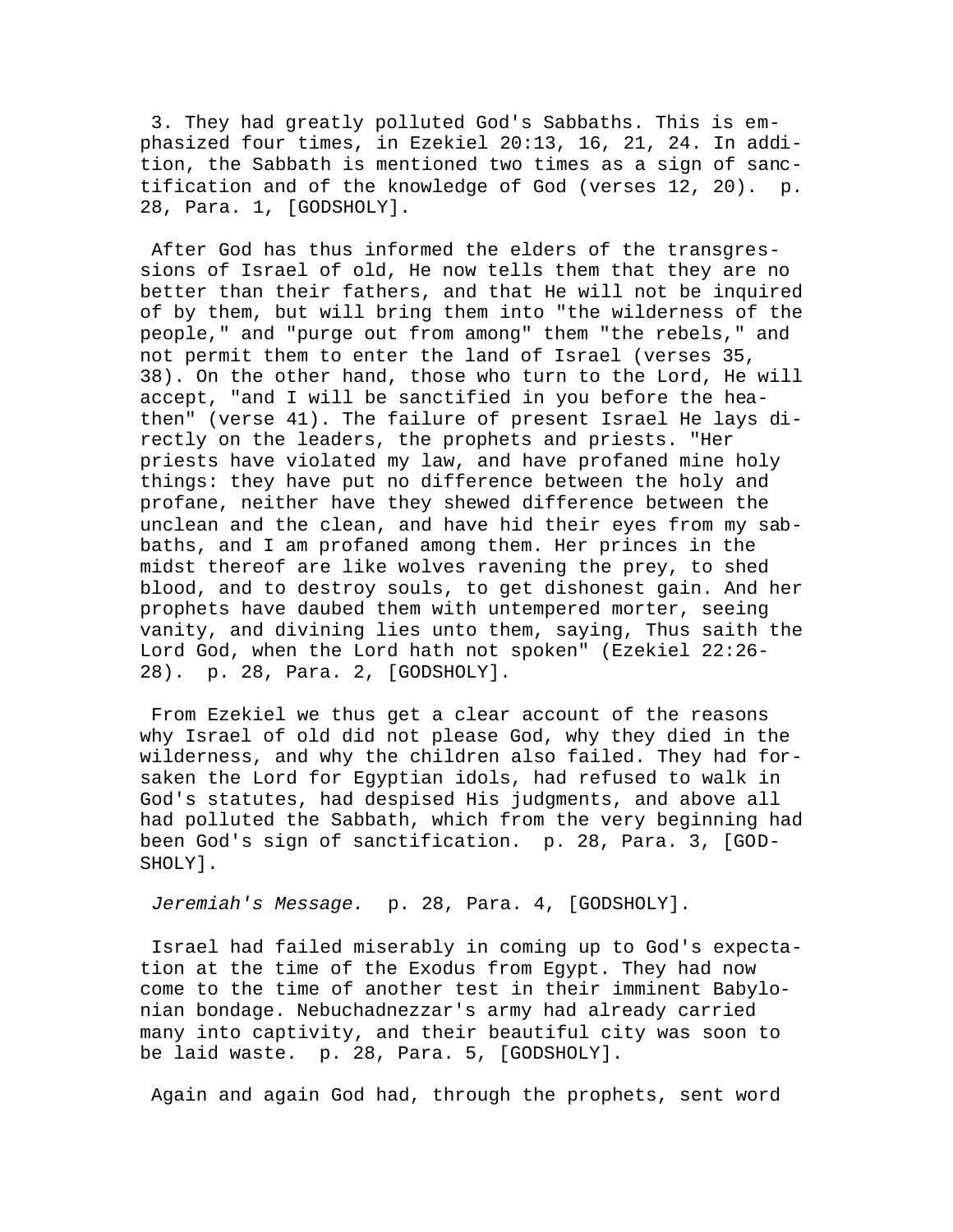3. They had greatly polluted God's Sabbaths. This is emphasized four times, in Ezekiel 20:13, 16, 21, 24. In addition, the Sabbath is mentioned two times as a sign of sanctification and of the knowledge of God (verses 12, 20). p. 28, Para. 1, [GODSHOLY].

After God has thus informed the elders of the transgressions of Israel of old, He now tells them that they are no better than their fathers, and that He will not be inquired of by them, but will bring them into "the wilderness of the people," and "purge out from among" them "the rebels," and not permit them to enter the land of Israel (verses 35, 38). On the other hand, those who turn to the Lord, He will accept, "and I will be sanctified in you before the heathen" (verse 41). The failure of present Israel He lays directly on the leaders, the prophets and priests. "Her priests have violated my law, and have profaned mine holy things: they have put no difference between the holy and profane, neither have they shewed difference between the unclean and the clean, and have hid their eyes from my sabbaths, and I am profaned among them. Her princes in the midst thereof are like wolves ravening the prey, to shed blood, and to destroy souls, to get dishonest gain. And her prophets have daubed them with untempered morter, seeing vanity, and divining lies unto them, saying, Thus saith the Lord God, when the Lord hath not spoken" (Ezekiel 22:26-28). p. 28, Para. 2, [GODSHOLY].

From Ezekiel we thus get a clear account of the reasons why Israel of old did not please God, why they died in the wilderness, and why the children also failed. They had forsaken the Lord for Egyptian idols, had refused to walk in God's statutes, had despised His judgments, and above all had polluted the Sabbath, which from the very beginning had been God's sign of sanctification. p. 28, Para. 3, [GODSHOLY].

*Jeremiah's Message.* p. 28, Para. 4, [GODSHOLY].

Israel had failed miserably in coming up to God's expectation at the time of the Exodus from Egypt. They had now come to the time of another test in their imminent Babylonian bondage. Nebuchadnezzar's army had already carried many into captivity, and their beautiful city was soon to be laid waste. p. 28, Para. 5, [GODSHOLY].

Again and again God had, through the prophets, sent word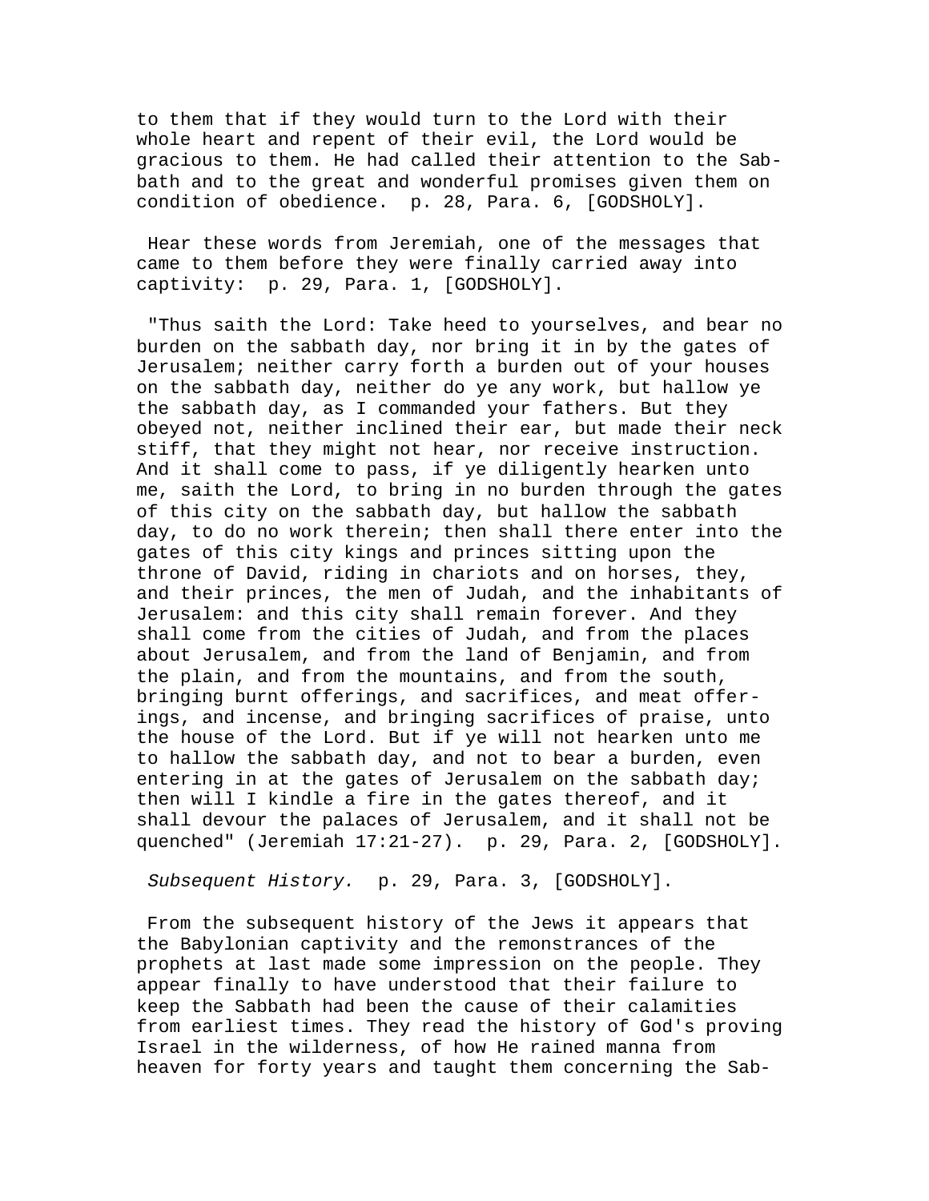to them that if they would turn to the Lord with their whole heart and repent of their evil, the Lord would be gracious to them. He had called their attention to the Sabbath and to the great and wonderful promises given them on condition of obedience. p. 28, Para. 6, [GODSHOLY].

Hear these words from Jeremiah, one of the messages that came to them before they were finally carried away into captivity: p. 29, Para. 1, [GODSHOLY].

"Thus saith the Lord: Take heed to yourselves, and bear no burden on the sabbath day, nor bring it in by the gates of Jerusalem; neither carry forth a burden out of your houses on the sabbath day, neither do ye any work, but hallow ye the sabbath day, as I commanded your fathers. But they obeyed not, neither inclined their ear, but made their neck stiff, that they might not hear, nor receive instruction. And it shall come to pass, if ye diligently hearken unto me, saith the Lord, to bring in no burden through the gates of this city on the sabbath day, but hallow the sabbath day, to do no work therein; then shall there enter into the gates of this city kings and princes sitting upon the throne of David, riding in chariots and on horses, they, and their princes, the men of Judah, and the inhabitants of Jerusalem: and this city shall remain forever. And they shall come from the cities of Judah, and from the places about Jerusalem, and from the land of Benjamin, and from the plain, and from the mountains, and from the south, bringing burnt offerings, and sacrifices, and meat offerings, and incense, and bringing sacrifices of praise, unto the house of the Lord. But if ye will not hearken unto me to hallow the sabbath day, and not to bear a burden, even entering in at the gates of Jerusalem on the sabbath day; then will I kindle a fire in the gates thereof, and it shall devour the palaces of Jerusalem, and it shall not be quenched" (Jeremiah 17:21-27). p. 29, Para. 2, [GODSHOLY].

*Subsequent History.* p. 29, Para. 3, [GODSHOLY].

From the subsequent history of the Jews it appears that the Babylonian captivity and the remonstrances of the prophets at last made some impression on the people. They appear finally to have understood that their failure to keep the Sabbath had been the cause of their calamities from earliest times. They read the history of God's proving Israel in the wilderness, of how He rained manna from heaven for forty years and taught them concerning the Sab-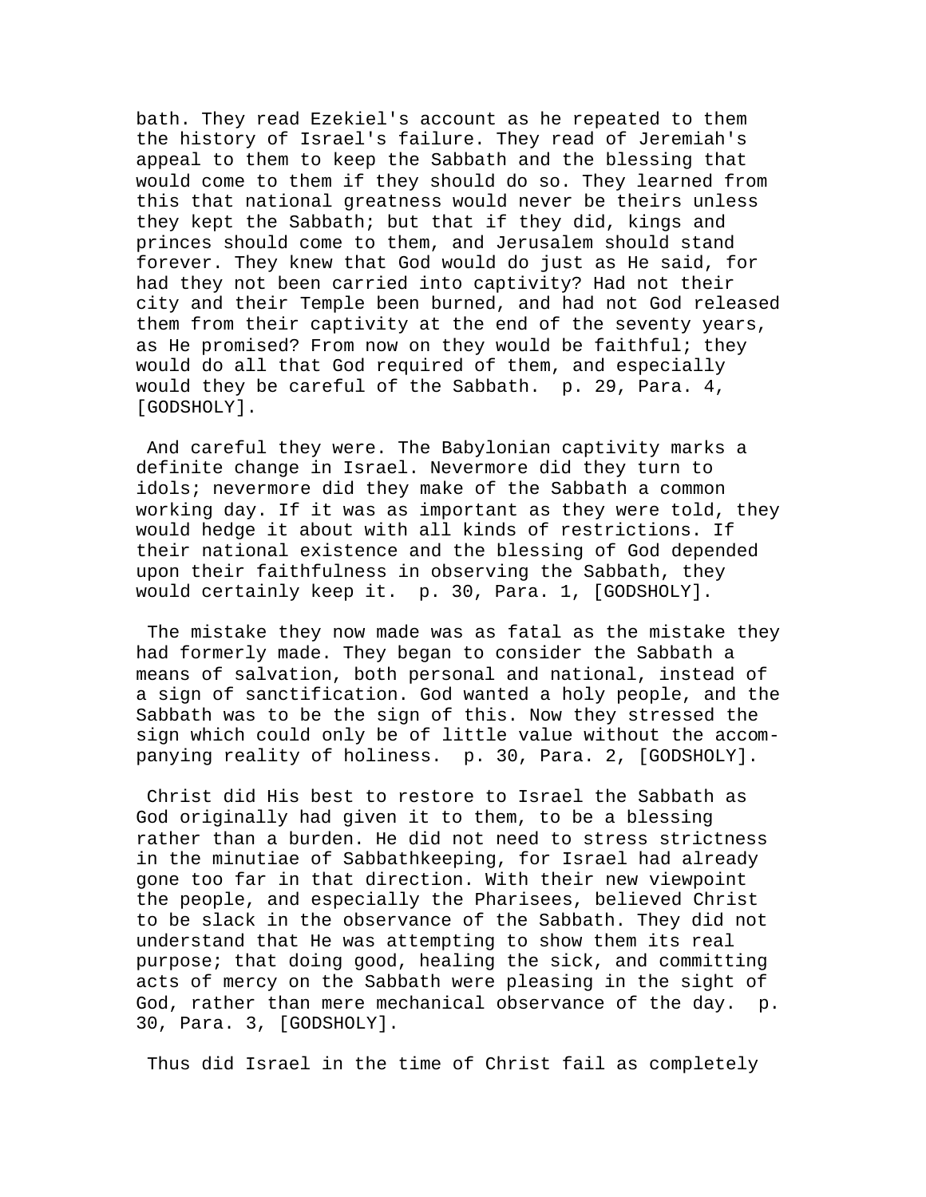bath. They read Ezekiel's account as he repeated to them the history of Israel's failure. They read of Jeremiah's appeal to them to keep the Sabbath and the blessing that would come to them if they should do so. They learned from this that national greatness would never be theirs unless they kept the Sabbath; but that if they did, kings and princes should come to them, and Jerusalem should stand forever. They knew that God would do just as He said, for had they not been carried into captivity? Had not their city and their Temple been burned, and had not God released them from their captivity at the end of the seventy years, as He promised? From now on they would be faithful; they would do all that God required of them, and especially would they be careful of the Sabbath.  p. 29, Para. 4, [GODSHOLY].

And careful they were. The Babylonian captivity marks a definite change in Israel. Nevermore did they turn to idols; nevermore did they make of the Sabbath a common working day. If it was as important as they were told, they would hedge it about with all kinds of restrictions. If their national existence and the blessing of God depended upon their faithfulness in observing the Sabbath, they would certainly keep it.  p. 30, Para. 1, [GODSHOLY].

The mistake they now made was as fatal as the mistake they had formerly made. They began to consider the Sabbath a means of salvation, both personal and national, instead of a sign of sanctification. God wanted a holy people, and the Sabbath was to be the sign of this. Now they stressed the sign which could only be of little value without the accompanying reality of holiness.  p. 30, Para. 2, [GODSHOLY].

Christ did His best to restore to Israel the Sabbath as God originally had given it to them, to be a blessing rather than a burden. He did not need to stress strictness in the minutiae of Sabbathkeeping, for Israel had already gone too far in that direction. With their new viewpoint the people, and especially the Pharisees, believed Christ to be slack in the observance of the Sabbath. They did not understand that He was attempting to show them its real purpose; that doing good, healing the sick, and committing acts of mercy on the Sabbath were pleasing in the sight of God, rather than mere mechanical observance of the day.  p. 30, Para. 3, [GODSHOLY].

Thus did Israel in the time of Christ fail as completely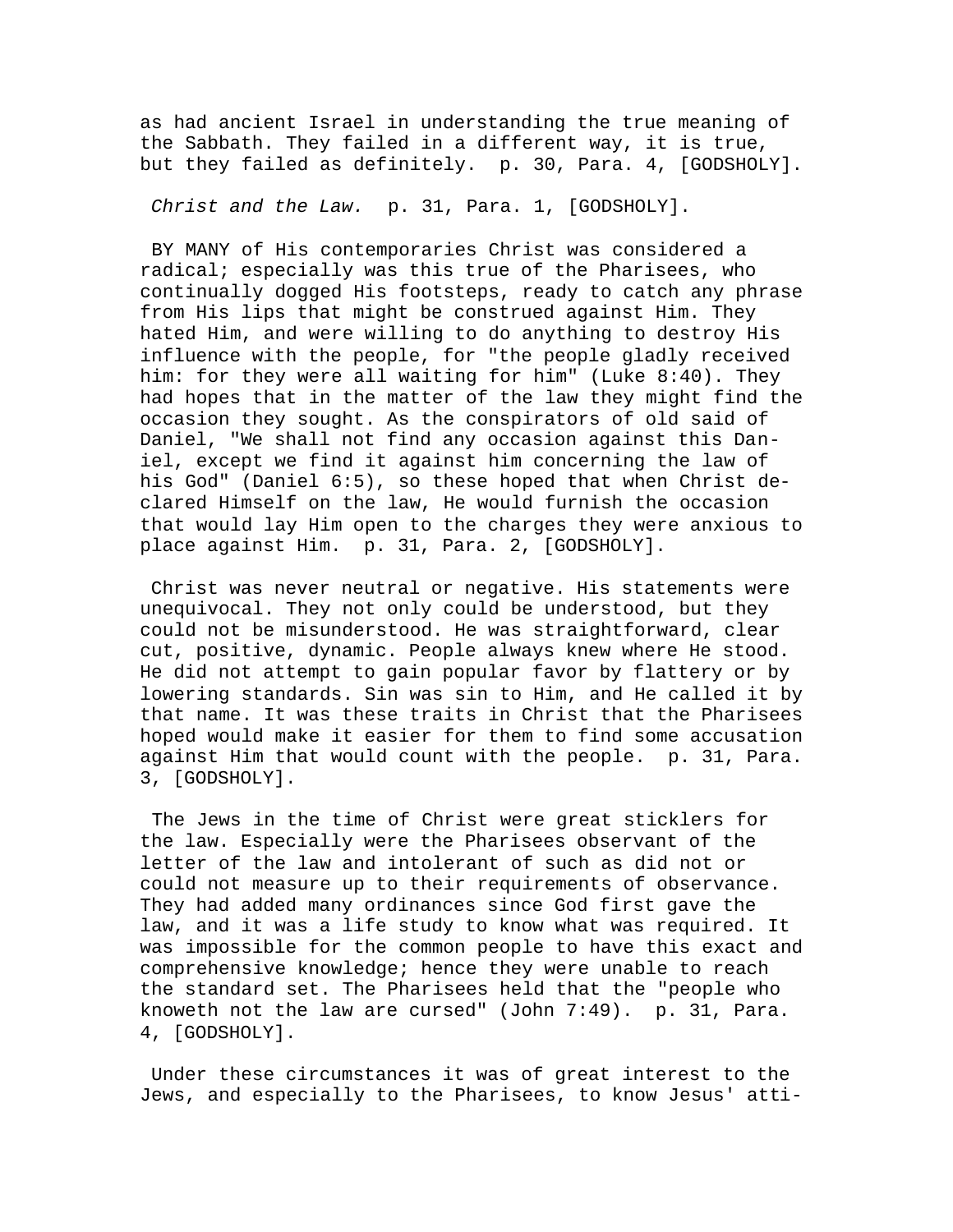as had ancient Israel in understanding the true meaning of the Sabbath. They failed in a different way, it is true, but they failed as definitely.  p. 30, Para. 4, [GODSHOLY].

*Christ and the Law.*  p. 31, Para. 1, [GODSHOLY].

BY MANY of His contemporaries Christ was considered a radical; especially was this true of the Pharisees, who continually dogged His footsteps, ready to catch any phrase from His lips that might be construed against Him. They hated Him, and were willing to do anything to destroy His influence with the people, for "the people gladly received him: for they were all waiting for him" (Luke 8:40). They had hopes that in the matter of the law they might find the occasion they sought. As the conspirators of old said of Daniel, "We shall not find any occasion against this Daniel, except we find it against him concerning the law of his God" (Daniel 6:5), so these hoped that when Christ declared Himself on the law, He would furnish the occasion that would lay Him open to the charges they were anxious to place against Him.  p. 31, Para. 2, [GODSHOLY].

Christ was never neutral or negative. His statements were unequivocal. They not only could be understood, but they could not be misunderstood. He was straightforward, clear cut, positive, dynamic. People always knew where He stood. He did not attempt to gain popular favor by flattery or by lowering standards. Sin was sin to Him, and He called it by that name. It was these traits in Christ that the Pharisees hoped would make it easier for them to find some accusation against Him that would count with the people.  p. 31, Para. 3, [GODSHOLY].

The Jews in the time of Christ were great sticklers for the law. Especially were the Pharisees observant of the letter of the law and intolerant of such as did not or could not measure up to their requirements of observance. They had added many ordinances since God first gave the law, and it was a life study to know what was required. It was impossible for the common people to have this exact and comprehensive knowledge; hence they were unable to reach the standard set. The Pharisees held that the "people who knoweth not the law are cursed" (John 7:49).  p. 31, Para. 4, [GODSHOLY].

Under these circumstances it was of great interest to the Jews, and especially to the Pharisees, to know Jesus' atti-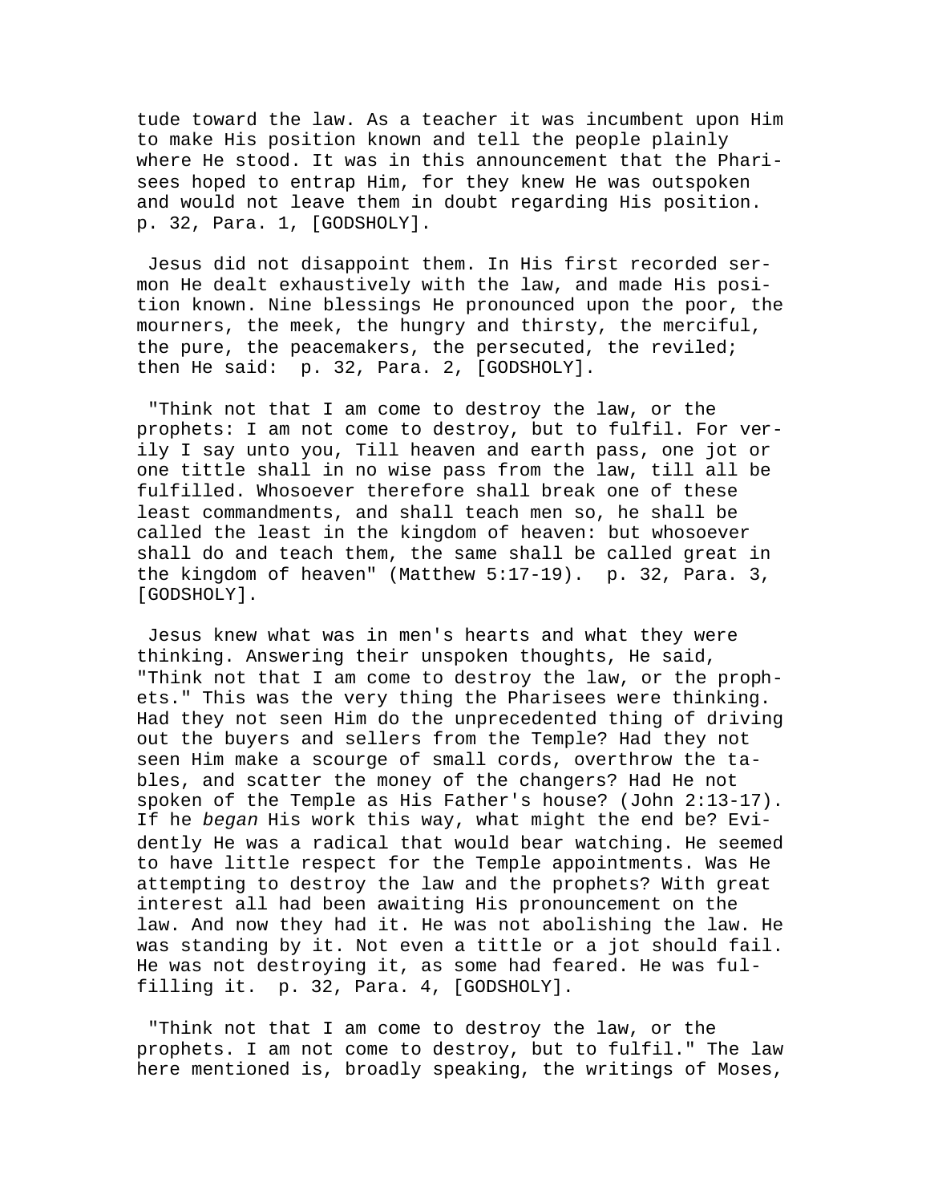tude toward the law. As a teacher it was incumbent upon Him to make His position known and tell the people plainly where He stood. It was in this announcement that the Pharisees hoped to entrap Him, for they knew He was outspoken and would not leave them in doubt regarding His position. p. 32, Para. 1, [GODSHOLY].

Jesus did not disappoint them. In His first recorded sermon He dealt exhaustively with the law, and made His position known. Nine blessings He pronounced upon the poor, the mourners, the meek, the hungry and thirsty, the merciful, the pure, the peacemakers, the persecuted, the reviled; then He said: p. 32, Para. 2, [GODSHOLY].

"Think not that I am come to destroy the law, or the prophets: I am not come to destroy, but to fulfil. For verily I say unto you, Till heaven and earth pass, one jot or one tittle shall in no wise pass from the law, till all be fulfilled. Whosoever therefore shall break one of these least commandments, and shall teach men so, he shall be called the least in the kingdom of heaven: but whosoever shall do and teach them, the same shall be called great in the kingdom of heaven" (Matthew 5:17-19). p. 32, Para. 3, [GODSHOLY].

Jesus knew what was in men's hearts and what they were thinking. Answering their unspoken thoughts, He said, "Think not that I am come to destroy the law, or the prophets." This was the very thing the Pharisees were thinking. Had they not seen Him do the unprecedented thing of driving out the buyers and sellers from the Temple? Had they not seen Him make a scourge of small cords, overthrow the tables, and scatter the money of the changers? Had He not spoken of the Temple as His Father's house? (John 2:13-17). If he *began* His work this way, what might the end be? Evidently He was a radical that would bear watching. He seemed to have little respect for the Temple appointments. Was He attempting to destroy the law and the prophets? With great interest all had been awaiting His pronouncement on the law. And now they had it. He was not abolishing the law. He was standing by it. Not even a tittle or a jot should fail. He was not destroying it, as some had feared. He was fulfilling it. p. 32, Para. 4, [GODSHOLY].

"Think not that I am come to destroy the law, or the prophets. I am not come to destroy, but to fulfil." The law here mentioned is, broadly speaking, the writings of Moses,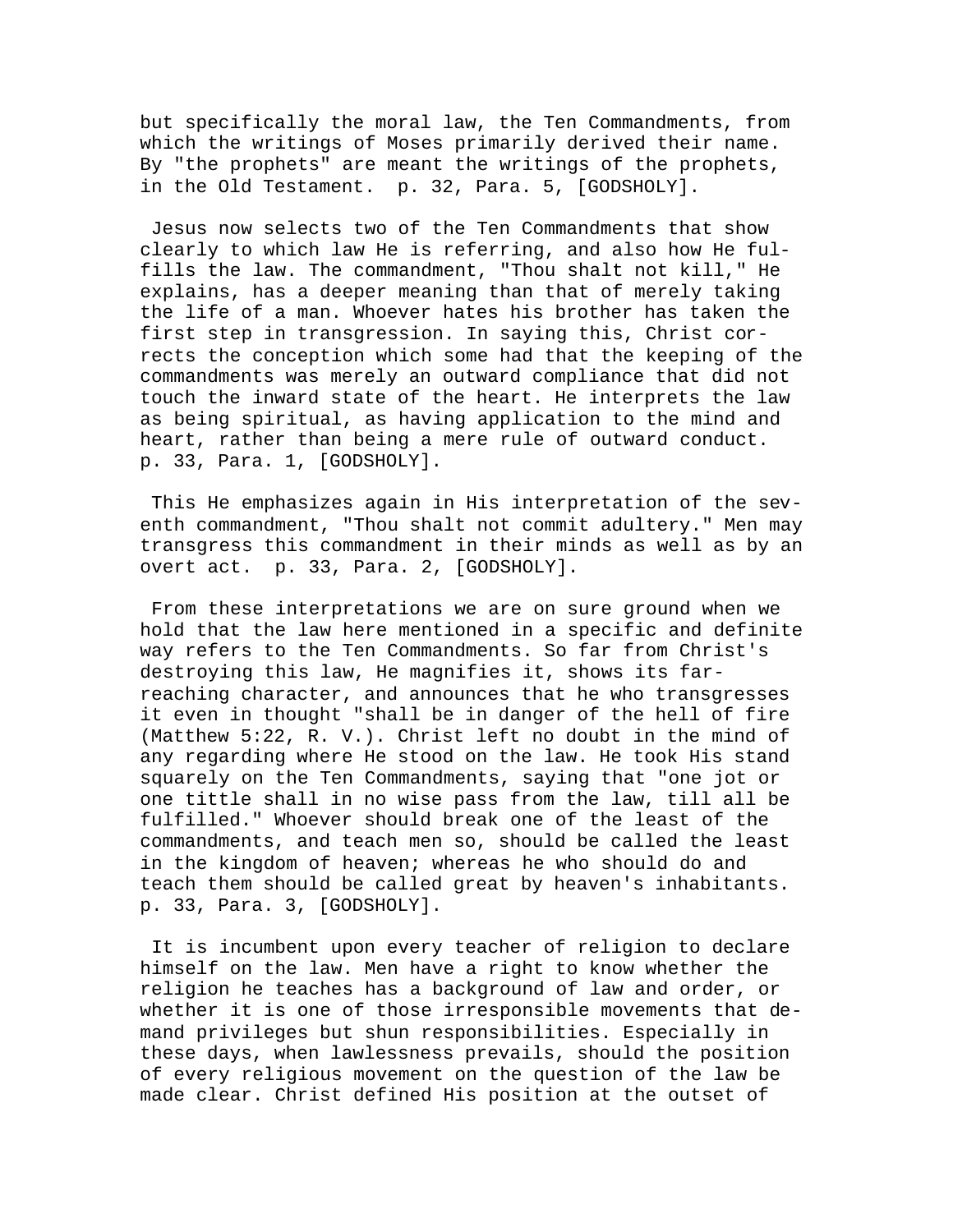but specifically the moral law, the Ten Commandments, from which the writings of Moses primarily derived their name. By "the prophets" are meant the writings of the prophets, in the Old Testament. p. 32, Para. 5, [GODSHOLY].

Jesus now selects two of the Ten Commandments that show clearly to which law He is referring, and also how He fulfills the law. The commandment, "Thou shalt not kill," He explains, has a deeper meaning than that of merely taking the life of a man. Whoever hates his brother has taken the first step in transgression. In saying this, Christ corrects the conception which some had that the keeping of the commandments was merely an outward compliance that did not touch the inward state of the heart. He interprets the law as being spiritual, as having application to the mind and heart, rather than being a mere rule of outward conduct. p. 33, Para. 1, [GODSHOLY].

This He emphasizes again in His interpretation of the seventh commandment, "Thou shalt not commit adultery." Men may transgress this commandment in their minds as well as by an overt act. p. 33, Para. 2, [GODSHOLY].

From these interpretations we are on sure ground when we hold that the law here mentioned in a specific and definite way refers to the Ten Commandments. So far from Christ's destroying this law, He magnifies it, shows its far-reaching character, and announces that he who transgresses it even in thought "shall be in danger of the hell of fire (Matthew 5:22, R. V.). Christ left no doubt in the mind of any regarding where He stood on the law. He took His stand squarely on the Ten Commandments, saying that "one jot or one tittle shall in no wise pass from the law, till all be fulfilled." Whoever should break one of the least of the commandments, and teach men so, should be called the least in the kingdom of heaven; whereas he who should do and teach them should be called great by heaven's inhabitants. p. 33, Para. 3, [GODSHOLY].

It is incumbent upon every teacher of religion to declare himself on the law. Men have a right to know whether the religion he teaches has a background of law and order, or whether it is one of those irresponsible movements that demand privileges but shun responsibilities. Especially in these days, when lawlessness prevails, should the position of every religious movement on the question of the law be made clear. Christ defined His position at the outset of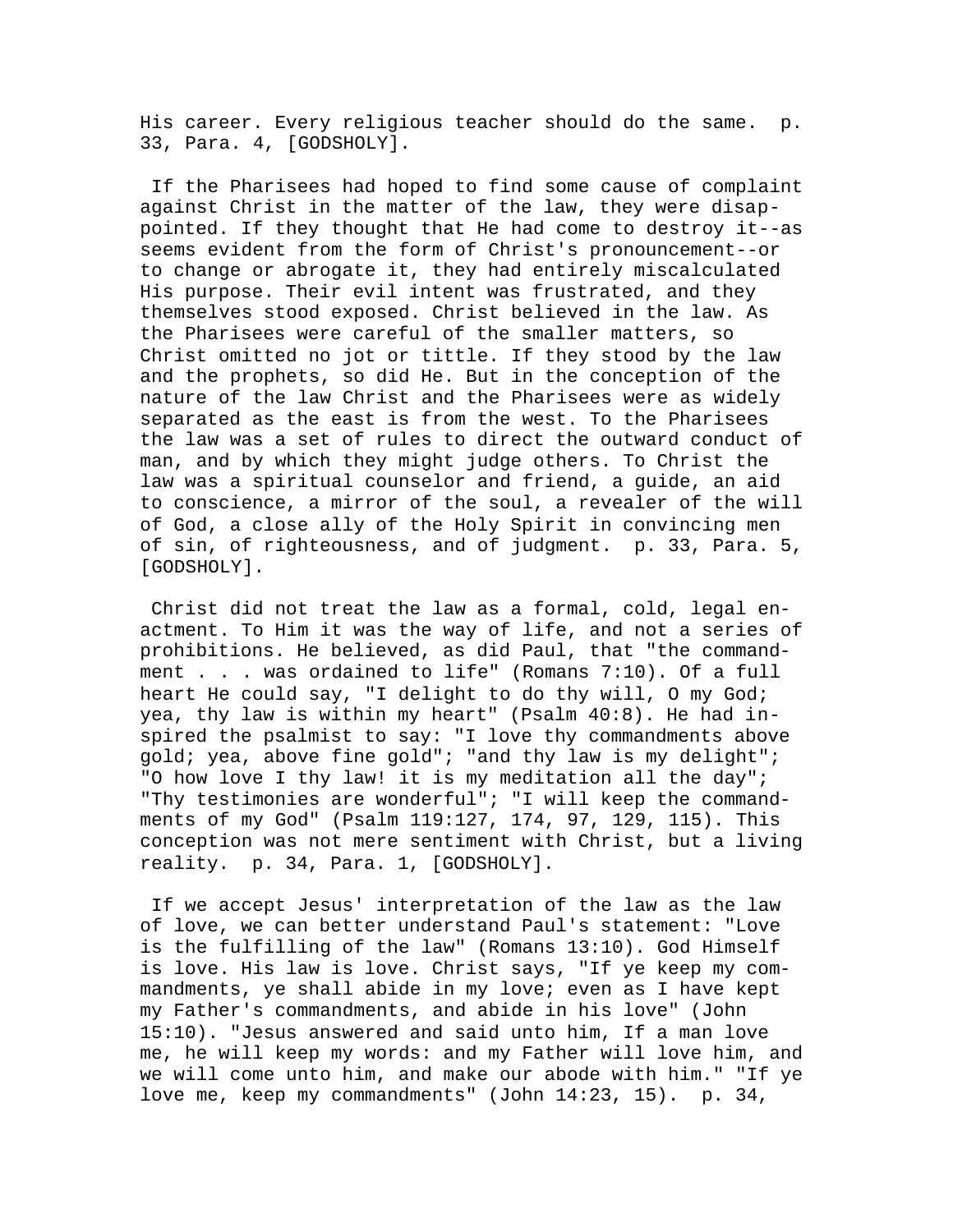His career. Every religious teacher should do the same. p. 33, Para. 4, [GODSHOLY].

If the Pharisees had hoped to find some cause of complaint against Christ in the matter of the law, they were disappointed. If they thought that He had come to destroy it--as seems evident from the form of Christ's pronouncement--or to change or abrogate it, they had entirely miscalculated His purpose. Their evil intent was frustrated, and they themselves stood exposed. Christ believed in the law. As the Pharisees were careful of the smaller matters, so Christ omitted no jot or tittle. If they stood by the law and the prophets, so did He. But in the conception of the nature of the law Christ and the Pharisees were as widely separated as the east is from the west. To the Pharisees the law was a set of rules to direct the outward conduct of man, and by which they might judge others. To Christ the law was a spiritual counselor and friend, a guide, an aid to conscience, a mirror of the soul, a revealer of the will of God, a close ally of the Holy Spirit in convincing men of sin, of righteousness, and of judgment. p. 33, Para. 5, [GODSHOLY].

Christ did not treat the law as a formal, cold, legal enactment. To Him it was the way of life, and not a series of prohibitions. He believed, as did Paul, that "the commandment . . . was ordained to life" (Romans 7:10). Of a full heart He could say, "I delight to do thy will, O my God; yea, thy law is within my heart" (Psalm 40:8). He had inspired the psalmist to say: "I love thy commandments above gold; yea, above fine gold"; "and thy law is my delight"; "O how love I thy law! it is my meditation all the day"; "Thy testimonies are wonderful"; "I will keep the commandments of my God" (Psalm 119:127, 174, 97, 129, 115). This conception was not mere sentiment with Christ, but a living reality. p. 34, Para. 1, [GODSHOLY].

If we accept Jesus' interpretation of the law as the law of love, we can better understand Paul's statement: "Love is the fulfilling of the law" (Romans 13:10). God Himself is love. His law is love. Christ says, "If ye keep my commandments, ye shall abide in my love; even as I have kept my Father's commandments, and abide in his love" (John 15:10). "Jesus answered and said unto him, If a man love me, he will keep my words: and my Father will love him, and we will come unto him, and make our abode with him." "If ye love me, keep my commandments" (John 14:23, 15). p. 34,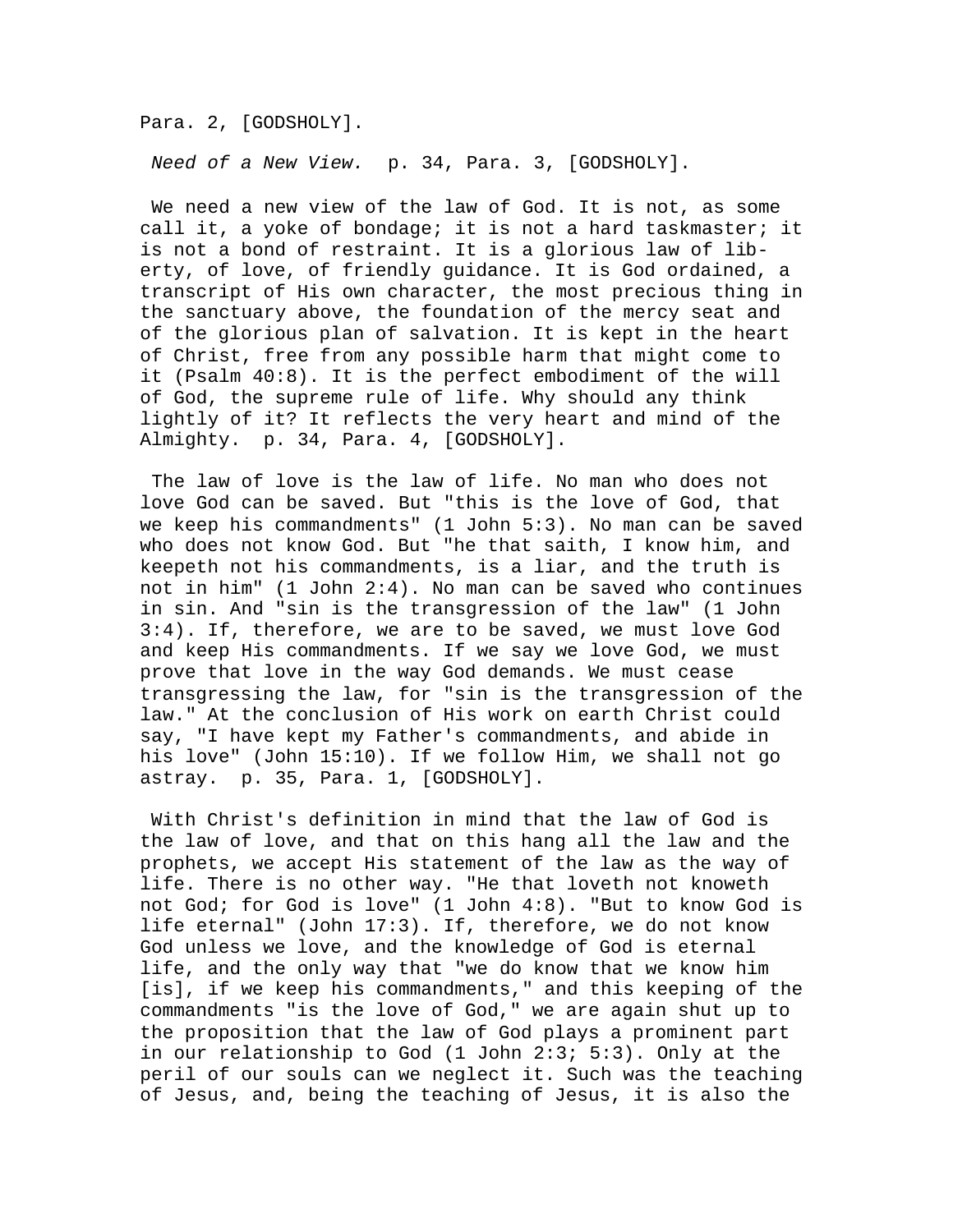Para. 2, [GODSHOLY].

*Need of a New View.* p. 34, Para. 3, [GODSHOLY].

We need a new view of the law of God. It is not, as some call it, a yoke of bondage; it is not a hard taskmaster; it is not a bond of restraint. It is a glorious law of liberty, of love, of friendly guidance. It is God ordained, a transcript of His own character, the most precious thing in the sanctuary above, the foundation of the mercy seat and of the glorious plan of salvation. It is kept in the heart of Christ, free from any possible harm that might come to it (Psalm 40:8). It is the perfect embodiment of the will of God, the supreme rule of life. Why should any think lightly of it? It reflects the very heart and mind of the Almighty. p. 34, Para. 4, [GODSHOLY].

The law of love is the law of life. No man who does not love God can be saved. But "this is the love of God, that we keep his commandments" (1 John 5:3). No man can be saved who does not know God. But "he that saith, I know him, and keepeth not his commandments, is a liar, and the truth is not in him" (1 John 2:4). No man can be saved who continues in sin. And "sin is the transgression of the law" (1 John 3:4). If, therefore, we are to be saved, we must love God and keep His commandments. If we say we love God, we must prove that love in the way God demands. We must cease transgressing the law, for "sin is the transgression of the law." At the conclusion of His work on earth Christ could say, "I have kept my Father's commandments, and abide in his love" (John 15:10). If we follow Him, we shall not go astray. p. 35, Para. 1, [GODSHOLY].

With Christ's definition in mind that the law of God is the law of love, and that on this hang all the law and the prophets, we accept His statement of the law as the way of life. There is no other way. "He that loveth not knoweth not God; for God is love" (1 John 4:8). "But to know God is life eternal" (John 17:3). If, therefore, we do not know God unless we love, and the knowledge of God is eternal life, and the only way that "we do know that we know him [is], if we keep his commandments," and this keeping of the commandments "is the love of God," we are again shut up to the proposition that the law of God plays a prominent part in our relationship to God (1 John 2:3; 5:3). Only at the peril of our souls can we neglect it. Such was the teaching of Jesus, and, being the teaching of Jesus, it is also the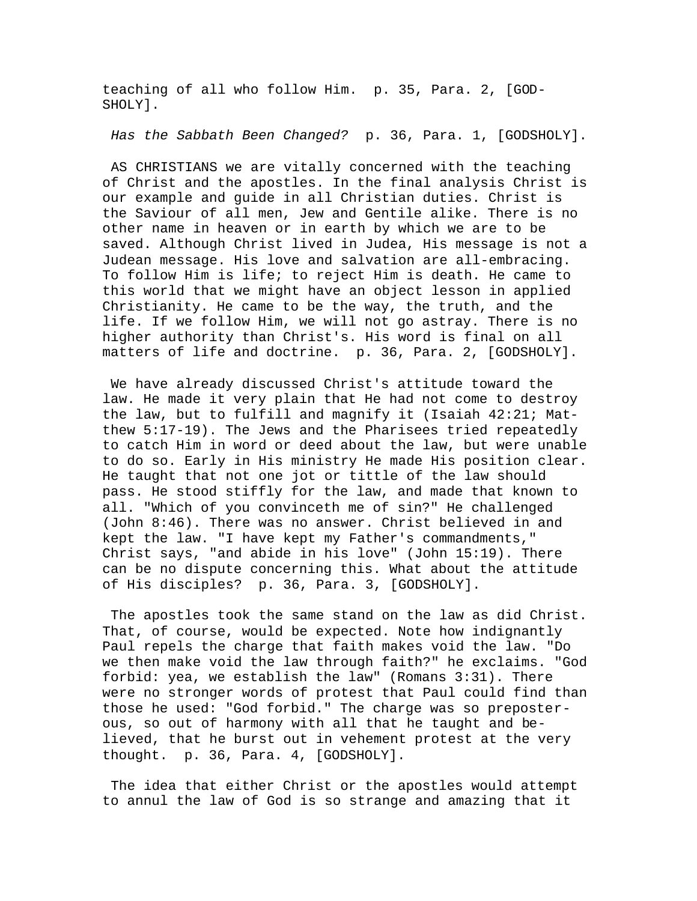teaching of all who follow Him.  p. 35, Para. 2, [GODSHOLY].

*Has the Sabbath Been Changed?*  p. 36, Para. 1, [GODSHOLY].

AS CHRISTIANS we are vitally concerned with the teaching of Christ and the apostles. In the final analysis Christ is our example and guide in all Christian duties. Christ is the Saviour of all men, Jew and Gentile alike. There is no other name in heaven or in earth by which we are to be saved. Although Christ lived in Judea, His message is not a Judean message. His love and salvation are all-embracing. To follow Him is life; to reject Him is death. He came to this world that we might have an object lesson in applied Christianity. He came to be the way, the truth, and the life. If we follow Him, we will not go astray. There is no higher authority than Christ's. His word is final on all matters of life and doctrine.  p. 36, Para. 2, [GODSHOLY].

We have already discussed Christ's attitude toward the law. He made it very plain that He had not come to destroy the law, but to fulfill and magnify it (Isaiah 42:21; Matthew 5:17-19). The Jews and the Pharisees tried repeatedly to catch Him in word or deed about the law, but were unable to do so. Early in His ministry He made His position clear. He taught that not one jot or tittle of the law should pass. He stood stiffly for the law, and made that known to all. "Which of you convinceth me of sin?" He challenged (John 8:46). There was no answer. Christ believed in and kept the law. "I have kept my Father's commandments," Christ says, "and abide in his love" (John 15:19). There can be no dispute concerning this. What about the attitude of His disciples?  p. 36, Para. 3, [GODSHOLY].

The apostles took the same stand on the law as did Christ. That, of course, would be expected. Note how indignantly Paul repels the charge that faith makes void the law. "Do we then make void the law through faith?" he exclaims. "God forbid: yea, we establish the law" (Romans 3:31). There were no stronger words of protest that Paul could find than those he used: "God forbid." The charge was so preposterous, so out of harmony with all that he taught and believed, that he burst out in vehement protest at the very thought.  p. 36, Para. 4, [GODSHOLY].

The idea that either Christ or the apostles would attempt to annul the law of God is so strange and amazing that it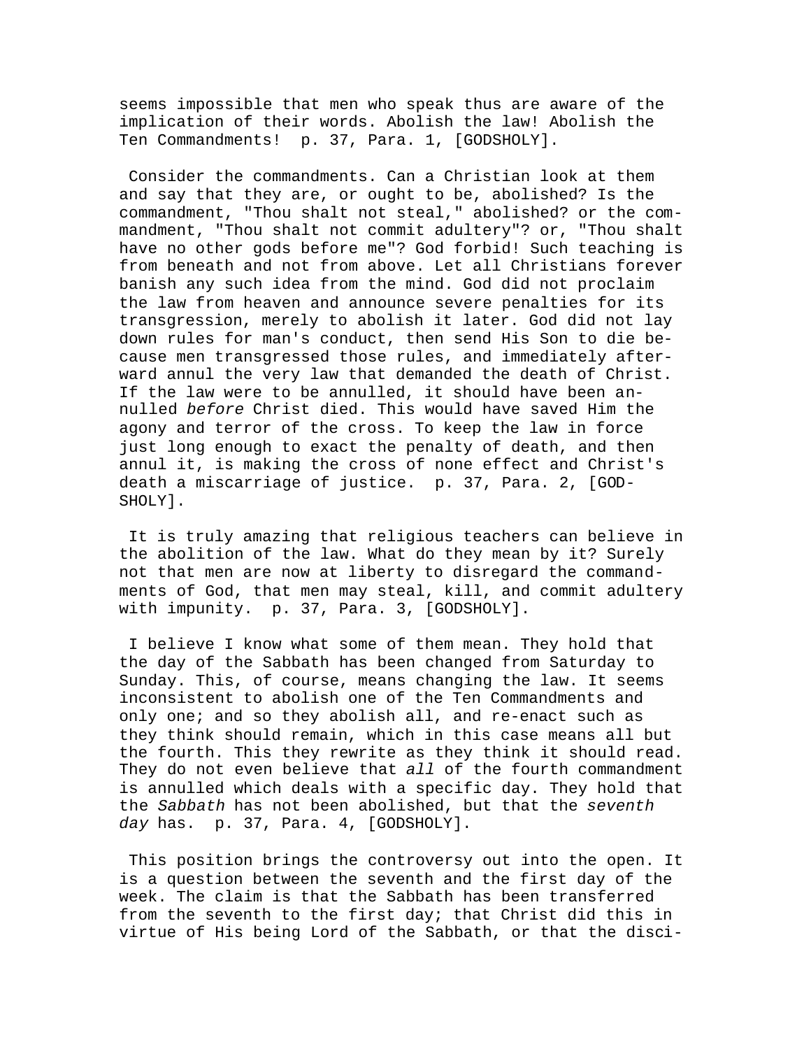seems impossible that men who speak thus are aware of the implication of their words. Abolish the law! Abolish the Ten Commandments!  p. 37, Para. 1, [GODSHOLY].

Consider the commandments. Can a Christian look at them and say that they are, or ought to be, abolished? Is the commandment, "Thou shalt not steal," abolished? or the commandment, "Thou shalt not commit adultery"? or, "Thou shalt have no other gods before me"? God forbid! Such teaching is from beneath and not from above. Let all Christians forever banish any such idea from the mind. God did not proclaim the law from heaven and announce severe penalties for its transgression, merely to abolish it later. God did not lay down rules for man's conduct, then send His Son to die because men transgressed those rules, and immediately afterward annul the very law that demanded the death of Christ. If the law were to be annulled, it should have been annulled *before* Christ died. This would have saved Him the agony and terror of the cross. To keep the law in force just long enough to exact the penalty of death, and then annul it, is making the cross of none effect and Christ's death a miscarriage of justice.  p. 37, Para. 2, [GODSHOLY].

It is truly amazing that religious teachers can believe in the abolition of the law. What do they mean by it? Surely not that men are now at liberty to disregard the commandments of God, that men may steal, kill, and commit adultery with impunity.  p. 37, Para. 3, [GODSHOLY].

I believe I know what some of them mean. They hold that the day of the Sabbath has been changed from Saturday to Sunday. This, of course, means changing the law. It seems inconsistent to abolish one of the Ten Commandments and only one; and so they abolish all, and re-enact such as they think should remain, which in this case means all but the fourth. This they rewrite as they think it should read. They do not even believe that *all* of the fourth commandment is annulled which deals with a specific day. They hold that the *Sabbath* has not been abolished, but that the *seventh day* has.  p. 37, Para. 4, [GODSHOLY].

This position brings the controversy out into the open. It is a question between the seventh and the first day of the week. The claim is that the Sabbath has been transferred from the seventh to the first day; that Christ did this in virtue of His being Lord of the Sabbath, or that the disci-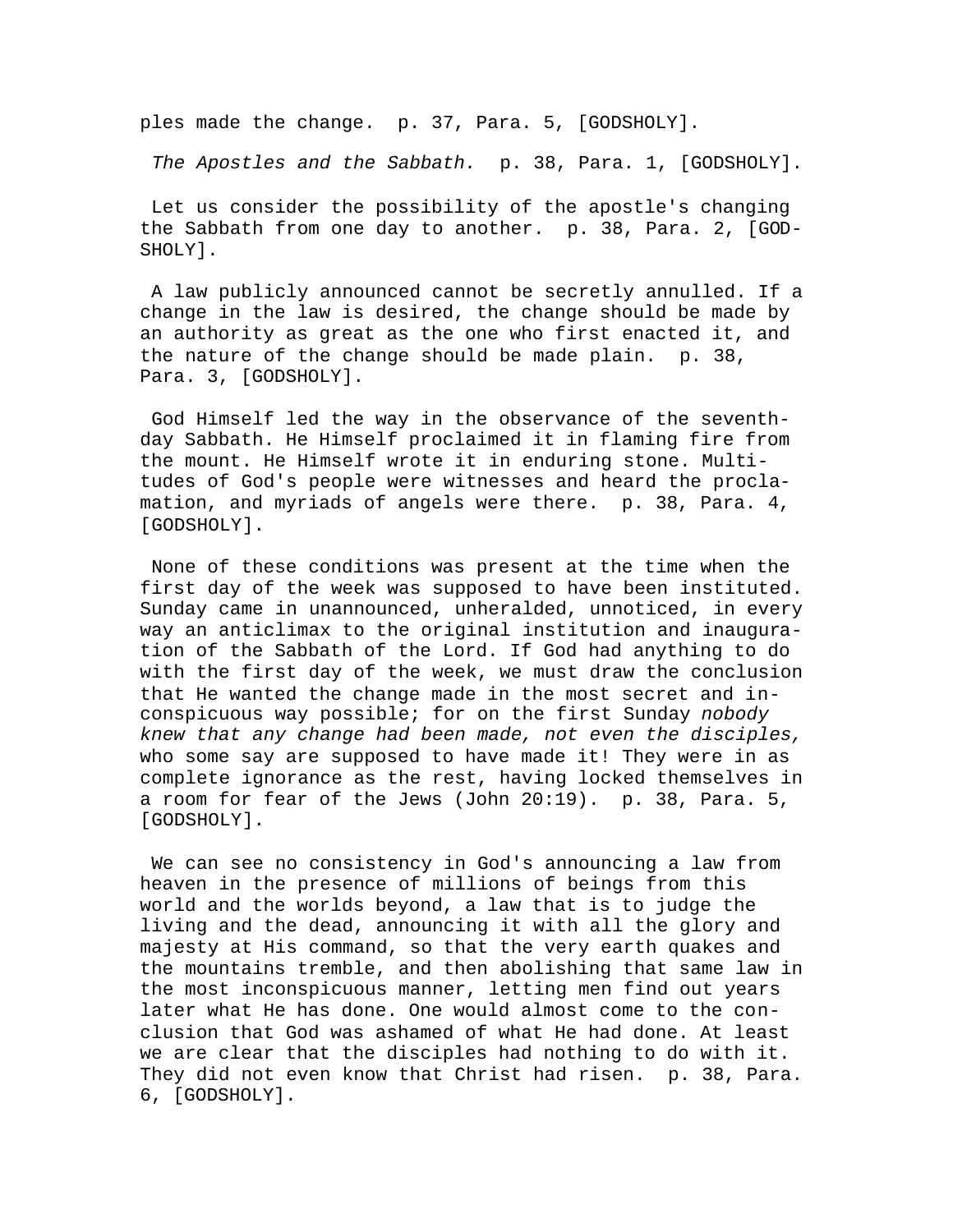ples made the change.  p. 37, Para. 5, [GODSHOLY].

*The Apostles and the Sabbath.*  p. 38, Para. 1, [GODSHOLY].

Let us consider the possibility of the apostle's changing the Sabbath from one day to another.  p. 38, Para. 2, [GODSHOLY].

A law publicly announced cannot be secretly annulled. If a change in the law is desired, the change should be made by an authority as great as the one who first enacted it, and the nature of the change should be made plain.  p. 38, Para. 3, [GODSHOLY].

God Himself led the way in the observance of the seventh-day Sabbath. He Himself proclaimed it in flaming fire from the mount. He Himself wrote it in enduring stone. Multitudes of God's people were witnesses and heard the proclamation, and myriads of angels were there.  p. 38, Para. 4, [GODSHOLY].

None of these conditions was present at the time when the first day of the week was supposed to have been instituted. Sunday came in unannounced, unheralded, unnoticed, in every way an anticlimax to the original institution and inauguration of the Sabbath of the Lord. If God had anything to do with the first day of the week, we must draw the conclusion that He wanted the change made in the most secret and inconspicuous way possible; for on the first Sunday *nobody knew that any change had been made, not even the disciples,* who some say are supposed to have made it! They were in as complete ignorance as the rest, having locked themselves in a room for fear of the Jews (John 20:19).  p. 38, Para. 5, [GODSHOLY].

We can see no consistency in God's announcing a law from heaven in the presence of millions of beings from this world and the worlds beyond, a law that is to judge the living and the dead, announcing it with all the glory and majesty at His command, so that the very earth quakes and the mountains tremble, and then abolishing that same law in the most inconspicuous manner, letting men find out years later what He has done. One would almost come to the conclusion that God was ashamed of what He had done. At least we are clear that the disciples had nothing to do with it. They did not even know that Christ had risen.  p. 38, Para. 6, [GODSHOLY].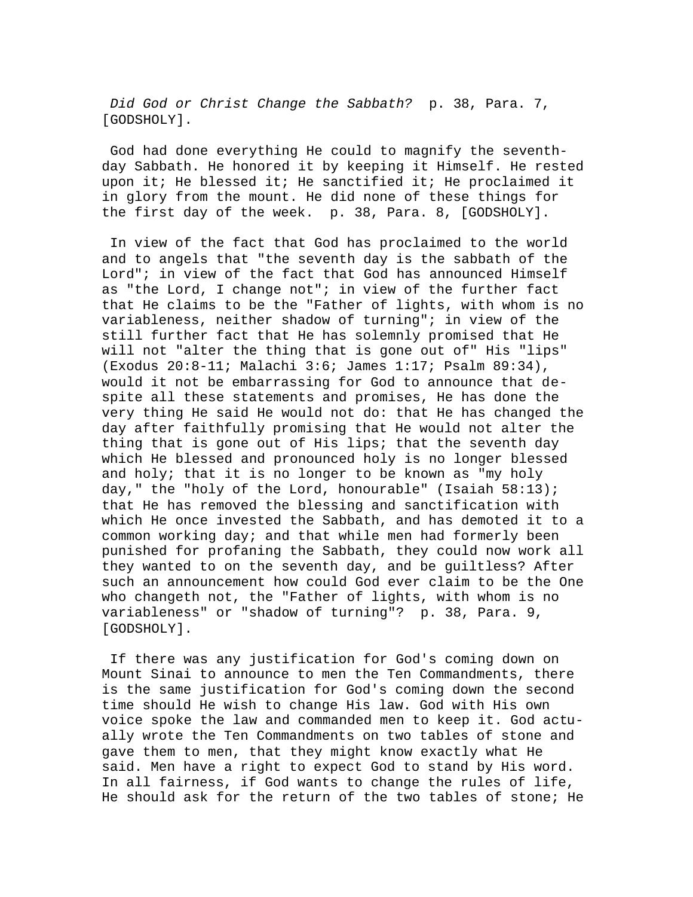*Did God or Christ Change the Sabbath?* p. 38, Para. 7, [GODSHOLY].

God had done everything He could to magnify the seventh-day Sabbath. He honored it by keeping it Himself. He rested upon it; He blessed it; He sanctified it; He proclaimed it in glory from the mount. He did none of these things for the first day of the week. p. 38, Para. 8, [GODSHOLY].

In view of the fact that God has proclaimed to the world and to angels that "the seventh day is the sabbath of the Lord"; in view of the fact that God has announced Himself as "the Lord, I change not"; in view of the further fact that He claims to be the "Father of lights, with whom is no variableness, neither shadow of turning"; in view of the still further fact that He has solemnly promised that He will not "alter the thing that is gone out of" His "lips" (Exodus 20:8-11; Malachi 3:6; James 1:17; Psalm 89:34), would it not be embarrassing for God to announce that despite all these statements and promises, He has done the very thing He said He would not do: that He has changed the day after faithfully promising that He would not alter the thing that is gone out of His lips; that the seventh day which He blessed and pronounced holy is no longer blessed and holy; that it is no longer to be known as "my holy day," the "holy of the Lord, honourable" (Isaiah 58:13); that He has removed the blessing and sanctification with which He once invested the Sabbath, and has demoted it to a common working day; and that while men had formerly been punished for profaning the Sabbath, they could now work all they wanted to on the seventh day, and be guiltless? After such an announcement how could God ever claim to be the One who changeth not, the "Father of lights, with whom is no variableness" or "shadow of turning"? p. 38, Para. 9, [GODSHOLY].

If there was any justification for God's coming down on Mount Sinai to announce to men the Ten Commandments, there is the same justification for God's coming down the second time should He wish to change His law. God with His own voice spoke the law and commanded men to keep it. God actually wrote the Ten Commandments on two tables of stone and gave them to men, that they might know exactly what He said. Men have a right to expect God to stand by His word. In all fairness, if God wants to change the rules of life, He should ask for the return of the two tables of stone; He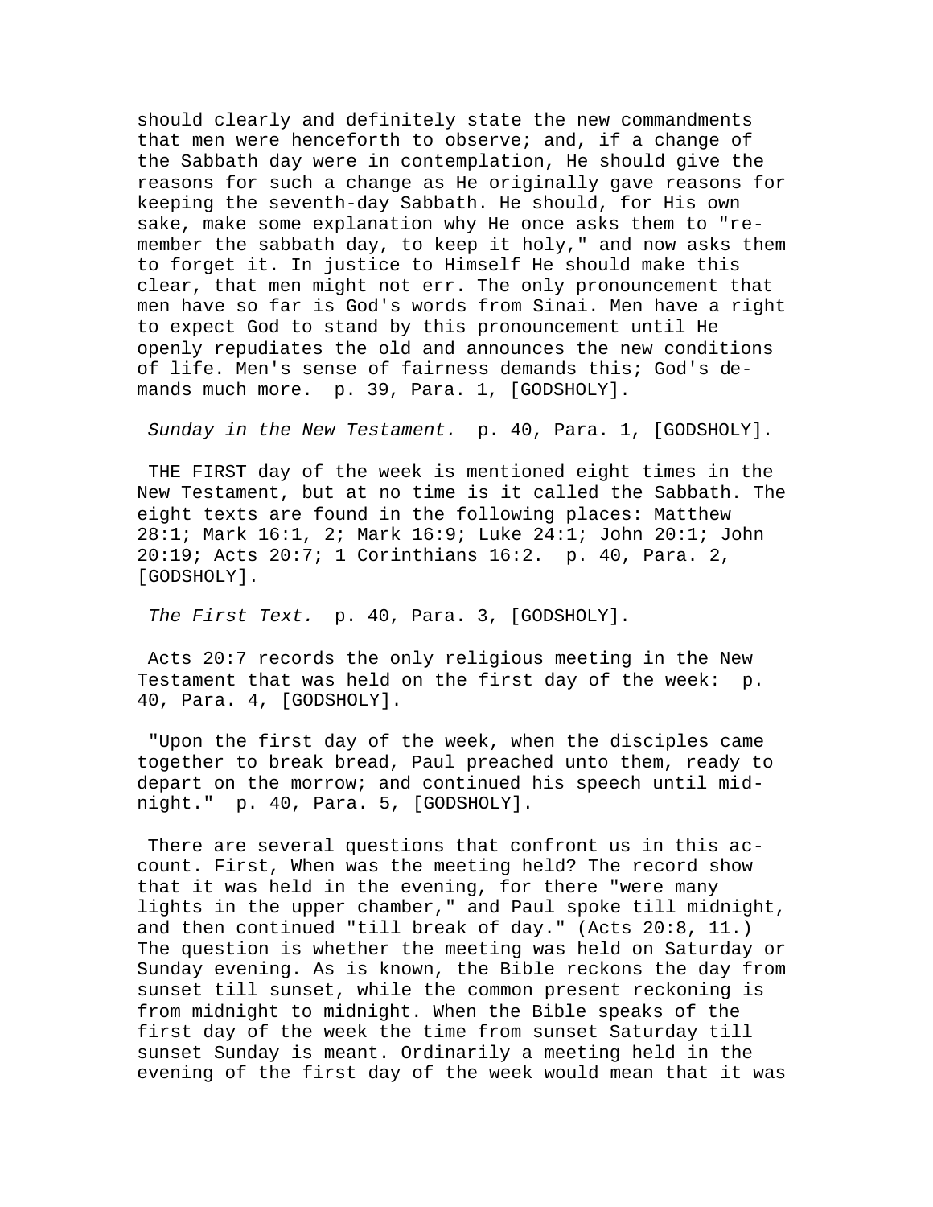should clearly and definitely state the new commandments that men were henceforth to observe; and, if a change of the Sabbath day were in contemplation, He should give the reasons for such a change as He originally gave reasons for keeping the seventh-day Sabbath. He should, for His own sake, make some explanation why He once asks them to "remember the sabbath day, to keep it holy," and now asks them to forget it. In justice to Himself He should make this clear, that men might not err. The only pronouncement that men have so far is God's words from Sinai. Men have a right to expect God to stand by this pronouncement until He openly repudiates the old and announces the new conditions of life. Men's sense of fairness demands this; God's demands much more. p. 39, Para. 1, [GODSHOLY].

*Sunday in the New Testament.* p. 40, Para. 1, [GODSHOLY].

THE FIRST day of the week is mentioned eight times in the New Testament, but at no time is it called the Sabbath. The eight texts are found in the following places: Matthew 28:1; Mark 16:1, 2; Mark 16:9; Luke 24:1; John 20:1; John 20:19; Acts 20:7; 1 Corinthians 16:2. p. 40, Para. 2, [GODSHOLY].

*The First Text.* p. 40, Para. 3, [GODSHOLY].

Acts 20:7 records the only religious meeting in the New Testament that was held on the first day of the week: p. 40, Para. 4, [GODSHOLY].

"Upon the first day of the week, when the disciples came together to break bread, Paul preached unto them, ready to depart on the morrow; and continued his speech until midnight." p. 40, Para. 5, [GODSHOLY].

There are several questions that confront us in this account. First, When was the meeting held? The record show that it was held in the evening, for there "were many lights in the upper chamber," and Paul spoke till midnight, and then continued "till break of day." (Acts 20:8, 11.) The question is whether the meeting was held on Saturday or Sunday evening. As is known, the Bible reckons the day from sunset till sunset, while the common present reckoning is from midnight to midnight. When the Bible speaks of the first day of the week the time from sunset Saturday till sunset Sunday is meant. Ordinarily a meeting held in the evening of the first day of the week would mean that it was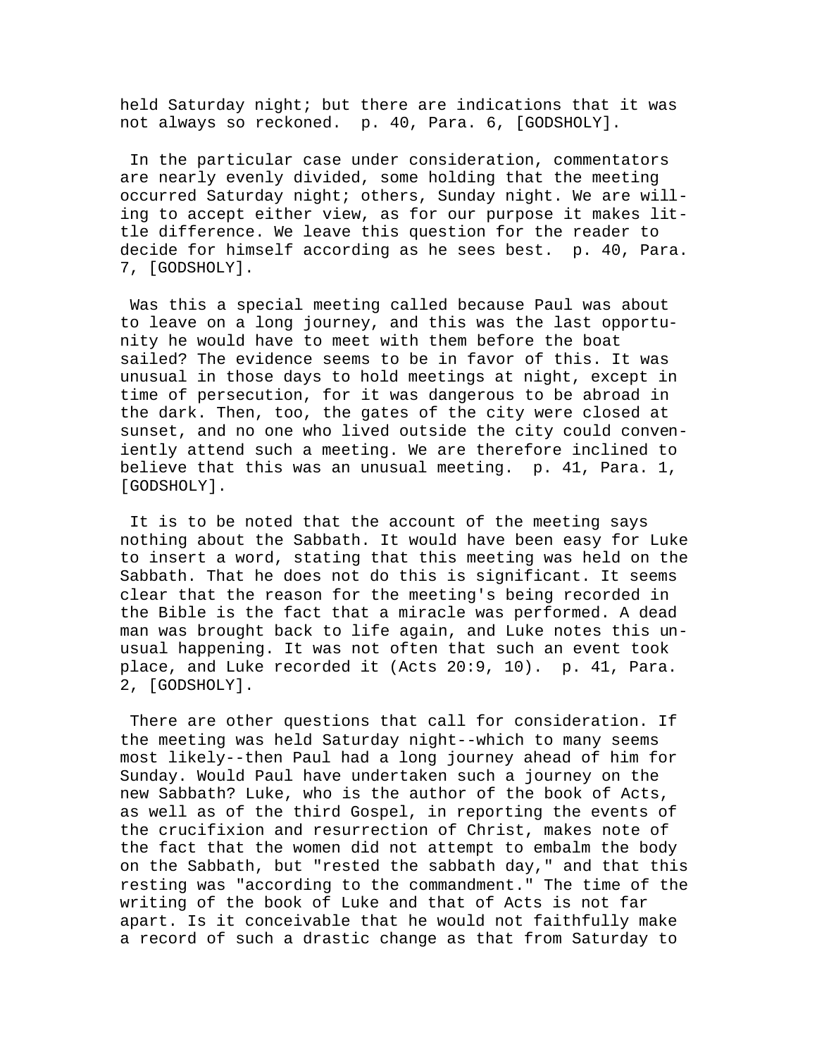held Saturday night; but there are indications that it was not always so reckoned. p. 40, Para. 6, [GODSHOLY].

In the particular case under consideration, commentators are nearly evenly divided, some holding that the meeting occurred Saturday night; others, Sunday night. We are willing to accept either view, as for our purpose it makes little difference. We leave this question for the reader to decide for himself according as he sees best. p. 40, Para. 7, [GODSHOLY].

Was this a special meeting called because Paul was about to leave on a long journey, and this was the last opportunity he would have to meet with them before the boat sailed? The evidence seems to be in favor of this. It was unusual in those days to hold meetings at night, except in time of persecution, for it was dangerous to be abroad in the dark. Then, too, the gates of the city were closed at sunset, and no one who lived outside the city could conveniently attend such a meeting. We are therefore inclined to believe that this was an unusual meeting. p. 41, Para. 1, [GODSHOLY].

It is to be noted that the account of the meeting says nothing about the Sabbath. It would have been easy for Luke to insert a word, stating that this meeting was held on the Sabbath. That he does not do this is significant. It seems clear that the reason for the meeting's being recorded in the Bible is the fact that a miracle was performed. A dead man was brought back to life again, and Luke notes this unusual happening. It was not often that such an event took place, and Luke recorded it (Acts 20:9, 10). p. 41, Para. 2, [GODSHOLY].

There are other questions that call for consideration. If the meeting was held Saturday night--which to many seems most likely--then Paul had a long journey ahead of him for Sunday. Would Paul have undertaken such a journey on the new Sabbath? Luke, who is the author of the book of Acts, as well as of the third Gospel, in reporting the events of the crucifixion and resurrection of Christ, makes note of the fact that the women did not attempt to embalm the body on the Sabbath, but "rested the sabbath day," and that this resting was "according to the commandment." The time of the writing of the book of Luke and that of Acts is not far apart. Is it conceivable that he would not faithfully make a record of such a drastic change as that from Saturday to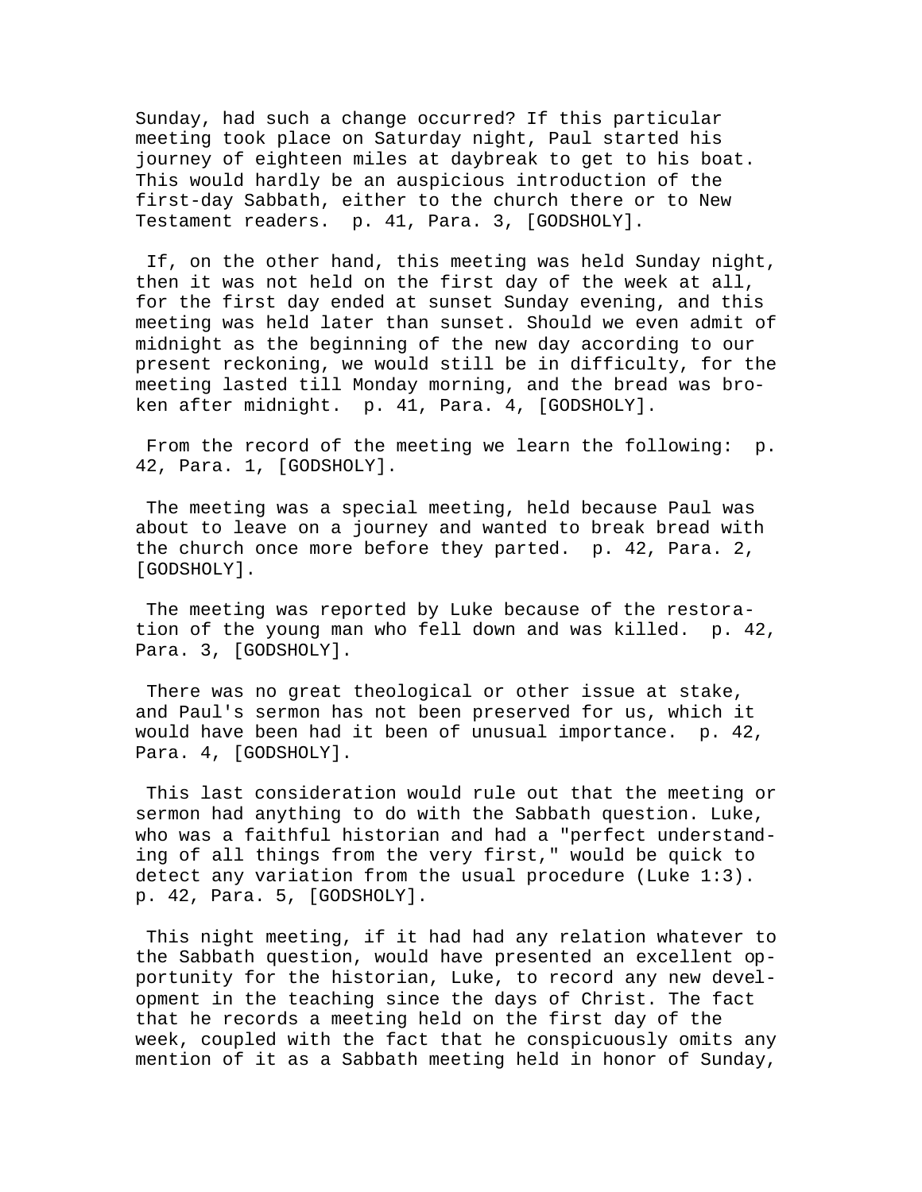Sunday, had such a change occurred? If this particular meeting took place on Saturday night, Paul started his journey of eighteen miles at daybreak to get to his boat. This would hardly be an auspicious introduction of the first-day Sabbath, either to the church there or to New Testament readers. p. 41, Para. 3, [GODSHOLY].

If, on the other hand, this meeting was held Sunday night, then it was not held on the first day of the week at all, for the first day ended at sunset Sunday evening, and this meeting was held later than sunset. Should we even admit of midnight as the beginning of the new day according to our present reckoning, we would still be in difficulty, for the meeting lasted till Monday morning, and the bread was broken after midnight. p. 41, Para. 4, [GODSHOLY].

From the record of the meeting we learn the following: p. 42, Para. 1, [GODSHOLY].

The meeting was a special meeting, held because Paul was about to leave on a journey and wanted to break bread with the church once more before they parted. p. 42, Para. 2, [GODSHOLY].

The meeting was reported by Luke because of the restoration of the young man who fell down and was killed. p. 42, Para. 3, [GODSHOLY].

There was no great theological or other issue at stake, and Paul's sermon has not been preserved for us, which it would have been had it been of unusual importance. p. 42, Para. 4, [GODSHOLY].

This last consideration would rule out that the meeting or sermon had anything to do with the Sabbath question. Luke, who was a faithful historian and had a "perfect understanding of all things from the very first," would be quick to detect any variation from the usual procedure (Luke 1:3). p. 42, Para. 5, [GODSHOLY].

This night meeting, if it had had any relation whatever to the Sabbath question, would have presented an excellent opportunity for the historian, Luke, to record any new development in the teaching since the days of Christ. The fact that he records a meeting held on the first day of the week, coupled with the fact that he conspicuously omits any mention of it as a Sabbath meeting held in honor of Sunday,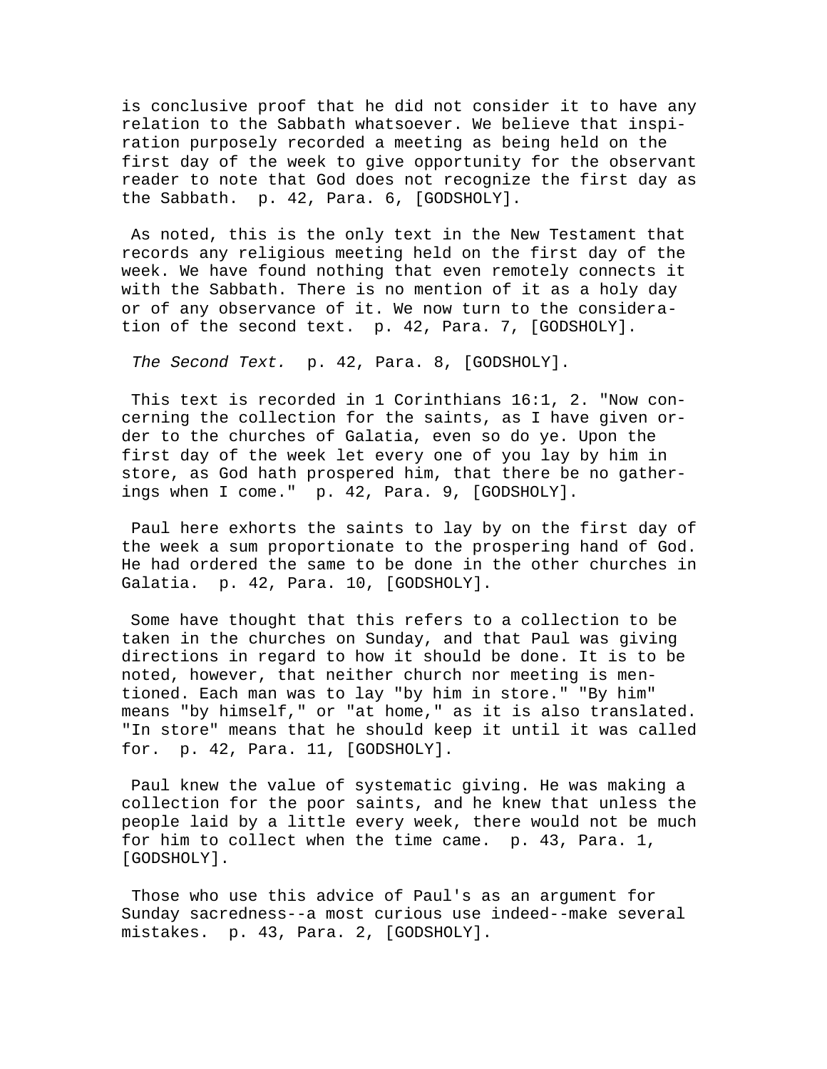is conclusive proof that he did not consider it to have any relation to the Sabbath whatsoever. We believe that inspiration purposely recorded a meeting as being held on the first day of the week to give opportunity for the observant reader to note that God does not recognize the first day as the Sabbath.  p. 42, Para. 6, [GODSHOLY].

As noted, this is the only text in the New Testament that records any religious meeting held on the first day of the week. We have found nothing that even remotely connects it with the Sabbath. There is no mention of it as a holy day or of any observance of it. We now turn to the consideration of the second text.  p. 42, Para. 7, [GODSHOLY].

*The Second Text.*  p. 42, Para. 8, [GODSHOLY].

This text is recorded in 1 Corinthians 16:1, 2. "Now concerning the collection for the saints, as I have given order to the churches of Galatia, even so do ye. Upon the first day of the week let every one of you lay by him in store, as God hath prospered him, that there be no gatherings when I come."  p. 42, Para. 9, [GODSHOLY].

Paul here exhorts the saints to lay by on the first day of the week a sum proportionate to the prospering hand of God. He had ordered the same to be done in the other churches in Galatia.  p. 42, Para. 10, [GODSHOLY].

Some have thought that this refers to a collection to be taken in the churches on Sunday, and that Paul was giving directions in regard to how it should be done. It is to be noted, however, that neither church nor meeting is mentioned. Each man was to lay "by him in store." "By him" means "by himself," or "at home," as it is also translated. "In store" means that he should keep it until it was called for.  p. 42, Para. 11, [GODSHOLY].

Paul knew the value of systematic giving. He was making a collection for the poor saints, and he knew that unless the people laid by a little every week, there would not be much for him to collect when the time came.  p. 43, Para. 1, [GODSHOLY].

Those who use this advice of Paul's as an argument for Sunday sacredness--a most curious use indeed--make several mistakes.  p. 43, Para. 2, [GODSHOLY].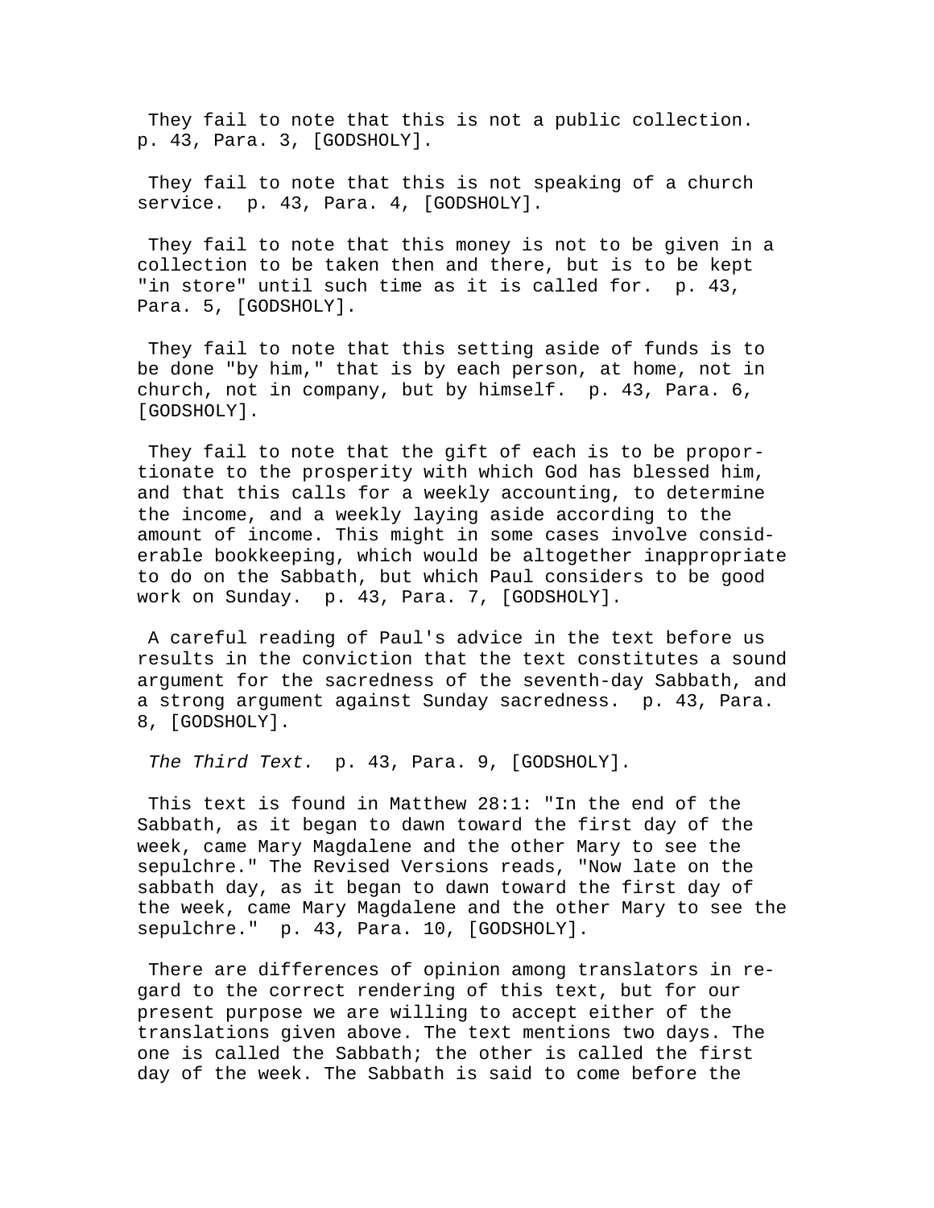They fail to note that this is not a public collection. p. 43, Para. 3, [GODSHOLY].

They fail to note that this is not speaking of a church service. p. 43, Para. 4, [GODSHOLY].

They fail to note that this money is not to be given in a collection to be taken then and there, but is to be kept "in store" until such time as it is called for. p. 43, Para. 5, [GODSHOLY].

They fail to note that this setting aside of funds is to be done "by him," that is by each person, at home, not in church, not in company, but by himself. p. 43, Para. 6, [GODSHOLY].

They fail to note that the gift of each is to be proportionate to the prosperity with which God has blessed him, and that this calls for a weekly accounting, to determine the income, and a weekly laying aside according to the amount of income. This might in some cases involve considerable bookkeeping, which would be altogether inappropriate to do on the Sabbath, but which Paul considers to be good work on Sunday. p. 43, Para. 7, [GODSHOLY].

A careful reading of Paul's advice in the text before us results in the conviction that the text constitutes a sound argument for the sacredness of the seventh-day Sabbath, and a strong argument against Sunday sacredness. p. 43, Para. 8, [GODSHOLY].

*The Third Text.* p. 43, Para. 9, [GODSHOLY].

This text is found in Matthew 28:1: "In the end of the Sabbath, as it began to dawn toward the first day of the week, came Mary Magdalene and the other Mary to see the sepulchre." The Revised Versions reads, "Now late on the sabbath day, as it began to dawn toward the first day of the week, came Mary Magdalene and the other Mary to see the sepulchre." p. 43, Para. 10, [GODSHOLY].

There are differences of opinion among translators in regard to the correct rendering of this text, but for our present purpose we are willing to accept either of the translations given above. The text mentions two days. The one is called the Sabbath; the other is called the first day of the week. The Sabbath is said to come before the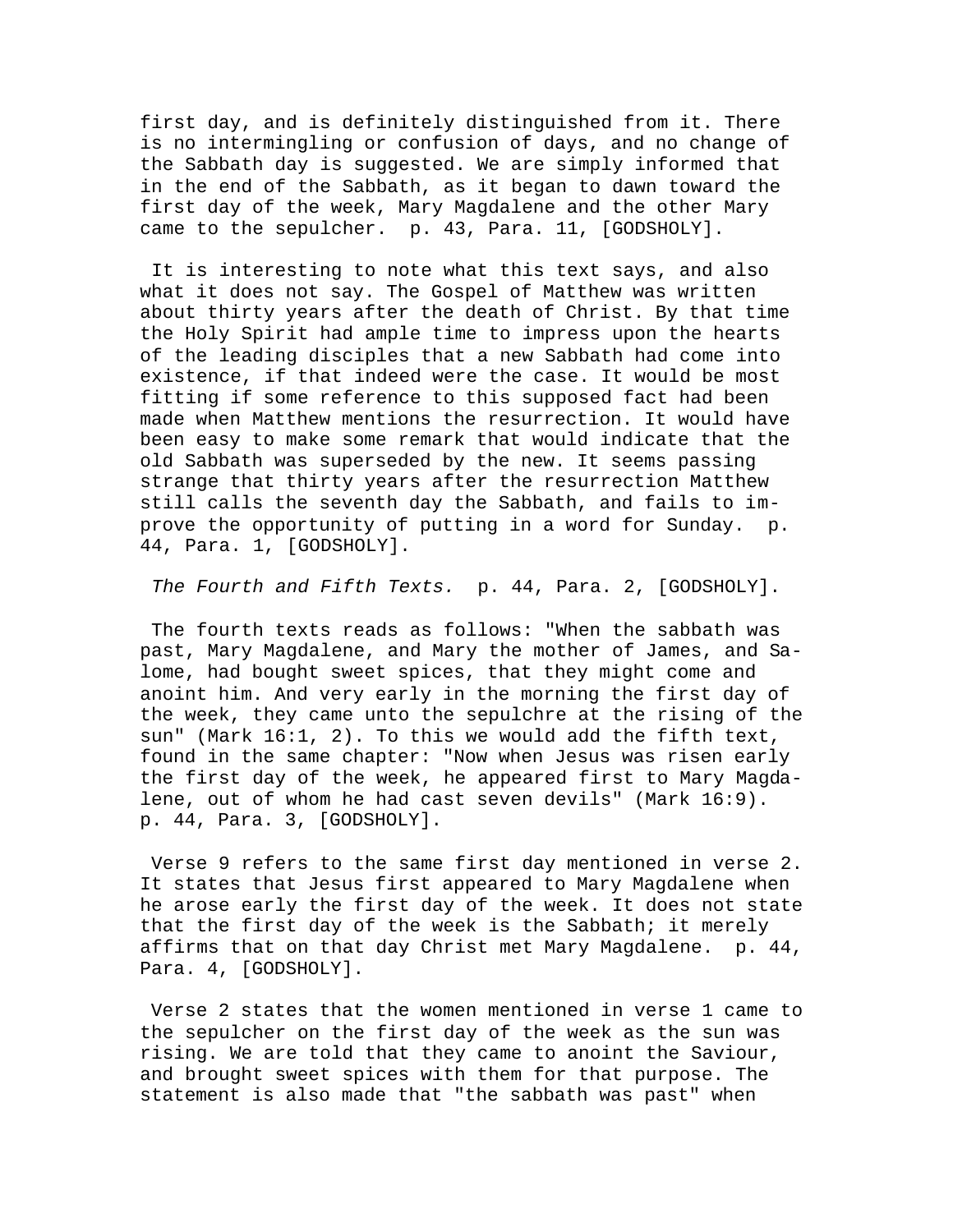first day, and is definitely distinguished from it. There is no intermingling or confusion of days, and no change of the Sabbath day is suggested. We are simply informed that in the end of the Sabbath, as it began to dawn toward the first day of the week, Mary Magdalene and the other Mary came to the sepulcher.  p. 43, Para. 11, [GODSHOLY].

It is interesting to note what this text says, and also what it does not say. The Gospel of Matthew was written about thirty years after the death of Christ. By that time the Holy Spirit had ample time to impress upon the hearts of the leading disciples that a new Sabbath had come into existence, if that indeed were the case. It would be most fitting if some reference to this supposed fact had been made when Matthew mentions the resurrection. It would have been easy to make some remark that would indicate that the old Sabbath was superseded by the new. It seems passing strange that thirty years after the resurrection Matthew still calls the seventh day the Sabbath, and fails to improve the opportunity of putting in a word for Sunday.  p. 44, Para. 1, [GODSHOLY].

*The Fourth and Fifth Texts.*  p. 44, Para. 2, [GODSHOLY].

The fourth texts reads as follows: "When the sabbath was past, Mary Magdalene, and Mary the mother of James, and Salome, had bought sweet spices, that they might come and anoint him. And very early in the morning the first day of the week, they came unto the sepulchre at the rising of the sun" (Mark 16:1, 2). To this we would add the fifth text, found in the same chapter: "Now when Jesus was risen early the first day of the week, he appeared first to Mary Magdalene, out of whom he had cast seven devils" (Mark 16:9).  p. 44, Para. 3, [GODSHOLY].

Verse 9 refers to the same first day mentioned in verse 2. It states that Jesus first appeared to Mary Magdalene when he arose early the first day of the week. It does not state that the first day of the week is the Sabbath; it merely affirms that on that day Christ met Mary Magdalene.  p. 44, Para. 4, [GODSHOLY].

Verse 2 states that the women mentioned in verse 1 came to the sepulcher on the first day of the week as the sun was rising. We are told that they came to anoint the Saviour, and brought sweet spices with them for that purpose. The statement is also made that "the sabbath was past" when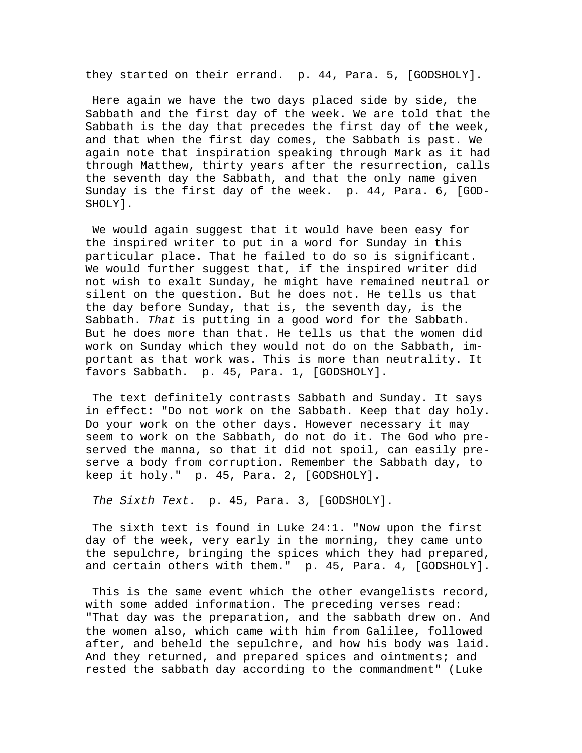they started on their errand.  p. 44, Para. 5, [GODSHOLY].

Here again we have the two days placed side by side, the Sabbath and the first day of the week. We are told that the Sabbath is the day that precedes the first day of the week, and that when the first day comes, the Sabbath is past. We again note that inspiration speaking through Mark as it had through Matthew, thirty years after the resurrection, calls the seventh day the Sabbath, and that the only name given Sunday is the first day of the week.  p. 44, Para. 6, [GODSHOLY].

We would again suggest that it would have been easy for the inspired writer to put in a word for Sunday in this particular place. That he failed to do so is significant. We would further suggest that, if the inspired writer did not wish to exalt Sunday, he might have remained neutral or silent on the question. But he does not. He tells us that the day before Sunday, that is, the seventh day, is the Sabbath. *That* is putting in a good word for the Sabbath. But he does more than that. He tells us that the women did work on Sunday which they would not do on the Sabbath, important as that work was. This is more than neutrality. It favors Sabbath.  p. 45, Para. 1, [GODSHOLY].

The text definitely contrasts Sabbath and Sunday. It says in effect: "Do not work on the Sabbath. Keep that day holy. Do your work on the other days. However necessary it may seem to work on the Sabbath, do not do it. The God who preserved the manna, so that it did not spoil, can easily preserve a body from corruption. Remember the Sabbath day, to keep it holy."  p. 45, Para. 2, [GODSHOLY].

*The Sixth Text.*  p. 45, Para. 3, [GODSHOLY].

The sixth text is found in Luke 24:1. "Now upon the first day of the week, very early in the morning, they came unto the sepulchre, bringing the spices which they had prepared, and certain others with them."  p. 45, Para. 4, [GODSHOLY].

This is the same event which the other evangelists record, with some added information. The preceding verses read: "That day was the preparation, and the sabbath drew on. And the women also, which came with him from Galilee, followed after, and beheld the sepulchre, and how his body was laid. And they returned, and prepared spices and ointments; and rested the sabbath day according to the commandment" (Luke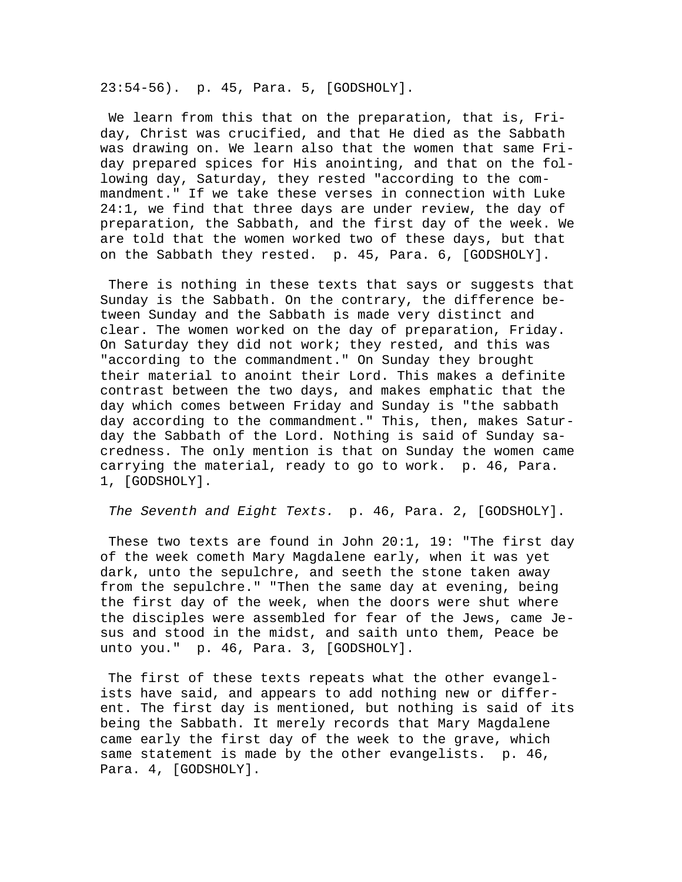23:54-56). p. 45, Para. 5, [GODSHOLY].

We learn from this that on the preparation, that is, Friday, Christ was crucified, and that He died as the Sabbath was drawing on. We learn also that the women that same Friday prepared spices for His anointing, and that on the following day, Saturday, they rested "according to the commandment." If we take these verses in connection with Luke 24:1, we find that three days are under review, the day of preparation, the Sabbath, and the first day of the week. We are told that the women worked two of these days, but that on the Sabbath they rested. p. 45, Para. 6, [GODSHOLY].

There is nothing in these texts that says or suggests that Sunday is the Sabbath. On the contrary, the difference between Sunday and the Sabbath is made very distinct and clear. The women worked on the day of preparation, Friday. On Saturday they did not work; they rested, and this was "according to the commandment." On Sunday they brought their material to anoint their Lord. This makes a definite contrast between the two days, and makes emphatic that the day which comes between Friday and Sunday is "the sabbath day according to the commandment." This, then, makes Saturday the Sabbath of the Lord. Nothing is said of Sunday sacredness. The only mention is that on Sunday the women came carrying the material, ready to go to work. p. 46, Para. 1, [GODSHOLY].

*The Seventh and Eight Texts.* p. 46, Para. 2, [GODSHOLY].

These two texts are found in John 20:1, 19: "The first day of the week cometh Mary Magdalene early, when it was yet dark, unto the sepulchre, and seeth the stone taken away from the sepulchre." "Then the same day at evening, being the first day of the week, when the doors were shut where the disciples were assembled for fear of the Jews, came Jesus and stood in the midst, and saith unto them, Peace be unto you." p. 46, Para. 3, [GODSHOLY].

The first of these texts repeats what the other evangelists have said, and appears to add nothing new or different. The first day is mentioned, but nothing is said of its being the Sabbath. It merely records that Mary Magdalene came early the first day of the week to the grave, which same statement is made by the other evangelists. p. 46, Para. 4, [GODSHOLY].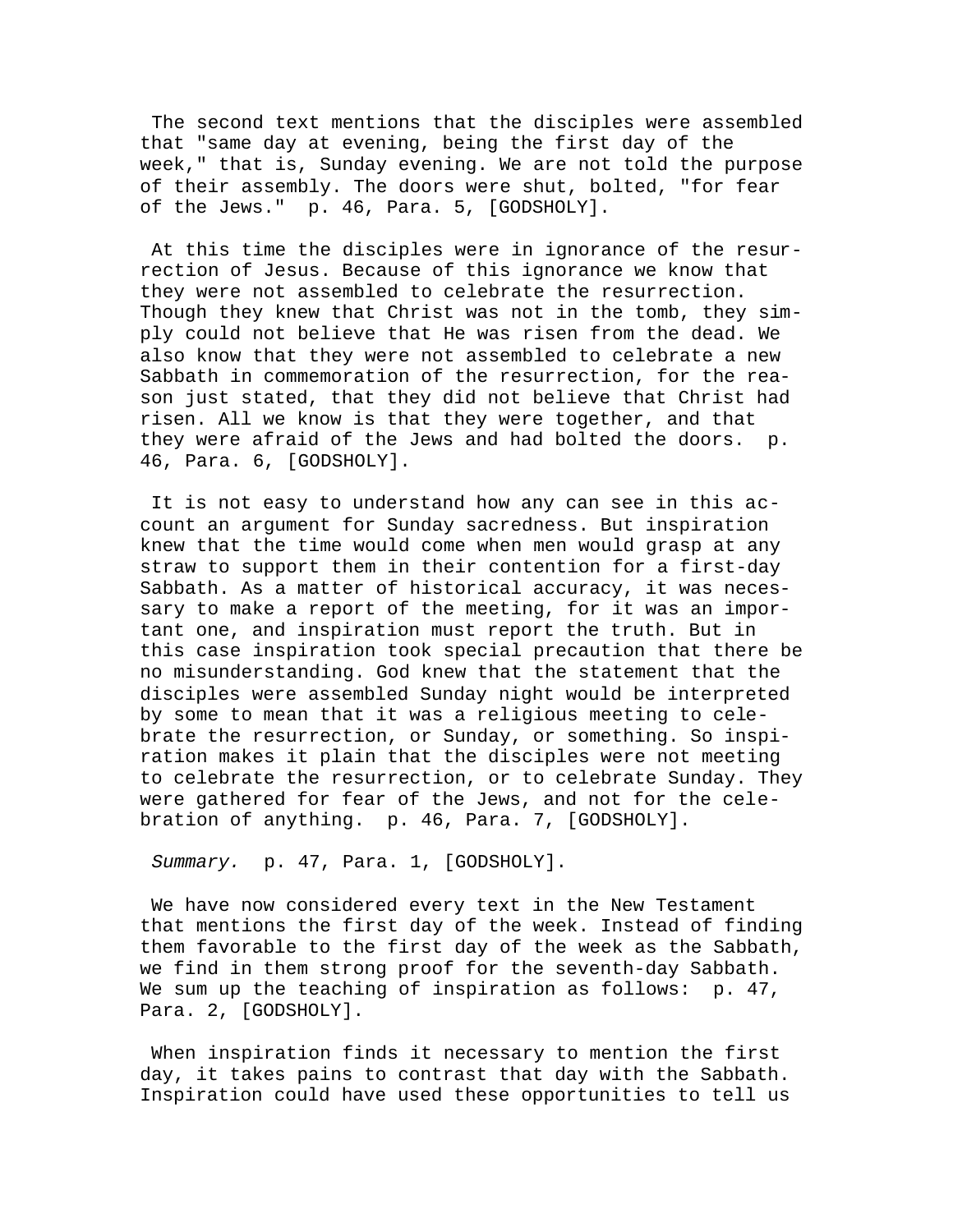The second text mentions that the disciples were assembled that "same day at evening, being the first day of the week," that is, Sunday evening. We are not told the purpose of their assembly. The doors were shut, bolted, "for fear of the Jews." p. 46, Para. 5, [GODSHOLY].

At this time the disciples were in ignorance of the resurrection of Jesus. Because of this ignorance we know that they were not assembled to celebrate the resurrection. Though they knew that Christ was not in the tomb, they simply could not believe that He was risen from the dead. We also know that they were not assembled to celebrate a new Sabbath in commemoration of the resurrection, for the reason just stated, that they did not believe that Christ had risen. All we know is that they were together, and that they were afraid of the Jews and had bolted the doors. p. 46, Para. 6, [GODSHOLY].

It is not easy to understand how any can see in this account an argument for Sunday sacredness. But inspiration knew that the time would come when men would grasp at any straw to support them in their contention for a first-day Sabbath. As a matter of historical accuracy, it was necessary to make a report of the meeting, for it was an important one, and inspiration must report the truth. But in this case inspiration took special precaution that there be no misunderstanding. God knew that the statement that the disciples were assembled Sunday night would be interpreted by some to mean that it was a religious meeting to celebrate the resurrection, or Sunday, or something. So inspiration makes it plain that the disciples were not meeting to celebrate the resurrection, or to celebrate Sunday. They were gathered for fear of the Jews, and not for the celebration of anything. p. 46, Para. 7, [GODSHOLY].

*Summary.* p. 47, Para. 1, [GODSHOLY].

We have now considered every text in the New Testament that mentions the first day of the week. Instead of finding them favorable to the first day of the week as the Sabbath, we find in them strong proof for the seventh-day Sabbath. We sum up the teaching of inspiration as follows: p. 47, Para. 2, [GODSHOLY].

When inspiration finds it necessary to mention the first day, it takes pains to contrast that day with the Sabbath. Inspiration could have used these opportunities to tell us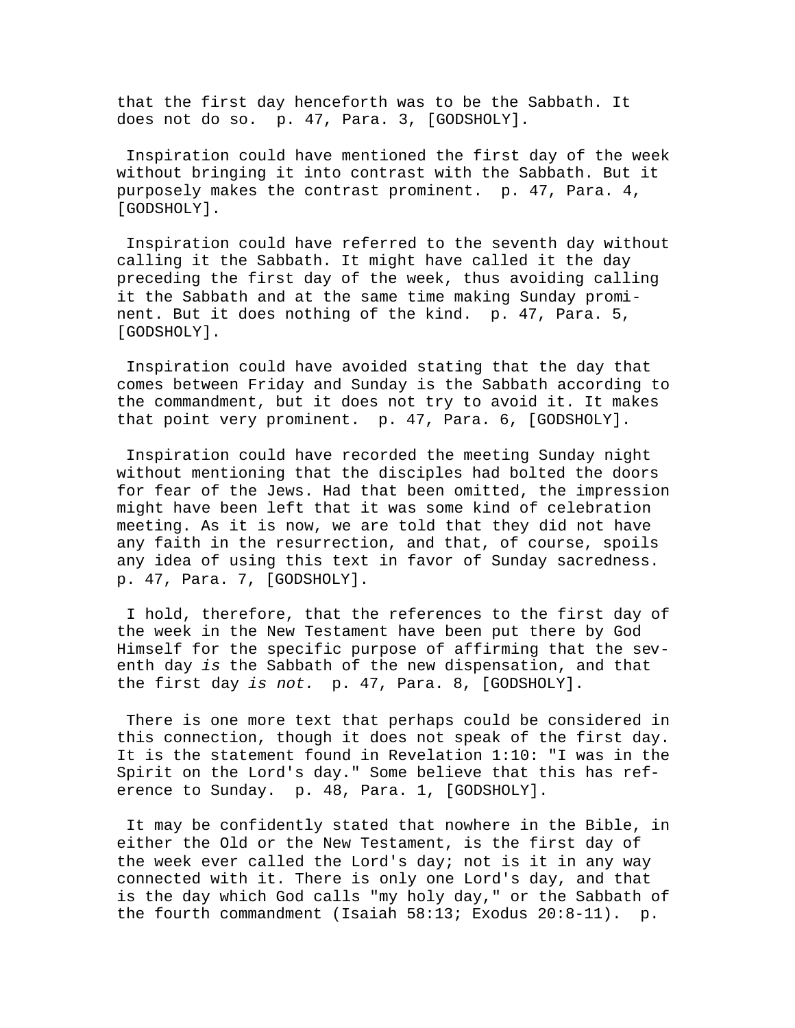that the first day henceforth was to be the Sabbath. It does not do so.  p. 47, Para. 3, [GODSHOLY].

Inspiration could have mentioned the first day of the week without bringing it into contrast with the Sabbath. But it purposely makes the contrast prominent.  p. 47, Para. 4, [GODSHOLY].

Inspiration could have referred to the seventh day without calling it the Sabbath. It might have called it the day preceding the first day of the week, thus avoiding calling it the Sabbath and at the same time making Sunday prominent. But it does nothing of the kind.  p. 47, Para. 5, [GODSHOLY].

Inspiration could have avoided stating that the day that comes between Friday and Sunday is the Sabbath according to the commandment, but it does not try to avoid it. It makes that point very prominent.  p. 47, Para. 6, [GODSHOLY].

Inspiration could have recorded the meeting Sunday night without mentioning that the disciples had bolted the doors for fear of the Jews. Had that been omitted, the impression might have been left that it was some kind of celebration meeting. As it is now, we are told that they did not have any faith in the resurrection, and that, of course, spoils any idea of using this text in favor of Sunday sacredness. p. 47, Para. 7, [GODSHOLY].

I hold, therefore, that the references to the first day of the week in the New Testament have been put there by God Himself for the specific purpose of affirming that the seventh day *is* the Sabbath of the new dispensation, and that the first day *is not.*  p. 47, Para. 8, [GODSHOLY].

There is one more text that perhaps could be considered in this connection, though it does not speak of the first day. It is the statement found in Revelation 1:10: "I was in the Spirit on the Lord's day." Some believe that this has reference to Sunday.  p. 48, Para. 1, [GODSHOLY].

It may be confidently stated that nowhere in the Bible, in either the Old or the New Testament, is the first day of the week ever called the Lord's day; not is it in any way connected with it. There is only one Lord's day, and that is the day which God calls "my holy day," or the Sabbath of the fourth commandment (Isaiah 58:13; Exodus 20:8-11).  p.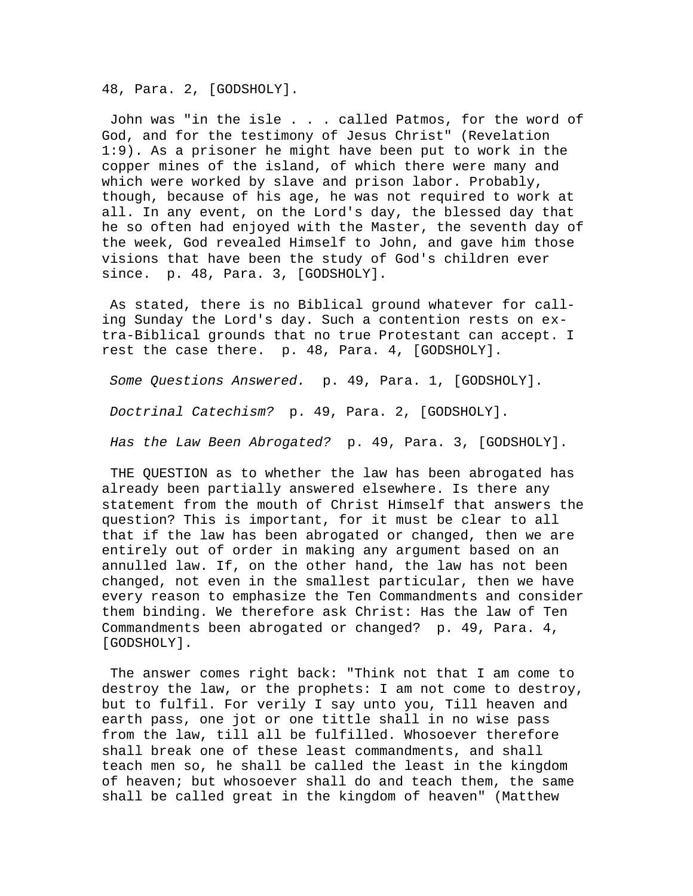48, Para. 2, [GODSHOLY].

John was "in the isle . . . called Patmos, for the word of God, and for the testimony of Jesus Christ" (Revelation 1:9). As a prisoner he might have been put to work in the copper mines of the island, of which there were many and which were worked by slave and prison labor. Probably, though, because of his age, he was not required to work at all. In any event, on the Lord's day, the blessed day that he so often had enjoyed with the Master, the seventh day of the week, God revealed Himself to John, and gave him those visions that have been the study of God's children ever since. p. 48, Para. 3, [GODSHOLY].

As stated, there is no Biblical ground whatever for calling Sunday the Lord's day. Such a contention rests on extra-Biblical grounds that no true Protestant can accept. I rest the case there. p. 48, Para. 4, [GODSHOLY].

*Some Questions Answered.* p. 49, Para. 1, [GODSHOLY].

*Doctrinal Catechism?* p. 49, Para. 2, [GODSHOLY].

*Has the Law Been Abrogated?* p. 49, Para. 3, [GODSHOLY].

THE QUESTION as to whether the law has been abrogated has already been partially answered elsewhere. Is there any statement from the mouth of Christ Himself that answers the question? This is important, for it must be clear to all that if the law has been abrogated or changed, then we are entirely out of order in making any argument based on an annulled law. If, on the other hand, the law has not been changed, not even in the smallest particular, then we have every reason to emphasize the Ten Commandments and consider them binding. We therefore ask Christ: Has the law of Ten Commandments been abrogated or changed? p. 49, Para. 4, [GODSHOLY].

The answer comes right back: "Think not that I am come to destroy the law, or the prophets: I am not come to destroy, but to fulfil. For verily I say unto you, Till heaven and earth pass, one jot or one tittle shall in no wise pass from the law, till all be fulfilled. Whosoever therefore shall break one of these least commandments, and shall teach men so, he shall be called the least in the kingdom of heaven; but whosoever shall do and teach them, the same shall be called great in the kingdom of heaven" (Matthew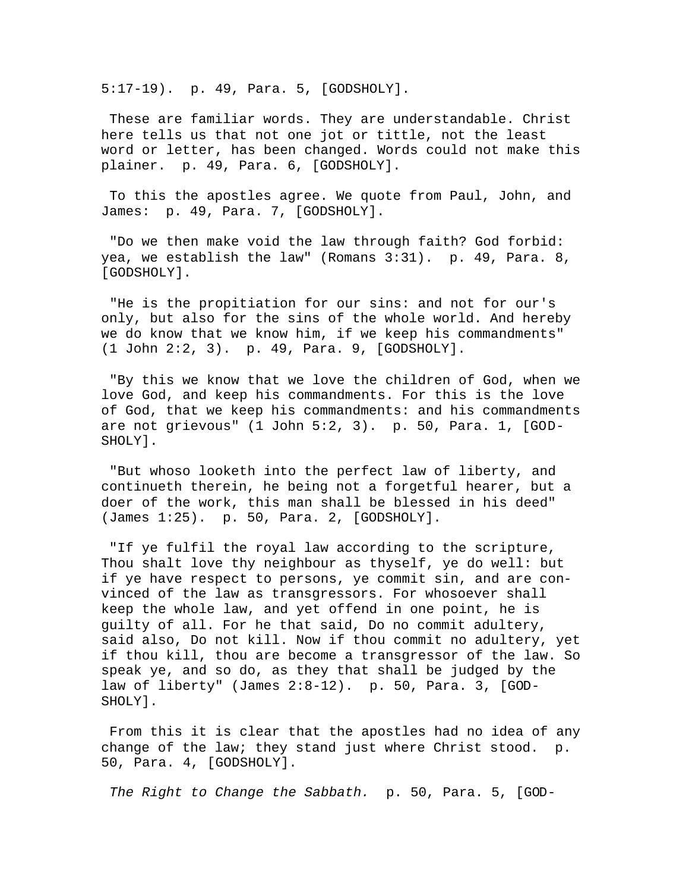5:17-19). p. 49, Para. 5, [GODSHOLY].

These are familiar words. They are understandable. Christ here tells us that not one jot or tittle, not the least word or letter, has been changed. Words could not make this plainer. p. 49, Para. 6, [GODSHOLY].

To this the apostles agree. We quote from Paul, John, and James: p. 49, Para. 7, [GODSHOLY].

"Do we then make void the law through faith? God forbid: yea, we establish the law" (Romans 3:31). p. 49, Para. 8, [GODSHOLY].

"He is the propitiation for our sins: and not for our's only, but also for the sins of the whole world. And hereby we do know that we know him, if we keep his commandments" (1 John 2:2, 3). p. 49, Para. 9, [GODSHOLY].

"By this we know that we love the children of God, when we love God, and keep his commandments. For this is the love of God, that we keep his commandments: and his commandments are not grievous" (1 John 5:2, 3). p. 50, Para. 1, [GODSHOLY].

"But whoso looketh into the perfect law of liberty, and continueth therein, he being not a forgetful hearer, but a doer of the work, this man shall be blessed in his deed" (James 1:25). p. 50, Para. 2, [GODSHOLY].

"If ye fulfil the royal law according to the scripture, Thou shalt love thy neighbour as thyself, ye do well: but if ye have respect to persons, ye commit sin, and are convinced of the law as transgressors. For whosoever shall keep the whole law, and yet offend in one point, he is guilty of all. For he that said, Do no commit adultery, said also, Do not kill. Now if thou commit no adultery, yet if thou kill, thou are become a transgressor of the law. So speak ye, and so do, as they that shall be judged by the law of liberty" (James 2:8-12). p. 50, Para. 3, [GODSHOLY].

From this it is clear that the apostles had no idea of any change of the law; they stand just where Christ stood. p. 50, Para. 4, [GODSHOLY].

*The Right to Change the Sabbath.* p. 50, Para. 5, [GODSHOLY].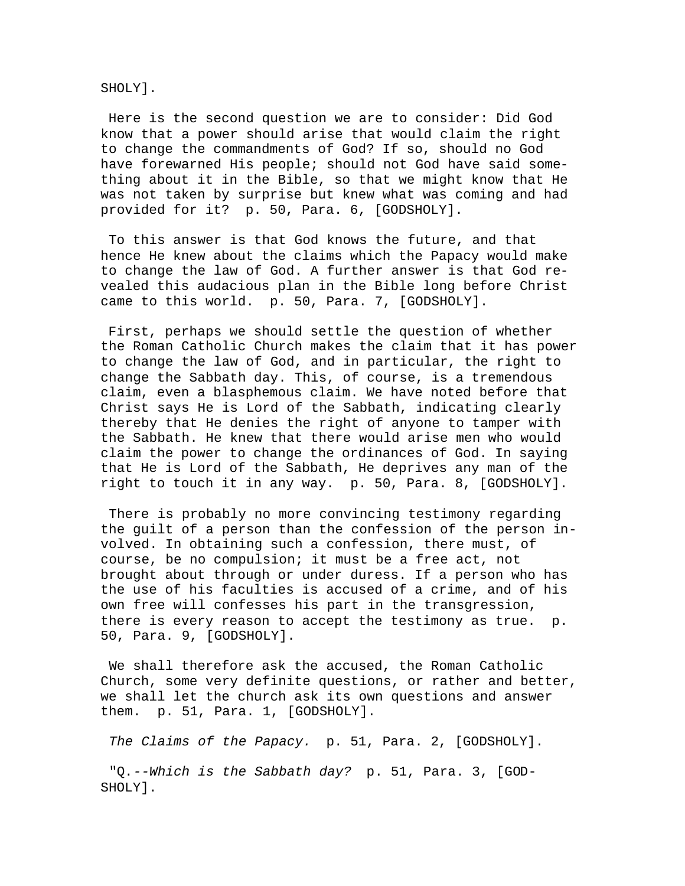SHOLY].

Here is the second question we are to consider: Did God know that a power should arise that would claim the right to change the commandments of God? If so, should no God have forewarned His people; should not God have said something about it in the Bible, so that we might know that He was not taken by surprise but knew what was coming and had provided for it? p. 50, Para. 6, [GODSHOLY].

To this answer is that God knows the future, and that hence He knew about the claims which the Papacy would make to change the law of God. A further answer is that God revealed this audacious plan in the Bible long before Christ came to this world. p. 50, Para. 7, [GODSHOLY].

First, perhaps we should settle the question of whether the Roman Catholic Church makes the claim that it has power to change the law of God, and in particular, the right to change the Sabbath day. This, of course, is a tremendous claim, even a blasphemous claim. We have noted before that Christ says He is Lord of the Sabbath, indicating clearly thereby that He denies the right of anyone to tamper with the Sabbath. He knew that there would arise men who would claim the power to change the ordinances of God. In saying that He is Lord of the Sabbath, He deprives any man of the right to touch it in any way. p. 50, Para. 8, [GODSHOLY].

There is probably no more convincing testimony regarding the guilt of a person than the confession of the person involved. In obtaining such a confession, there must, of course, be no compulsion; it must be a free act, not brought about through or under duress. If a person who has the use of his faculties is accused of a crime, and of his own free will confesses his part in the transgression, there is every reason to accept the testimony as true. p. 50, Para. 9, [GODSHOLY].

We shall therefore ask the accused, the Roman Catholic Church, some very definite questions, or rather and better, we shall let the church ask its own questions and answer them. p. 51, Para. 1, [GODSHOLY].

*The Claims of the Papacy.* p. 51, Para. 2, [GODSHOLY].

"Q.--*Which is the Sabbath day?* p. 51, Para. 3, [GODSHOLY].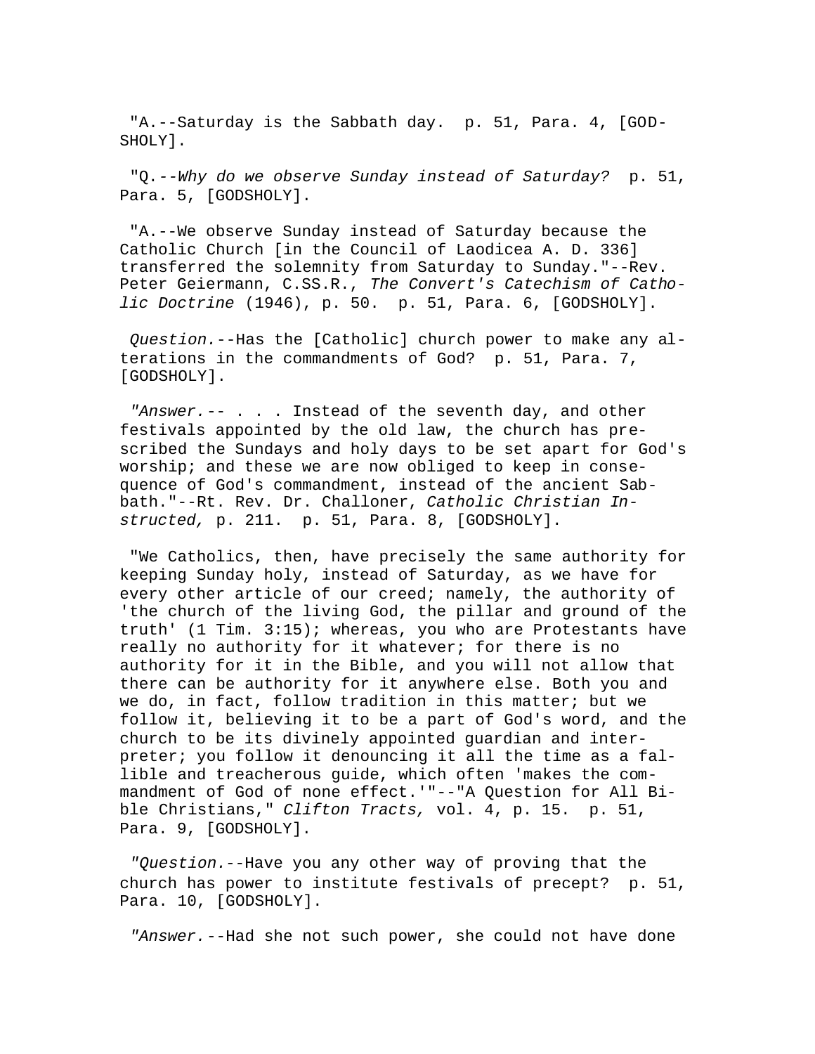"A.--Saturday is the Sabbath day.  p. 51, Para. 4, [GODSHOLY].

"Q.--*Why do we observe Sunday instead of Saturday?*  p. 51, Para. 5, [GODSHOLY].

"A.--We observe Sunday instead of Saturday because the Catholic Church [in the Council of Laodicea A. D. 336] transferred the solemnity from Saturday to Sunday."--Rev. Peter Geiermann, C.SS.R., *The Convert's Catechism of Catholic Doctrine* (1946), p. 50.  p. 51, Para. 6, [GODSHOLY].

*Question.*--Has the [Catholic] church power to make any alterations in the commandments of God?  p. 51, Para. 7, [GODSHOLY].

*"Answer.*-- . . . Instead of the seventh day, and other festivals appointed by the old law, the church has prescribed the Sundays and holy days to be set apart for God's worship; and these we are now obliged to keep in consequence of God's commandment, instead of the ancient Sabbath."--Rt. Rev. Dr. Challoner, *Catholic Christian Instructed,* p. 211.  p. 51, Para. 8, [GODSHOLY].

"We Catholics, then, have precisely the same authority for keeping Sunday holy, instead of Saturday, as we have for every other article of our creed; namely, the authority of 'the church of the living God, the pillar and ground of the truth' (1 Tim. 3:15); whereas, you who are Protestants have really no authority for it whatever; for there is no authority for it in the Bible, and you will not allow that there can be authority for it anywhere else. Both you and we do, in fact, follow tradition in this matter; but we follow it, believing it to be a part of God's word, and the church to be its divinely appointed guardian and interpreter; you follow it denouncing it all the time as a fallible and treacherous guide, which often 'makes the commandment of God of none effect.'"--"A Question for All Bible Christians," *Clifton Tracts,* vol. 4, p. 15.  p. 51, Para. 9, [GODSHOLY].

*"Question.*--Have you any other way of proving that the church has power to institute festivals of precept?  p. 51, Para. 10, [GODSHOLY].

*"Answer.*--Had she not such power, she could not have done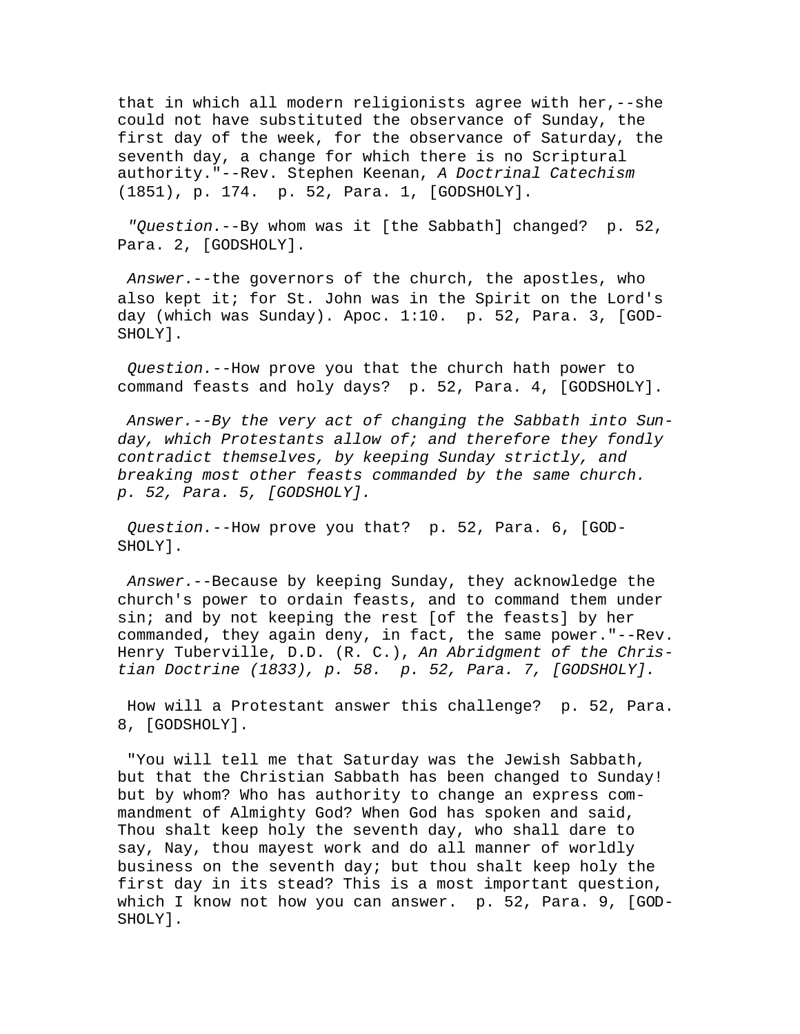that in which all modern religionists agree with her,--she could not have substituted the observance of Sunday, the first day of the week, for the observance of Saturday, the seventh day, a change for which there is no Scriptural authority."--Rev. Stephen Keenan, *A Doctrinal Catechism* (1851), p. 174.  p. 52, Para. 1, [GODSHOLY].

*"Question.*--By whom was it [the Sabbath] changed?  p. 52, Para. 2, [GODSHOLY].

*Answer.*--the governors of the church, the apostles, who also kept it; for St. John was in the Spirit on the Lord's day (which was Sunday). Apoc. 1:10.  p. 52, Para. 3, [GODSHOLY].

*Question.*--How prove you that the church hath power to command feasts and holy days?  p. 52, Para. 4, [GODSHOLY].

*Answer.--By the very act of changing the Sabbath into Sunday, which Protestants allow of; and therefore they fondly contradict themselves, by keeping Sunday strictly, and breaking most other feasts commanded by the same church.  p. 52, Para. 5, [GODSHOLY].*

*Question.*--How prove you that?  p. 52, Para. 6, [GODSHOLY].

*Answer.*--Because by keeping Sunday, they acknowledge the church's power to ordain feasts, and to command them under sin; and by not keeping the rest [of the feasts] by her commanded, they again deny, in fact, the same power."--Rev. Henry Tuberville, D.D. (R. C.), *An Abridgment of the Christian Doctrine (1833), p. 58.  p. 52, Para. 7, [GODSHOLY].*

How will a Protestant answer this challenge?  p. 52, Para. 8, [GODSHOLY].

"You will tell me that Saturday was the Jewish Sabbath, but that the Christian Sabbath has been changed to Sunday! but by whom? Who has authority to change an express commandment of Almighty God? When God has spoken and said, Thou shalt keep holy the seventh day, who shall dare to say, Nay, thou mayest work and do all manner of worldly business on the seventh day; but thou shalt keep holy the first day in its stead? This is a most important question, which I know not how you can answer.  p. 52, Para. 9, [GODSHOLY].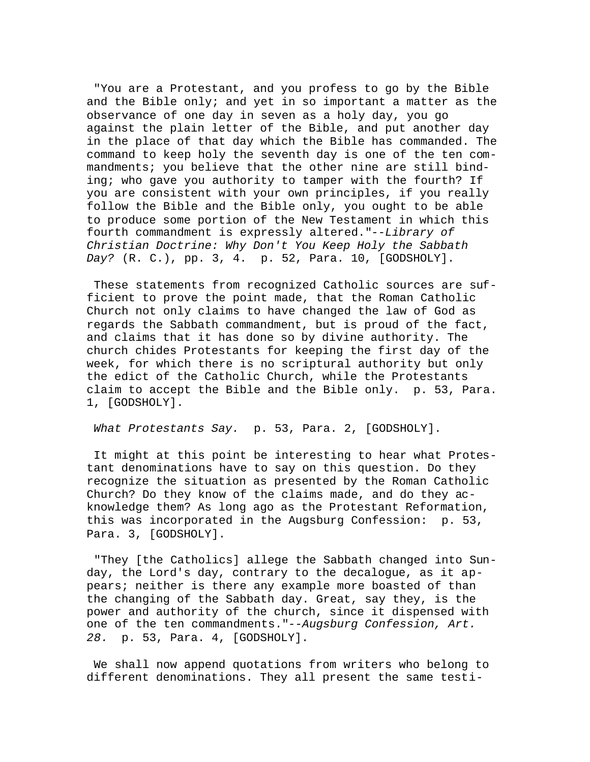"You are a Protestant, and you profess to go by the Bible and the Bible only; and yet in so important a matter as the observance of one day in seven as a holy day, you go against the plain letter of the Bible, and put another day in the place of that day which the Bible has commanded. The command to keep holy the seventh day is one of the ten commandments; you believe that the other nine are still binding; who gave you authority to tamper with the fourth? If you are consistent with your own principles, if you really follow the Bible and the Bible only, you ought to be able to produce some portion of the New Testament in which this fourth commandment is expressly altered."--*Library of Christian Doctrine: Why Don't You Keep Holy the Sabbath Day?* (R. C.), pp. 3, 4. p. 52, Para. 10, [GODSHOLY].

These statements from recognized Catholic sources are sufficient to prove the point made, that the Roman Catholic Church not only claims to have changed the law of God as regards the Sabbath commandment, but is proud of the fact, and claims that it has done so by divine authority. The church chides Protestants for keeping the first day of the week, for which there is no scriptural authority but only the edict of the Catholic Church, while the Protestants claim to accept the Bible and the Bible only. p. 53, Para. 1, [GODSHOLY].

*What Protestants Say.* p. 53, Para. 2, [GODSHOLY].

It might at this point be interesting to hear what Protestant denominations have to say on this question. Do they recognize the situation as presented by the Roman Catholic Church? Do they know of the claims made, and do they acknowledge them? As long ago as the Protestant Reformation, this was incorporated in the Augsburg Confession: p. 53, Para. 3, [GODSHOLY].

"They [the Catholics] allege the Sabbath changed into Sunday, the Lord's day, contrary to the decalogue, as it appears; neither is there any example more boasted of than the changing of the Sabbath day. Great, say they, is the power and authority of the church, since it dispensed with one of the ten commandments."--*Augsburg Confession, Art. 28.* p. 53, Para. 4, [GODSHOLY].

We shall now append quotations from writers who belong to different denominations. They all present the same testi-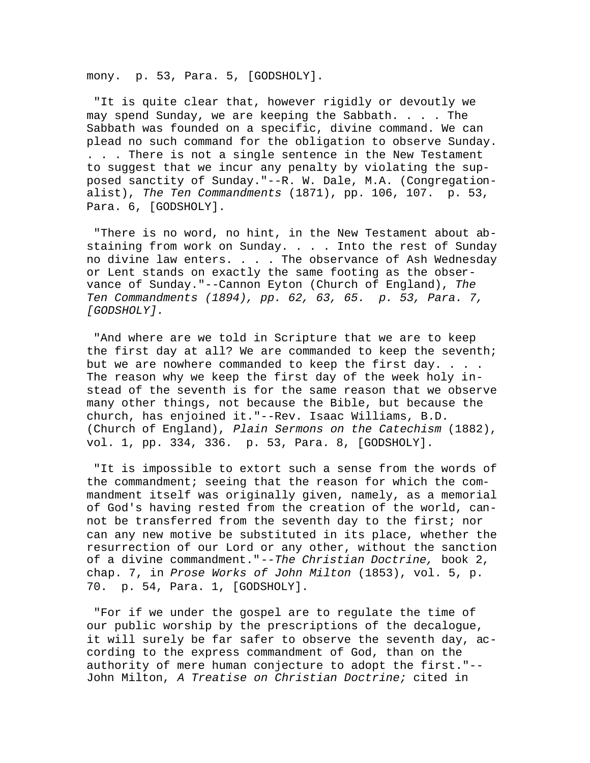mony. p. 53, Para. 5, [GODSHOLY].

"It is quite clear that, however rigidly or devoutly we may spend Sunday, we are keeping the Sabbath. . . . The Sabbath was founded on a specific, divine command. We can plead no such command for the obligation to observe Sunday. . . . There is not a single sentence in the New Testament to suggest that we incur any penalty by violating the supposed sanctity of Sunday."--R. W. Dale, M.A. (Congregationalist), *The Ten Commandments* (1871), pp. 106, 107. p. 53, Para. 6, [GODSHOLY].

"There is no word, no hint, in the New Testament about abstaining from work on Sunday. . . . Into the rest of Sunday no divine law enters. . . . The observance of Ash Wednesday or Lent stands on exactly the same footing as the observance of Sunday."--Cannon Eyton (Church of England), *The Ten Commandments (1894), pp. 62, 63, 65. p. 53, Para. 7, [GODSHOLY].*

"And where are we told in Scripture that we are to keep the first day at all? We are commanded to keep the seventh; but we are nowhere commanded to keep the first day. . . . The reason why we keep the first day of the week holy instead of the seventh is for the same reason that we observe many other things, not because the Bible, but because the church, has enjoined it."--Rev. Isaac Williams, B.D. (Church of England), *Plain Sermons on the Catechism* (1882), vol. 1, pp. 334, 336. p. 53, Para. 8, [GODSHOLY].

"It is impossible to extort such a sense from the words of the commandment; seeing that the reason for which the commandment itself was originally given, namely, as a memorial of God's having rested from the creation of the world, cannot be transferred from the seventh day to the first; nor can any new motive be substituted in its place, whether the resurrection of our Lord or any other, without the sanction of a divine commandment."--*The Christian Doctrine,* book 2, chap. 7, in *Prose Works of John Milton* (1853), vol. 5, p. 70. p. 54, Para. 1, [GODSHOLY].

"For if we under the gospel are to regulate the time of our public worship by the prescriptions of the decalogue, it will surely be far safer to observe the seventh day, according to the express commandment of God, than on the authority of mere human conjecture to adopt the first."--John Milton, *A Treatise on Christian Doctrine;* cited in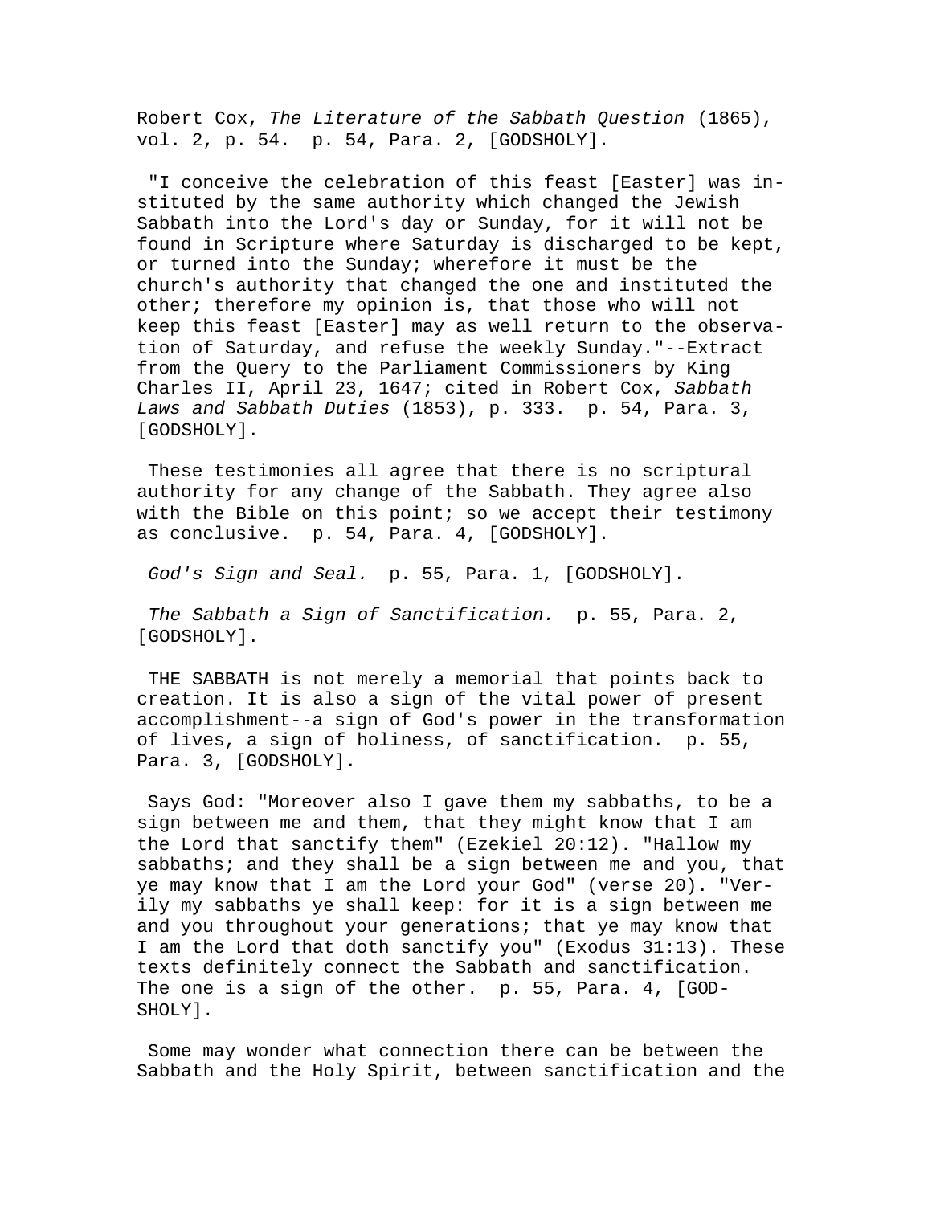Robert Cox, *The Literature of the Sabbath Question* (1865), vol. 2, p. 54. p. 54, Para. 2, [GODSHOLY].

"I conceive the celebration of this feast [Easter] was instituted by the same authority which changed the Jewish Sabbath into the Lord's day or Sunday, for it will not be found in Scripture where Saturday is discharged to be kept, or turned into the Sunday; wherefore it must be the church's authority that changed the one and instituted the other; therefore my opinion is, that those who will not keep this feast [Easter] may as well return to the observation of Saturday, and refuse the weekly Sunday."--Extract from the Query to the Parliament Commissioners by King Charles II, April 23, 1647; cited in Robert Cox, *Sabbath Laws and Sabbath Duties* (1853), p. 333. p. 54, Para. 3, [GODSHOLY].

These testimonies all agree that there is no scriptural authority for any change of the Sabbath. They agree also with the Bible on this point; so we accept their testimony as conclusive. p. 54, Para. 4, [GODSHOLY].

*God's Sign and Seal.* p. 55, Para. 1, [GODSHOLY].

*The Sabbath a Sign of Sanctification.* p. 55, Para. 2, [GODSHOLY].

THE SABBATH is not merely a memorial that points back to creation. It is also a sign of the vital power of present accomplishment--a sign of God's power in the transformation of lives, a sign of holiness, of sanctification. p. 55, Para. 3, [GODSHOLY].

Says God: "Moreover also I gave them my sabbaths, to be a sign between me and them, that they might know that I am the Lord that sanctify them" (Ezekiel 20:12). "Hallow my sabbaths; and they shall be a sign between me and you, that ye may know that I am the Lord your God" (verse 20). "Verily my sabbaths ye shall keep: for it is a sign between me and you throughout your generations; that ye may know that I am the Lord that doth sanctify you" (Exodus 31:13). These texts definitely connect the Sabbath and sanctification. The one is a sign of the other. p. 55, Para. 4, [GODSHOLY].

Some may wonder what connection there can be between the Sabbath and the Holy Spirit, between sanctification and the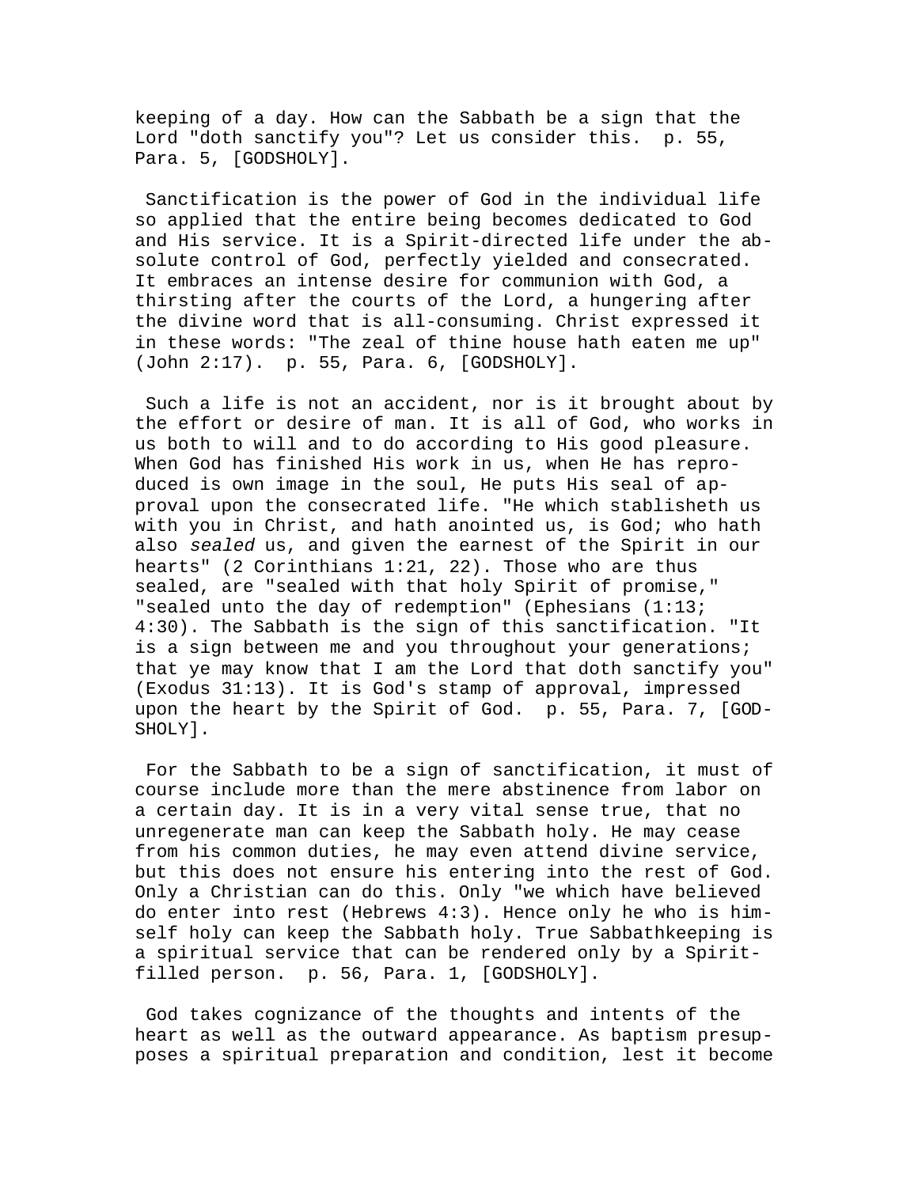keeping of a day. How can the Sabbath be a sign that the Lord "doth sanctify you"? Let us consider this. p. 55, Para. 5, [GODSHOLY].

Sanctification is the power of God in the individual life so applied that the entire being becomes dedicated to God and His service. It is a Spirit-directed life under the absolute control of God, perfectly yielded and consecrated. It embraces an intense desire for communion with God, a thirsting after the courts of the Lord, a hungering after the divine word that is all-consuming. Christ expressed it in these words: "The zeal of thine house hath eaten me up" (John 2:17). p. 55, Para. 6, [GODSHOLY].

Such a life is not an accident, nor is it brought about by the effort or desire of man. It is all of God, who works in us both to will and to do according to His good pleasure. When God has finished His work in us, when He has reproduced is own image in the soul, He puts His seal of approval upon the consecrated life. "He which stablisheth us with you in Christ, and hath anointed us, is God; who hath also *sealed* us, and given the earnest of the Spirit in our hearts" (2 Corinthians 1:21, 22). Those who are thus sealed, are "sealed with that holy Spirit of promise," "sealed unto the day of redemption" (Ephesians (1:13; 4:30). The Sabbath is the sign of this sanctification. "It is a sign between me and you throughout your generations; that ye may know that I am the Lord that doth sanctify you" (Exodus 31:13). It is God's stamp of approval, impressed upon the heart by the Spirit of God. p. 55, Para. 7, [GODSHOLY].

For the Sabbath to be a sign of sanctification, it must of course include more than the mere abstinence from labor on a certain day. It is in a very vital sense true, that no unregenerate man can keep the Sabbath holy. He may cease from his common duties, he may even attend divine service, but this does not ensure his entering into the rest of God. Only a Christian can do this. Only "we which have believed do enter into rest (Hebrews 4:3). Hence only he who is himself holy can keep the Sabbath holy. True Sabbathkeeping is a spiritual service that can be rendered only by a Spirit-filled person. p. 56, Para. 1, [GODSHOLY].

God takes cognizance of the thoughts and intents of the heart as well as the outward appearance. As baptism presupposes a spiritual preparation and condition, lest it become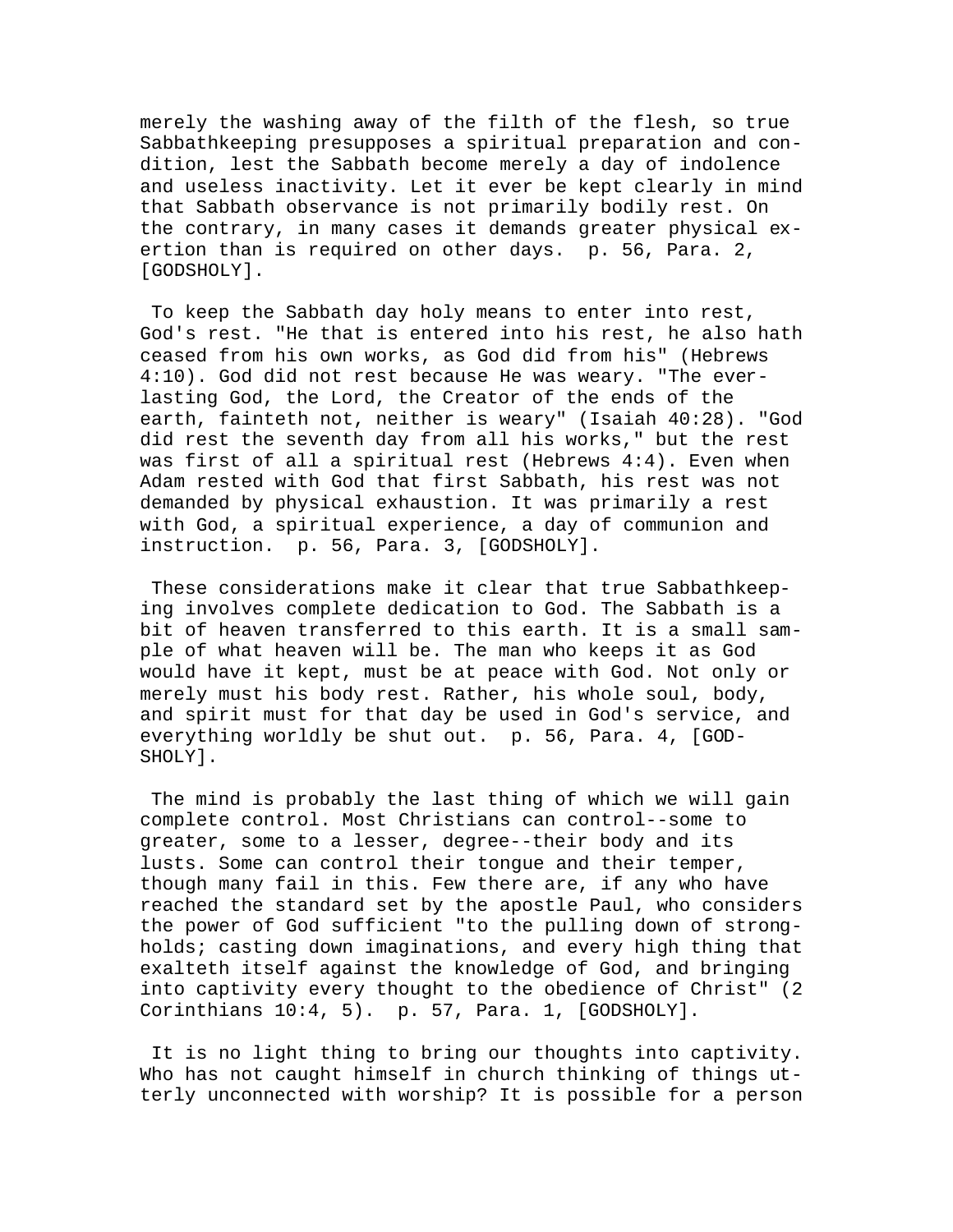merely the washing away of the filth of the flesh, so true Sabbathkeeping presupposes a spiritual preparation and condition, lest the Sabbath become merely a day of indolence and useless inactivity. Let it ever be kept clearly in mind that Sabbath observance is not primarily bodily rest. On the contrary, in many cases it demands greater physical exertion than is required on other days. p. 56, Para. 2, [GODSHOLY].

To keep the Sabbath day holy means to enter into rest, God's rest. "He that is entered into his rest, he also hath ceased from his own works, as God did from his" (Hebrews 4:10). God did not rest because He was weary. "The everlasting God, the Lord, the Creator of the ends of the earth, fainteth not, neither is weary" (Isaiah 40:28). "God did rest the seventh day from all his works," but the rest was first of all a spiritual rest (Hebrews 4:4). Even when Adam rested with God that first Sabbath, his rest was not demanded by physical exhaustion. It was primarily a rest with God, a spiritual experience, a day of communion and instruction. p. 56, Para. 3, [GODSHOLY].

These considerations make it clear that true Sabbathkeeping involves complete dedication to God. The Sabbath is a bit of heaven transferred to this earth. It is a small sample of what heaven will be. The man who keeps it as God would have it kept, must be at peace with God. Not only or merely must his body rest. Rather, his whole soul, body, and spirit must for that day be used in God's service, and everything worldly be shut out. p. 56, Para. 4, [GODSHOLY].

The mind is probably the last thing of which we will gain complete control. Most Christians can control--some to greater, some to a lesser, degree--their body and its lusts. Some can control their tongue and their temper, though many fail in this. Few there are, if any who have reached the standard set by the apostle Paul, who considers the power of God sufficient "to the pulling down of strongholds; casting down imaginations, and every high thing that exalteth itself against the knowledge of God, and bringing into captivity every thought to the obedience of Christ" (2 Corinthians 10:4, 5). p. 57, Para. 1, [GODSHOLY].

It is no light thing to bring our thoughts into captivity. Who has not caught himself in church thinking of things utterly unconnected with worship? It is possible for a person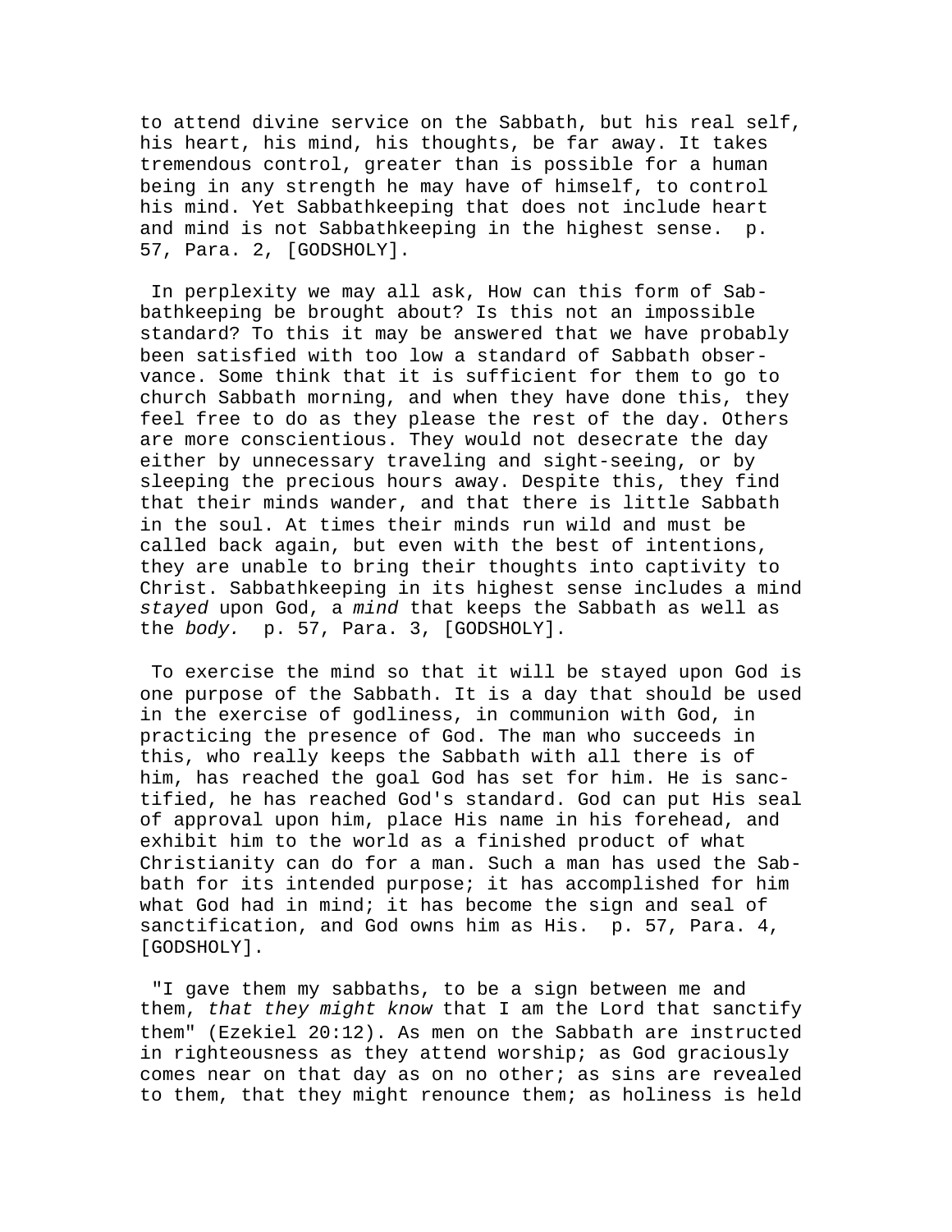to attend divine service on the Sabbath, but his real self, his heart, his mind, his thoughts, be far away. It takes tremendous control, greater than is possible for a human being in any strength he may have of himself, to control his mind. Yet Sabbathkeeping that does not include heart and mind is not Sabbathkeeping in the highest sense.  p. 57, Para. 2, [GODSHOLY].

In perplexity we may all ask, How can this form of Sabbathkeeping be brought about? Is this not an impossible standard? To this it may be answered that we have probably been satisfied with too low a standard of Sabbath observance. Some think that it is sufficient for them to go to church Sabbath morning, and when they have done this, they feel free to do as they please the rest of the day. Others are more conscientious. They would not desecrate the day either by unnecessary traveling and sight-seeing, or by sleeping the precious hours away. Despite this, they find that their minds wander, and that there is little Sabbath in the soul. At times their minds run wild and must be called back again, but even with the best of intentions, they are unable to bring their thoughts into captivity to Christ. Sabbathkeeping in its highest sense includes a mind *stayed* upon God, a *mind* that keeps the Sabbath as well as the *body.*  p. 57, Para. 3, [GODSHOLY].

To exercise the mind so that it will be stayed upon God is one purpose of the Sabbath. It is a day that should be used in the exercise of godliness, in communion with God, in practicing the presence of God. The man who succeeds in this, who really keeps the Sabbath with all there is of him, has reached the goal God has set for him. He is sanctified, he has reached God's standard. God can put His seal of approval upon him, place His name in his forehead, and exhibit him to the world as a finished product of what Christianity can do for a man. Such a man has used the Sabbath for its intended purpose; it has accomplished for him what God had in mind; it has become the sign and seal of sanctification, and God owns him as His.  p. 57, Para. 4, [GODSHOLY].

"I gave them my sabbaths, to be a sign between me and them, *that they might know* that I am the Lord that sanctify them" (Ezekiel 20:12). As men on the Sabbath are instructed in righteousness as they attend worship; as God graciously comes near on that day as on no other; as sins are revealed to them, that they might renounce them; as holiness is held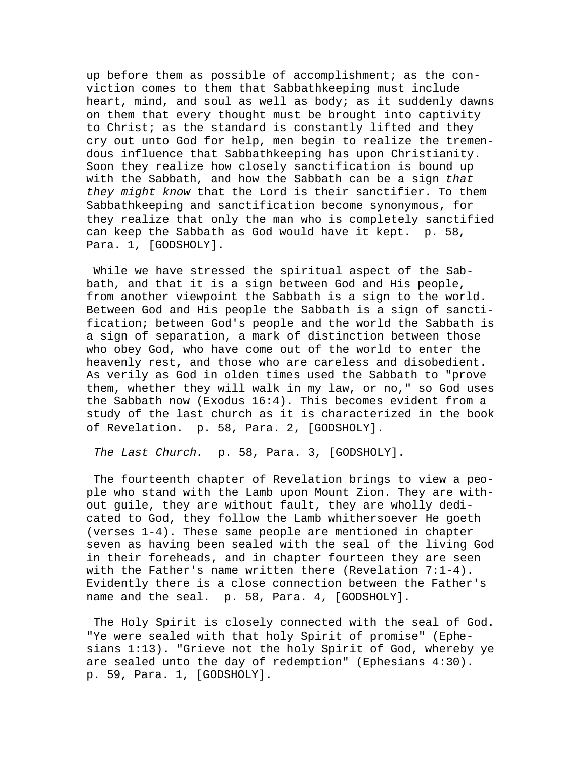up before them as possible of accomplishment; as the conviction comes to them that Sabbathkeeping must include heart, mind, and soul as well as body; as it suddenly dawns on them that every thought must be brought into captivity to Christ; as the standard is constantly lifted and they cry out unto God for help, men begin to realize the tremendous influence that Sabbathkeeping has upon Christianity. Soon they realize how closely sanctification is bound up with the Sabbath, and how the Sabbath can be a sign *that they might know* that the Lord is their sanctifier. To them Sabbathkeeping and sanctification become synonymous, for they realize that only the man who is completely sanctified can keep the Sabbath as God would have it kept.  p. 58, Para. 1, [GODSHOLY].

While we have stressed the spiritual aspect of the Sabbath, and that it is a sign between God and His people, from another viewpoint the Sabbath is a sign to the world. Between God and His people the Sabbath is a sign of sanctification; between God's people and the world the Sabbath is a sign of separation, a mark of distinction between those who obey God, who have come out of the world to enter the heavenly rest, and those who are careless and disobedient. As verily as God in olden times used the Sabbath to "prove them, whether they will walk in my law, or no," so God uses the Sabbath now (Exodus 16:4). This becomes evident from a study of the last church as it is characterized in the book of Revelation.  p. 58, Para. 2, [GODSHOLY].

*The Last Church.*  p. 58, Para. 3, [GODSHOLY].

The fourteenth chapter of Revelation brings to view a people who stand with the Lamb upon Mount Zion. They are without guile, they are without fault, they are wholly dedicated to God, they follow the Lamb whithersoever He goeth (verses 1-4). These same people are mentioned in chapter seven as having been sealed with the seal of the living God in their foreheads, and in chapter fourteen they are seen with the Father's name written there (Revelation 7:1-4). Evidently there is a close connection between the Father's name and the seal.  p. 58, Para. 4, [GODSHOLY].

The Holy Spirit is closely connected with the seal of God. "Ye were sealed with that holy Spirit of promise" (Ephesians 1:13). "Grieve not the holy Spirit of God, whereby ye are sealed unto the day of redemption" (Ephesians 4:30).  p. 59, Para. 1, [GODSHOLY].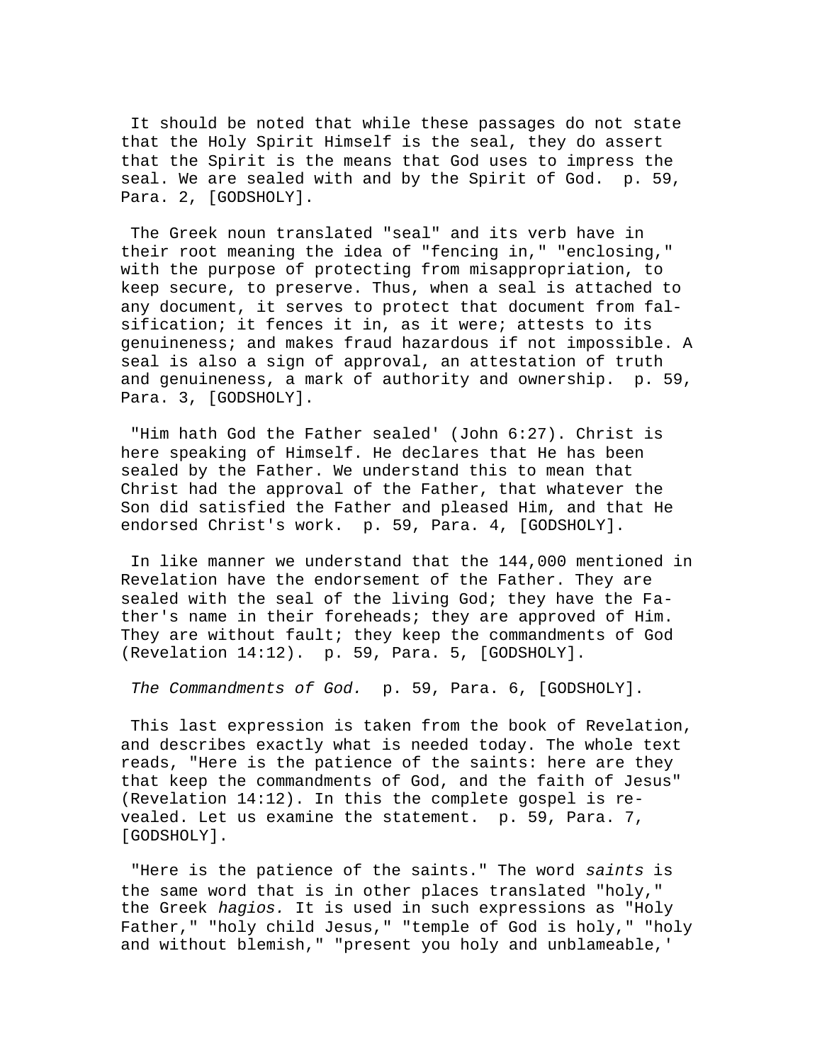It should be noted that while these passages do not state that the Holy Spirit Himself is the seal, they do assert that the Spirit is the means that God uses to impress the seal. We are sealed with and by the Spirit of God. p. 59, Para. 2, [GODSHOLY].

The Greek noun translated "seal" and its verb have in their root meaning the idea of "fencing in," "enclosing," with the purpose of protecting from misappropriation, to keep secure, to preserve. Thus, when a seal is attached to any document, it serves to protect that document from falsification; it fences it in, as it were; attests to its genuineness; and makes fraud hazardous if not impossible. A seal is also a sign of approval, an attestation of truth and genuineness, a mark of authority and ownership. p. 59, Para. 3, [GODSHOLY].

"Him hath God the Father sealed' (John 6:27). Christ is here speaking of Himself. He declares that He has been sealed by the Father. We understand this to mean that Christ had the approval of the Father, that whatever the Son did satisfied the Father and pleased Him, and that He endorsed Christ's work. p. 59, Para. 4, [GODSHOLY].

In like manner we understand that the 144,000 mentioned in Revelation have the endorsement of the Father. They are sealed with the seal of the living God; they have the Father's name in their foreheads; they are approved of Him. They are without fault; they keep the commandments of God (Revelation 14:12). p. 59, Para. 5, [GODSHOLY].

*The Commandments of God.* p. 59, Para. 6, [GODSHOLY].

This last expression is taken from the book of Revelation, and describes exactly what is needed today. The whole text reads, "Here is the patience of the saints: here are they that keep the commandments of God, and the faith of Jesus" (Revelation 14:12). In this the complete gospel is revealed. Let us examine the statement. p. 59, Para. 7, [GODSHOLY].

"Here is the patience of the saints." The word *saints* is the same word that is in other places translated "holy," the Greek *hagios.* It is used in such expressions as "Holy Father," "holy child Jesus," "temple of God is holy," "holy and without blemish," "present you holy and unblameable,'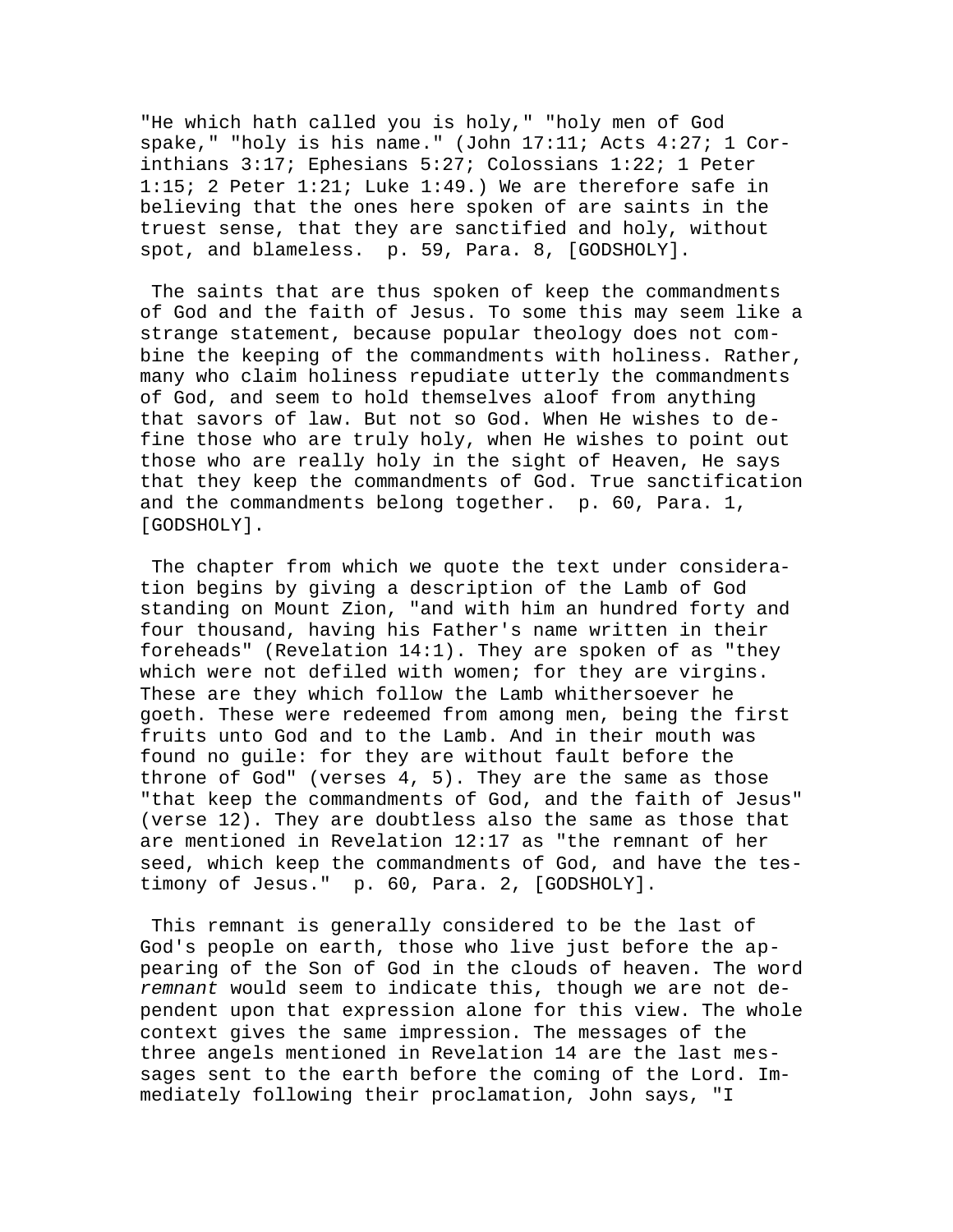"He which hath called you is holy," "holy men of God spake," "holy is his name." (John 17:11; Acts 4:27; 1 Corinthians 3:17; Ephesians 5:27; Colossians 1:22; 1 Peter 1:15; 2 Peter 1:21; Luke 1:49.) We are therefore safe in believing that the ones here spoken of are saints in the truest sense, that they are sanctified and holy, without spot, and blameless. p. 59, Para. 8, [GODSHOLY].

The saints that are thus spoken of keep the commandments of God and the faith of Jesus. To some this may seem like a strange statement, because popular theology does not combine the keeping of the commandments with holiness. Rather, many who claim holiness repudiate utterly the commandments of God, and seem to hold themselves aloof from anything that savors of law. But not so God. When He wishes to define those who are truly holy, when He wishes to point out those who are really holy in the sight of Heaven, He says that they keep the commandments of God. True sanctification and the commandments belong together. p. 60, Para. 1, [GODSHOLY].

The chapter from which we quote the text under consideration begins by giving a description of the Lamb of God standing on Mount Zion, "and with him an hundred forty and four thousand, having his Father's name written in their foreheads" (Revelation 14:1). They are spoken of as "they which were not defiled with women; for they are virgins. These are they which follow the Lamb whithersoever he goeth. These were redeemed from among men, being the first fruits unto God and to the Lamb. And in their mouth was found no guile: for they are without fault before the throne of God" (verses 4, 5). They are the same as those "that keep the commandments of God, and the faith of Jesus" (verse 12). They are doubtless also the same as those that are mentioned in Revelation 12:17 as "the remnant of her seed, which keep the commandments of God, and have the testimony of Jesus." p. 60, Para. 2, [GODSHOLY].

This remnant is generally considered to be the last of God's people on earth, those who live just before the appearing of the Son of God in the clouds of heaven. The word *remnant* would seem to indicate this, though we are not dependent upon that expression alone for this view. The whole context gives the same impression. The messages of the three angels mentioned in Revelation 14 are the last messages sent to the earth before the coming of the Lord. Immediately following their proclamation, John says, "I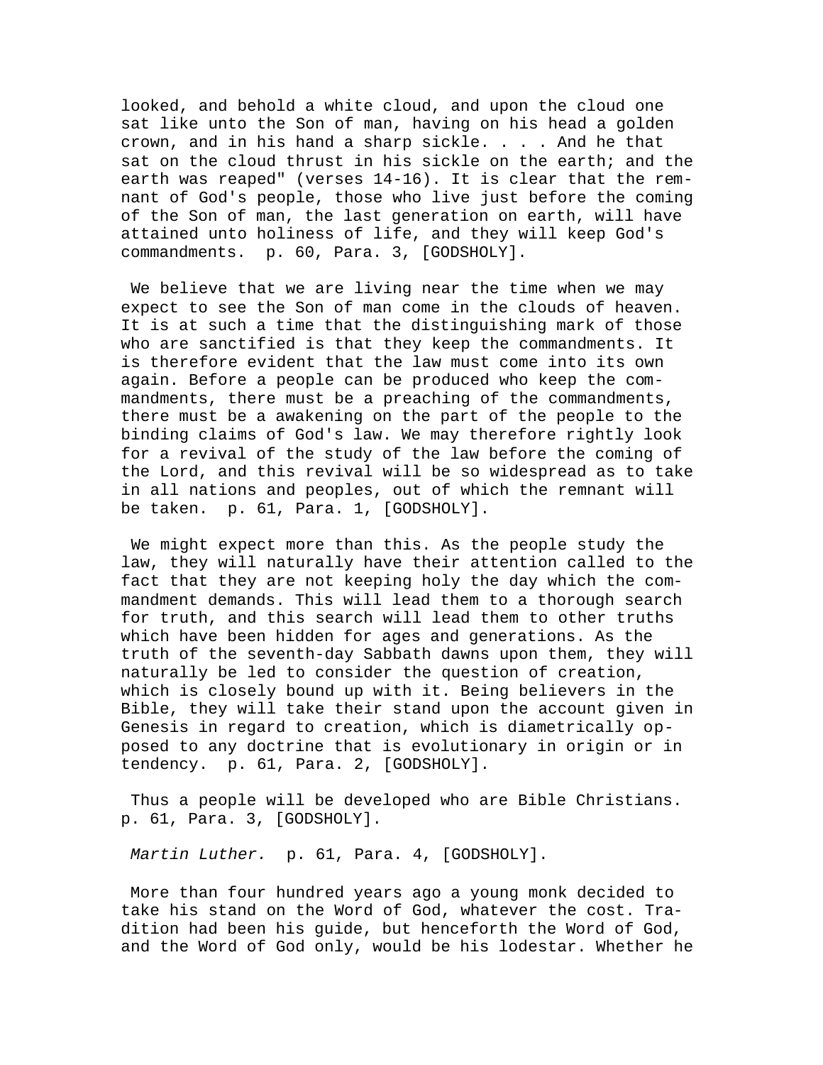looked, and behold a white cloud, and upon the cloud one sat like unto the Son of man, having on his head a golden crown, and in his hand a sharp sickle. . . . And he that sat on the cloud thrust in his sickle on the earth; and the earth was reaped" (verses 14-16). It is clear that the remnant of God's people, those who live just before the coming of the Son of man, the last generation on earth, will have attained unto holiness of life, and they will keep God's commandments. p. 60, Para. 3, [GODSHOLY].

We believe that we are living near the time when we may expect to see the Son of man come in the clouds of heaven. It is at such a time that the distinguishing mark of those who are sanctified is that they keep the commandments. It is therefore evident that the law must come into its own again. Before a people can be produced who keep the commandments, there must be a preaching of the commandments, there must be a awakening on the part of the people to the binding claims of God's law. We may therefore rightly look for a revival of the study of the law before the coming of the Lord, and this revival will be so widespread as to take in all nations and peoples, out of which the remnant will be taken. p. 61, Para. 1, [GODSHOLY].

We might expect more than this. As the people study the law, they will naturally have their attention called to the fact that they are not keeping holy the day which the commandment demands. This will lead them to a thorough search for truth, and this search will lead them to other truths which have been hidden for ages and generations. As the truth of the seventh-day Sabbath dawns upon them, they will naturally be led to consider the question of creation, which is closely bound up with it. Being believers in the Bible, they will take their stand upon the account given in Genesis in regard to creation, which is diametrically opposed to any doctrine that is evolutionary in origin or in tendency. p. 61, Para. 2, [GODSHOLY].

Thus a people will be developed who are Bible Christians. p. 61, Para. 3, [GODSHOLY].

*Martin Luther.* p. 61, Para. 4, [GODSHOLY].

More than four hundred years ago a young monk decided to take his stand on the Word of God, whatever the cost. Tradition had been his guide, but henceforth the Word of God, and the Word of God only, would be his lodestar. Whether he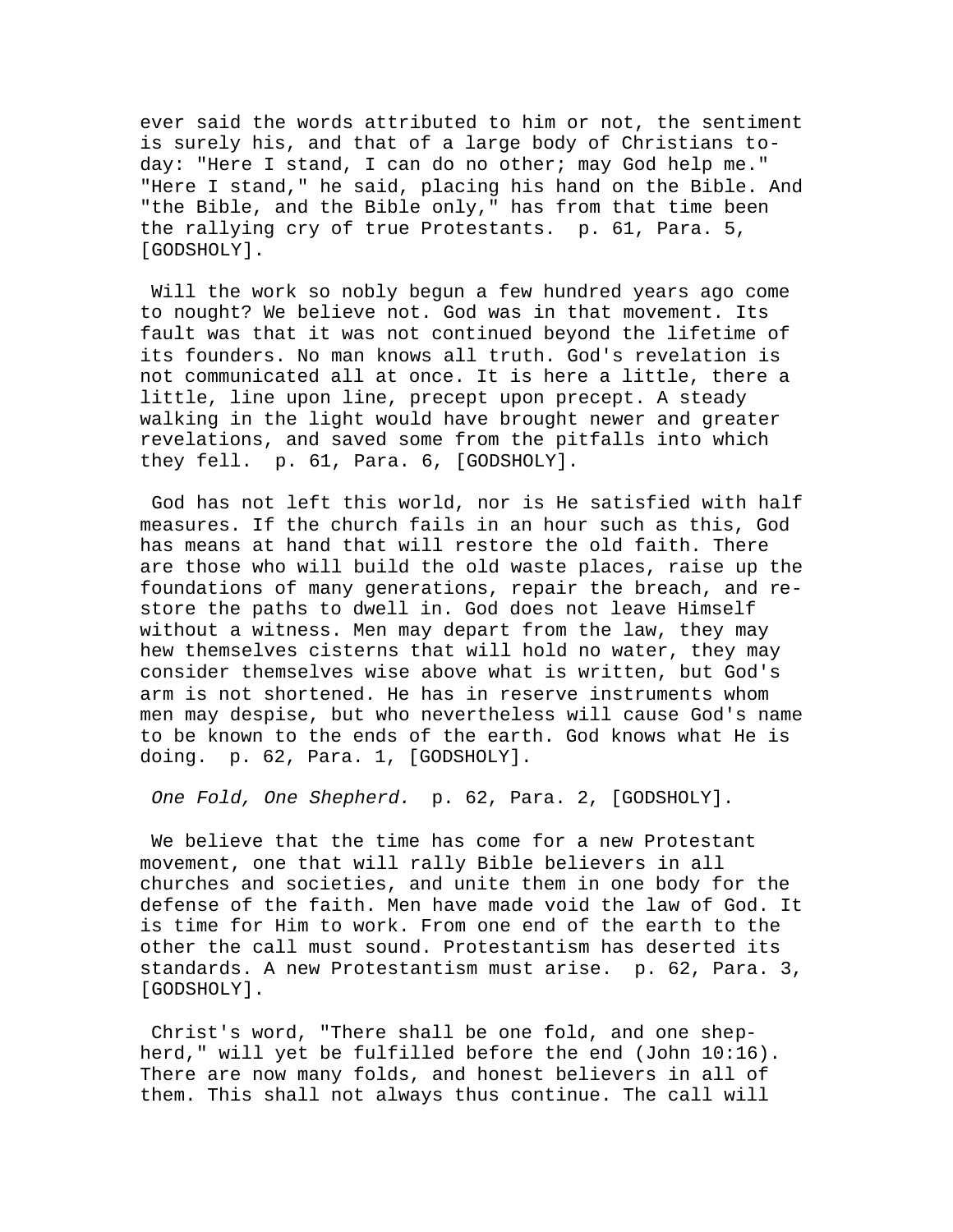ever said the words attributed to him or not, the sentiment is surely his, and that of a large body of Christians today: "Here I stand, I can do no other; may God help me." "Here I stand," he said, placing his hand on the Bible. And "the Bible, and the Bible only," has from that time been the rallying cry of true Protestants.  p. 61, Para. 5, [GODSHOLY].

Will the work so nobly begun a few hundred years ago come to nought? We believe not. God was in that movement. Its fault was that it was not continued beyond the lifetime of its founders. No man knows all truth. God's revelation is not communicated all at once. It is here a little, there a little, line upon line, precept upon precept. A steady walking in the light would have brought newer and greater revelations, and saved some from the pitfalls into which they fell.  p. 61, Para. 6, [GODSHOLY].

God has not left this world, nor is He satisfied with half measures. If the church fails in an hour such as this, God has means at hand that will restore the old faith. There are those who will build the old waste places, raise up the foundations of many generations, repair the breach, and restore the paths to dwell in. God does not leave Himself without a witness. Men may depart from the law, they may hew themselves cisterns that will hold no water, they may consider themselves wise above what is written, but God's arm is not shortened. He has in reserve instruments whom men may despise, but who nevertheless will cause God's name to be known to the ends of the earth. God knows what He is doing.  p. 62, Para. 1, [GODSHOLY].

*One Fold, One Shepherd.*  p. 62, Para. 2, [GODSHOLY].

We believe that the time has come for a new Protestant movement, one that will rally Bible believers in all churches and societies, and unite them in one body for the defense of the faith. Men have made void the law of God. It is time for Him to work. From one end of the earth to the other the call must sound. Protestantism has deserted its standards. A new Protestantism must arise.  p. 62, Para. 3, [GODSHOLY].

Christ's word, "There shall be one fold, and one shepherd," will yet be fulfilled before the end (John 10:16). There are now many folds, and honest believers in all of them. This shall not always thus continue. The call will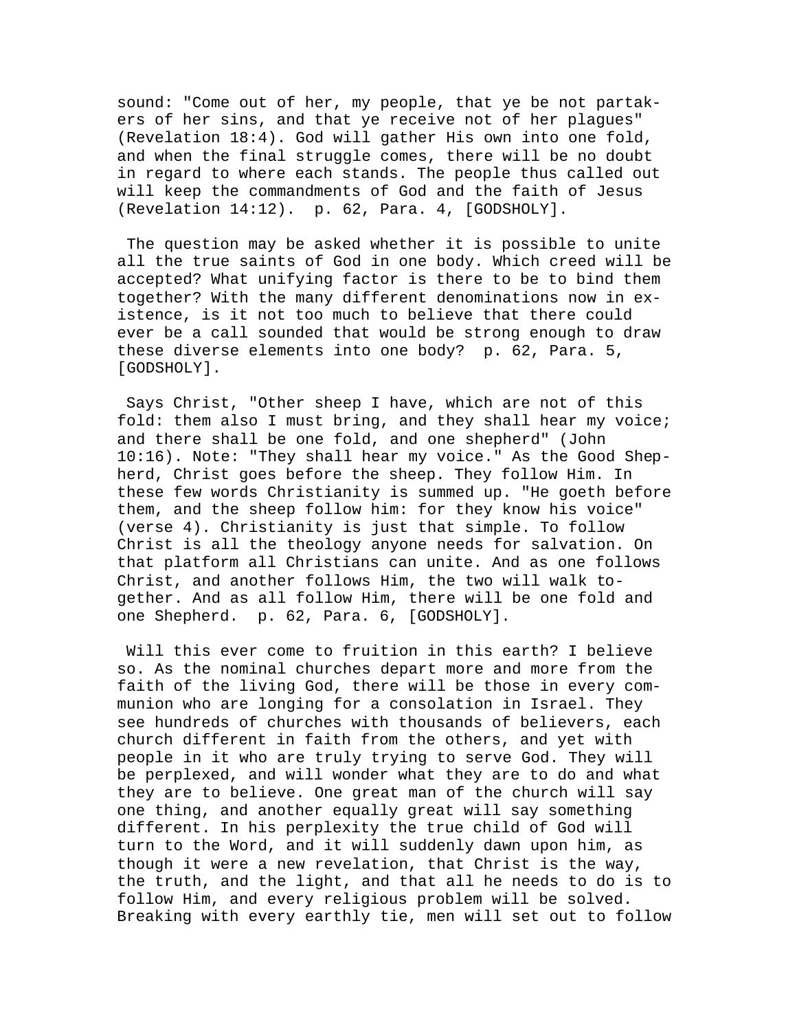sound: "Come out of her, my people, that ye be not partakers of her sins, and that ye receive not of her plagues" (Revelation 18:4). God will gather His own into one fold, and when the final struggle comes, there will be no doubt in regard to where each stands. The people thus called out will keep the commandments of God and the faith of Jesus (Revelation 14:12). p. 62, Para. 4, [GODSHOLY].

The question may be asked whether it is possible to unite all the true saints of God in one body. Which creed will be accepted? What unifying factor is there to be to bind them together? With the many different denominations now in existence, is it not too much to believe that there could ever be a call sounded that would be strong enough to draw these diverse elements into one body? p. 62, Para. 5, [GODSHOLY].

Says Christ, "Other sheep I have, which are not of this fold: them also I must bring, and they shall hear my voice; and there shall be one fold, and one shepherd" (John 10:16). Note: "They shall hear my voice." As the Good Shepherd, Christ goes before the sheep. They follow Him. In these few words Christianity is summed up. "He goeth before them, and the sheep follow him: for they know his voice" (verse 4). Christianity is just that simple. To follow Christ is all the theology anyone needs for salvation. On that platform all Christians can unite. And as one follows Christ, and another follows Him, the two will walk together. And as all follow Him, there will be one fold and one Shepherd. p. 62, Para. 6, [GODSHOLY].

Will this ever come to fruition in this earth? I believe so. As the nominal churches depart more and more from the faith of the living God, there will be those in every communion who are longing for a consolation in Israel. They see hundreds of churches with thousands of believers, each church different in faith from the others, and yet with people in it who are truly trying to serve God. They will be perplexed, and will wonder what they are to do and what they are to believe. One great man of the church will say one thing, and another equally great will say something different. In his perplexity the true child of God will turn to the Word, and it will suddenly dawn upon him, as though it were a new revelation, that Christ is the way, the truth, and the light, and that all he needs to do is to follow Him, and every religious problem will be solved. Breaking with every earthly tie, men will set out to follow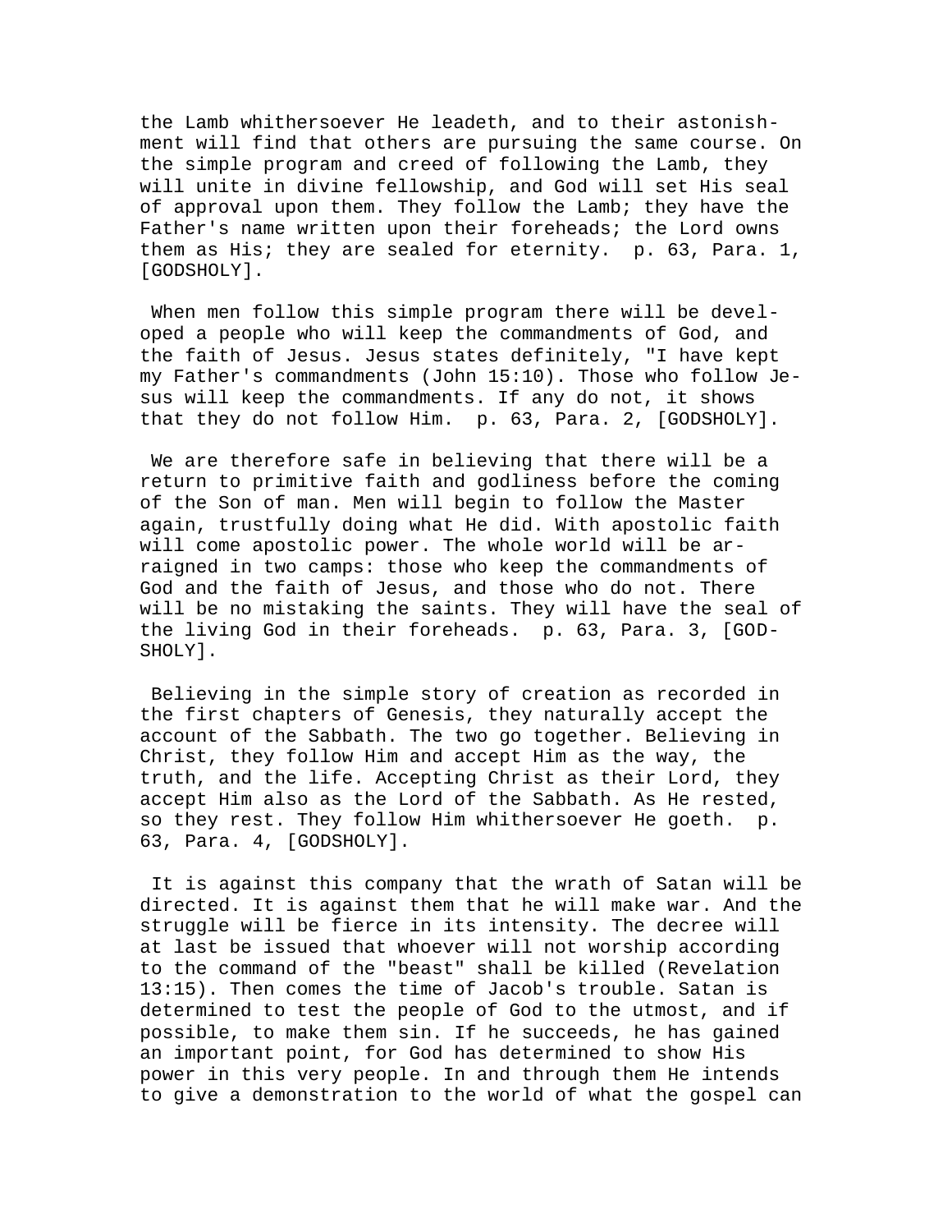the Lamb whithersoever He leadeth, and to their astonishment will find that others are pursuing the same course. On the simple program and creed of following the Lamb, they will unite in divine fellowship, and God will set His seal of approval upon them. They follow the Lamb; they have the Father's name written upon their foreheads; the Lord owns them as His; they are sealed for eternity. p. 63, Para. 1, [GODSHOLY].

When men follow this simple program there will be developed a people who will keep the commandments of God, and the faith of Jesus. Jesus states definitely, "I have kept my Father's commandments (John 15:10). Those who follow Jesus will keep the commandments. If any do not, it shows that they do not follow Him. p. 63, Para. 2, [GODSHOLY].

We are therefore safe in believing that there will be a return to primitive faith and godliness before the coming of the Son of man. Men will begin to follow the Master again, trustfully doing what He did. With apostolic faith will come apostolic power. The whole world will be arraigned in two camps: those who keep the commandments of God and the faith of Jesus, and those who do not. There will be no mistaking the saints. They will have the seal of the living God in their foreheads. p. 63, Para. 3, [GODSHOLY].

Believing in the simple story of creation as recorded in the first chapters of Genesis, they naturally accept the account of the Sabbath. The two go together. Believing in Christ, they follow Him and accept Him as the way, the truth, and the life. Accepting Christ as their Lord, they accept Him also as the Lord of the Sabbath. As He rested, so they rest. They follow Him whithersoever He goeth. p. 63, Para. 4, [GODSHOLY].

It is against this company that the wrath of Satan will be directed. It is against them that he will make war. And the struggle will be fierce in its intensity. The decree will at last be issued that whoever will not worship according to the command of the "beast" shall be killed (Revelation 13:15). Then comes the time of Jacob's trouble. Satan is determined to test the people of God to the utmost, and if possible, to make them sin. If he succeeds, he has gained an important point, for God has determined to show His power in this very people. In and through them He intends to give a demonstration to the world of what the gospel can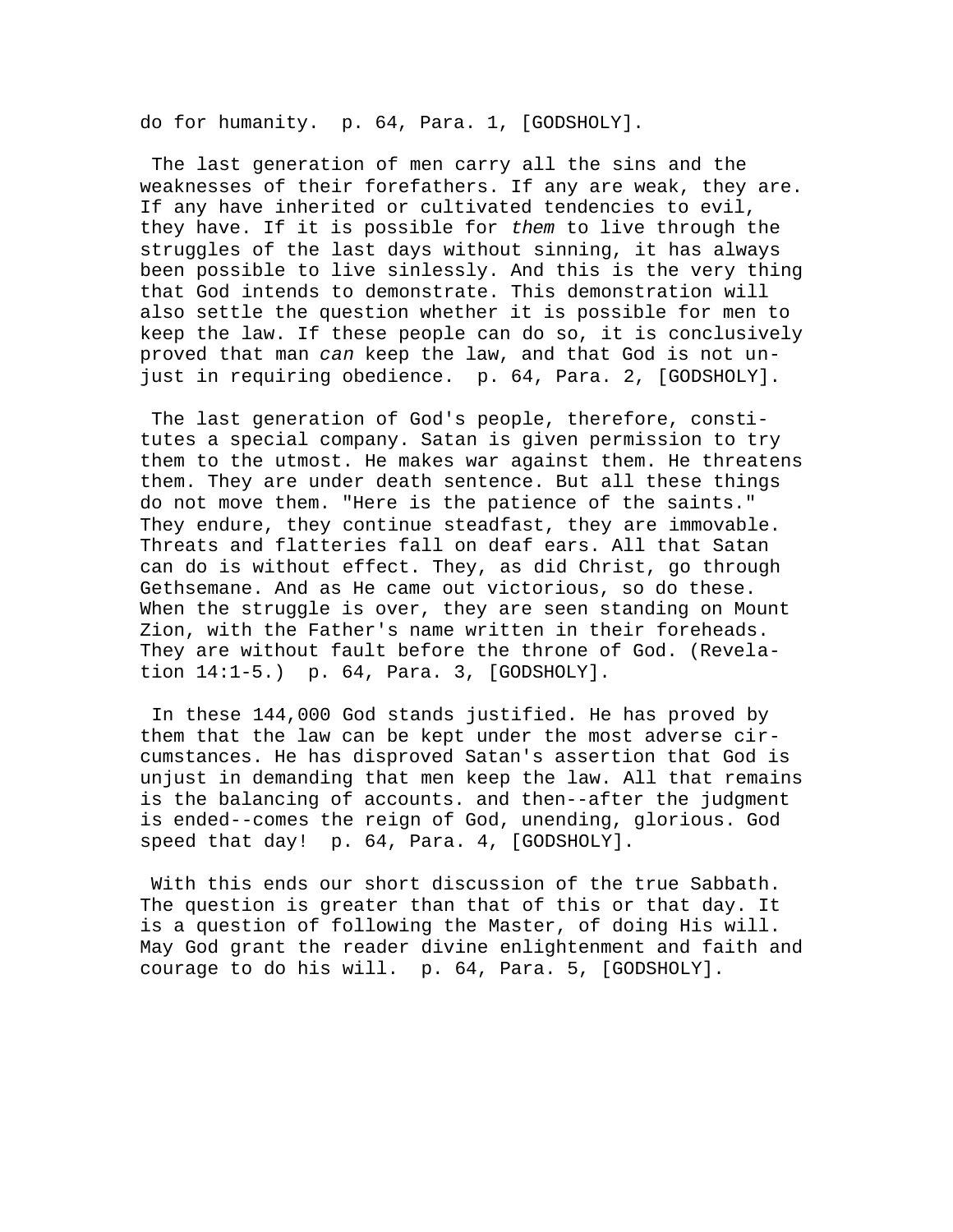do for humanity.  p. 64, Para. 1, [GODSHOLY].

The last generation of men carry all the sins and the weaknesses of their forefathers. If any are weak, they are. If any have inherited or cultivated tendencies to evil, they have. If it is possible for *them* to live through the struggles of the last days without sinning, it has always been possible to live sinlessly. And this is the very thing that God intends to demonstrate. This demonstration will also settle the question whether it is possible for men to keep the law. If these people can do so, it is conclusively proved that man *can* keep the law, and that God is not unjust in requiring obedience.  p. 64, Para. 2, [GODSHOLY].

The last generation of God's people, therefore, constitutes a special company. Satan is given permission to try them to the utmost. He makes war against them. He threatens them. They are under death sentence. But all these things do not move them. "Here is the patience of the saints." They endure, they continue steadfast, they are immovable. Threats and flatteries fall on deaf ears. All that Satan can do is without effect. They, as did Christ, go through Gethsemane. And as He came out victorious, so do these. When the struggle is over, they are seen standing on Mount Zion, with the Father's name written in their foreheads. They are without fault before the throne of God. (Revelation 14:1-5.)  p. 64, Para. 3, [GODSHOLY].

In these 144,000 God stands justified. He has proved by them that the law can be kept under the most adverse circumstances. He has disproved Satan's assertion that God is unjust in demanding that men keep the law. All that remains is the balancing of accounts. and then--after the judgment is ended--comes the reign of God, unending, glorious. God speed that day!  p. 64, Para. 4, [GODSHOLY].

With this ends our short discussion of the true Sabbath. The question is greater than that of this or that day. It is a question of following the Master, of doing His will. May God grant the reader divine enlightenment and faith and courage to do his will.  p. 64, Para. 5, [GODSHOLY].